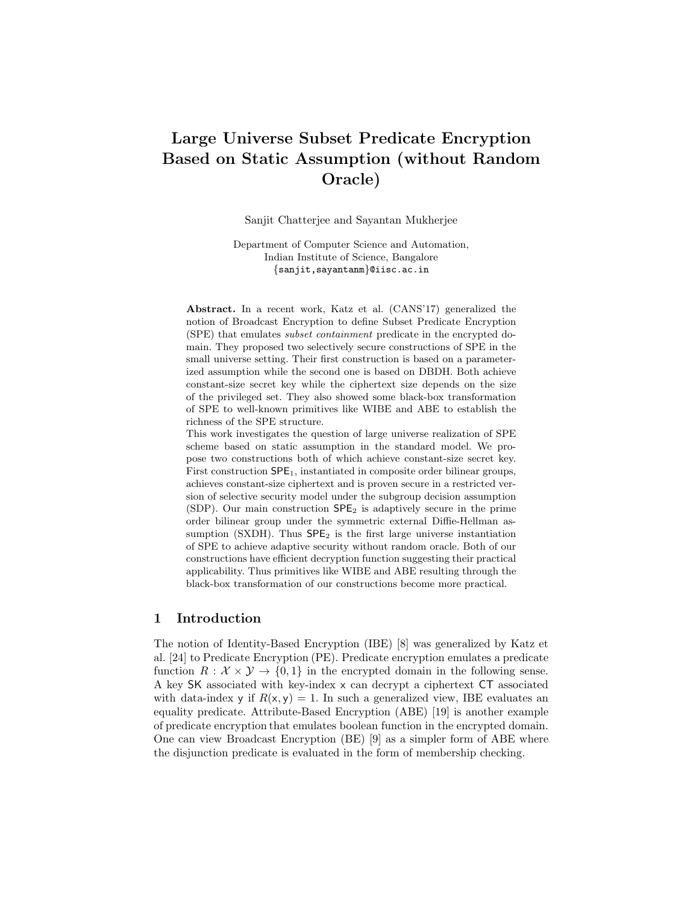# Large Universe Subset Predicate Encryption Based on Static Assumption (without Random Oracle)

Sanjit Chatterjee and Sayantan Mukherjee

Department of Computer Science and Automation,
Indian Institute of Science, Bangalore
{sanjit,sayantanm}@iisc.ac.in

**Abstract.** In a recent work, Katz et al. (CANS'17) generalized the notion of Broadcast Encryption to define Subset Predicate Encryption (SPE) that emulates *subset containment* predicate in the encrypted domain. They proposed two selectively secure constructions of SPE in the small universe setting. Their first construction is based on a parameterized assumption while the second one is based on DBDH. Both achieve constant-size secret key while the ciphertext size depends on the size of the privileged set. They also showed some black-box transformation of SPE to well-known primitives like WIBE and ABE to establish the richness of the SPE structure.

This work investigates the question of large universe realization of SPE scheme based on static assumption in the standard model. We propose two constructions both of which achieve constant-size secret key. First construction $\mathsf{SPE}_1$, instantiated in composite order bilinear groups, achieves constant-size ciphertext and is proven secure in a restricted version of selective security model under the subgroup decision assumption (SDP). Our main construction $\mathsf{SPE}_2$ is adaptively secure in the prime order bilinear group under the symmetric external Diffie-Hellman assumption (SXDH). Thus $\mathsf{SPE}_2$ is the first large universe instantiation of SPE to achieve adaptive security without random oracle. Both of our constructions have efficient decryption function suggesting their practical applicability. Thus primitives like WIBE and ABE resulting through the black-box transformation of our constructions become more practical.

## 1 Introduction

The notion of Identity-Based Encryption (IBE) [8] was generalized by Katz et al. [24] to Predicate Encryption (PE). Predicate encryption emulates a predicate function $R : \mathcal{X} \times \mathcal{Y} \to \{0, 1\}$ in the encrypted domain in the following sense. A key $\mathsf{SK}$ associated with key-index $\mathsf{x}$ can decrypt a ciphertext $\mathsf{CT}$ associated with data-index $\mathsf{y}$ if $R(\mathsf{x}, \mathsf{y}) = 1$. In such a generalized view, IBE evaluates an equality predicate. Attribute-Based Encryption (ABE) [19] is another example of predicate encryption that emulates boolean function in the encrypted domain. One can view Broadcast Encryption (BE) [9] as a simpler form of ABE where the disjunction predicate is evaluated in the form of membership checking.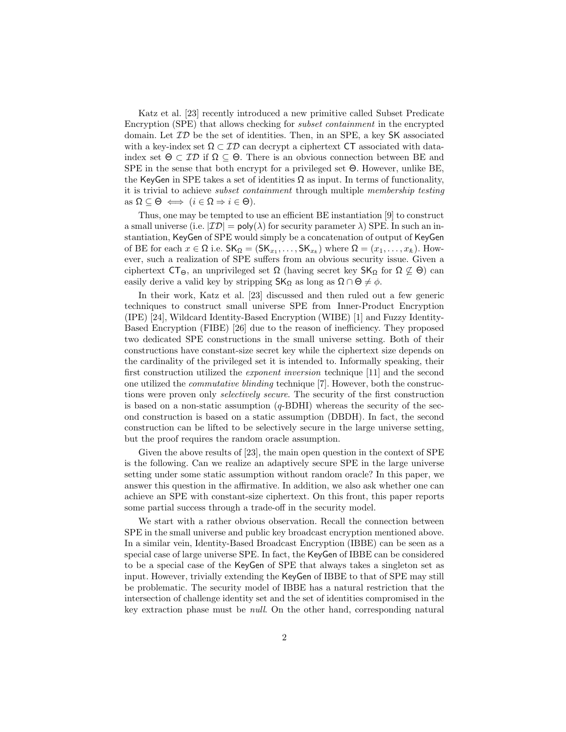Katz et al. [23] recently introduced a new primitive called Subset Predicate Encryption (SPE) that allows checking for *subset containment* in the encrypted domain. Let $\mathcal{ID}$ be the set of identities. Then, in an SPE, a key $\mathsf{SK}$ associated with a key-index set $\Omega \subset \mathcal{ID}$ can decrypt a ciphertext $\mathsf{CT}$ associated with data-index set $\Theta \subset \mathcal{ID}$ if $\Omega \subseteq \Theta$. There is an obvious connection between BE and SPE in the sense that both encrypt for a privileged set $\Theta$. However, unlike BE, the $\mathsf{KeyGen}$ in SPE takes a set of identities $\Omega$ as input. In terms of functionality, it is trivial to achieve *subset containment* through multiple *membership testing* as $\Omega \subseteq \Theta \iff (i \in \Omega \Rightarrow i \in \Theta)$.

Thus, one may be tempted to use an efficient BE instantiation [9] to construct a small universe (i.e. $|\mathcal{ID}| = \mathsf{poly}(\lambda)$ for security parameter $\lambda$) SPE. In such an instantiation, $\mathsf{KeyGen}$ of SPE would simply be a concatenation of output of $\mathsf{KeyGen}$ of BE for each $x \in \Omega$ i.e. $\mathsf{SK}_\Omega = (\mathsf{SK}_{x_1}, \ldots, \mathsf{SK}_{x_k})$ where $\Omega = (x_1, \ldots, x_k)$. However, such a realization of SPE suffers from an obvious security issue. Given a ciphertext $\mathsf{CT}_\Theta$, an unprivileged set $\Omega$ (having secret key $\mathsf{SK}_\Omega$ for $\Omega \not\subseteq \Theta$) can easily derive a valid key by stripping $\mathsf{SK}_\Omega$ as long as $\Omega \cap \Theta \neq \phi$.

In their work, Katz et al. [23] discussed and then ruled out a few generic techniques to construct small universe SPE from Inner-Product Encryption (IPE) [24], Wildcard Identity-Based Encryption (WIBE) [1] and Fuzzy Identity-Based Encryption (FIBE) [26] due to the reason of inefficiency. They proposed two dedicated SPE constructions in the small universe setting. Both of their constructions have constant-size secret key while the ciphertext size depends on the cardinality of the privileged set it is intended to. Informally speaking, their first construction utilized the *exponent inversion* technique [11] and the second one utilized the *commutative blinding* technique [7]. However, both the constructions were proven only *selectively secure*. The security of the first construction is based on a non-static assumption ($q$-BDHI) whereas the security of the second construction is based on a static assumption (DBDH). In fact, the second construction can be lifted to be selectively secure in the large universe setting, but the proof requires the random oracle assumption.

Given the above results of [23], the main open question in the context of SPE is the following. Can we realize an adaptively secure SPE in the large universe setting under some static assumption without random oracle? In this paper, we answer this question in the affirmative. In addition, we also ask whether one can achieve an SPE with constant-size ciphertext. On this front, this paper reports some partial success through a trade-off in the security model.

We start with a rather obvious observation. Recall the connection between SPE in the small universe and public key broadcast encryption mentioned above. In a similar vein, Identity-Based Broadcast Encryption (IBBE) can be seen as a special case of large universe SPE. In fact, the $\mathsf{KeyGen}$ of IBBE can be considered to be a special case of the $\mathsf{KeyGen}$ of SPE that always takes a singleton set as input. However, trivially extending the $\mathsf{KeyGen}$ of IBBE to that of SPE may still be problematic. The security model of IBBE has a natural restriction that the intersection of challenge identity set and the set of identities compromised in the key extraction phase must be *null*. On the other hand, corresponding natural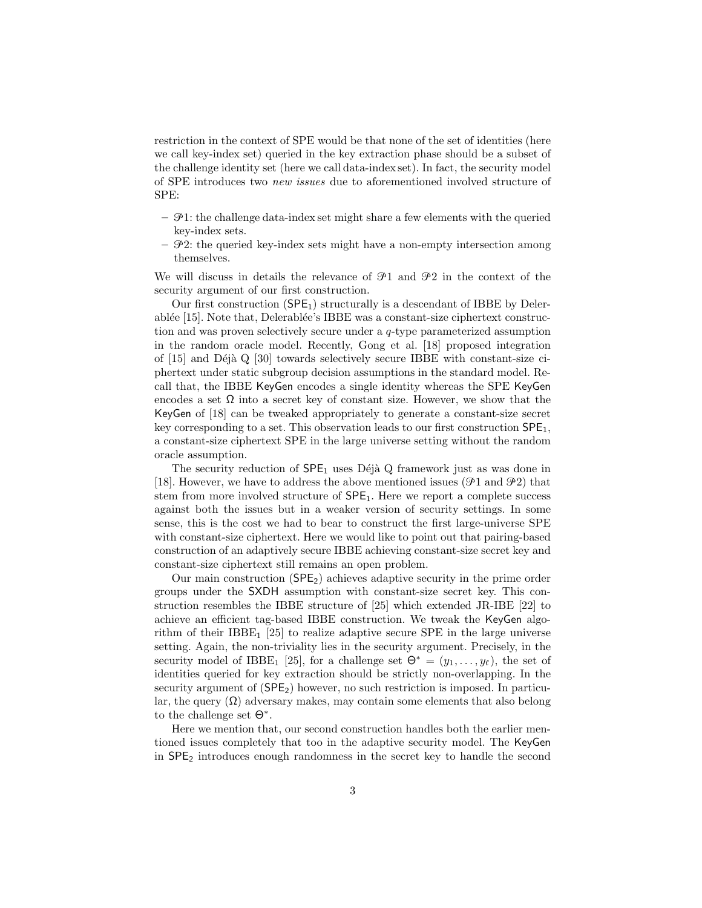restriction in the context of SPE would be that none of the set of identities (here we call key-index set) queried in the key extraction phase should be a subset of the challenge identity set (here we call data-index set). In fact, the security model of SPE introduces two *new issues* due to aforementioned involved structure of SPE:

- $\mathscr{P}1$: the challenge data-index set might share a few elements with the queried key-index sets.
- $\mathscr{P}2$: the queried key-index sets might have a non-empty intersection among themselves.

We will discuss in details the relevance of $\mathscr{P}1$ and $\mathscr{P}2$ in the context of the security argument of our first construction.

Our first construction ($\mathsf{SPE}_1$) structurally is a descendant of IBBE by Delerablée [15]. Note that, Delerablée's IBBE was a constant-size ciphertext construction and was proven selectively secure under a $q$-type parameterized assumption in the random oracle model. Recently, Gong et al. [18] proposed integration of [15] and Déjà Q [30] towards selectively secure IBBE with constant-size ciphertext under static subgroup decision assumptions in the standard model. Recall that, the IBBE KeyGen encodes a single identity whereas the SPE KeyGen encodes a set $\Omega$ into a secret key of constant size. However, we show that the KeyGen of [18] can be tweaked appropriately to generate a constant-size secret key corresponding to a set. This observation leads to our first construction $\mathsf{SPE}_1$, a constant-size ciphertext SPE in the large universe setting without the random oracle assumption.

The security reduction of $\mathsf{SPE}_1$ uses Déjà Q framework just as was done in [18]. However, we have to address the above mentioned issues ($\mathscr{P}1$ and $\mathscr{P}2$) that stem from more involved structure of $\mathsf{SPE}_1$. Here we report a complete success against both the issues but in a weaker version of security settings. In some sense, this is the cost we had to bear to construct the first large-universe SPE with constant-size ciphertext. Here we would like to point out that pairing-based construction of an adaptively secure IBBE achieving constant-size secret key and constant-size ciphertext still remains an open problem.

Our main construction ($\mathsf{SPE}_2$) achieves adaptive security in the prime order groups under the SXDH assumption with constant-size secret key. This construction resembles the IBBE structure of [25] which extended JR-IBE [22] to achieve an efficient tag-based IBBE construction. We tweak the KeyGen algorithm of their IBBE$_1$ [25] to realize adaptive secure SPE in the large universe setting. Again, the non-triviality lies in the security argument. Precisely, in the security model of IBBE$_1$ [25], for a challenge set $\Theta^* = (y_1, \ldots, y_\ell)$, the set of identities queried for key extraction should be strictly non-overlapping. In the security argument of ($\mathsf{SPE}_2$) however, no such restriction is imposed. In particular, the query ($\Omega$) adversary makes, may contain some elements that also belong to the challenge set $\Theta^*$.

Here we mention that, our second construction handles both the earlier mentioned issues completely that too in the adaptive security model. The KeyGen in $\mathsf{SPE}_2$ introduces enough randomness in the secret key to handle the second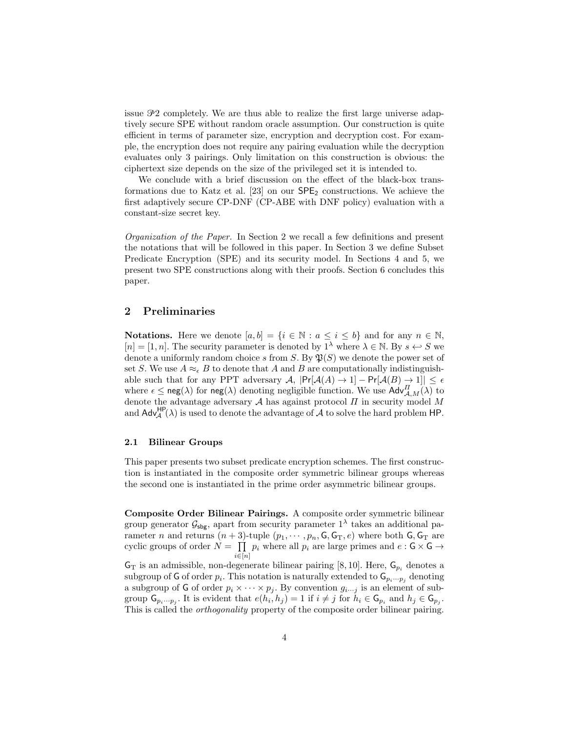issue $\mathscr{P}2$ completely. We are thus able to realize the first large universe adaptively secure SPE without random oracle assumption. Our construction is quite efficient in terms of parameter size, encryption and decryption cost. For example, the encryption does not require any pairing evaluation while the decryption evaluates only 3 pairings. Only limitation on this construction is obvious: the ciphertext size depends on the size of the privileged set it is intended to.

We conclude with a brief discussion on the effect of the black-box transformations due to Katz et al. [23] on our $\mathsf{SPE}_2$ constructions. We achieve the first adaptively secure CP-DNF (CP-ABE with DNF policy) evaluation with a constant-size secret key.

*Organization of the Paper.* In Section 2 we recall a few definitions and present the notations that will be followed in this paper. In Section 3 we define Subset Predicate Encryption (SPE) and its security model. In Sections 4 and 5, we present two SPE constructions along with their proofs. Section 6 concludes this paper.

## 2 Preliminaries

**Notations.** Here we denote $[a,b] = \{i \in \mathbb{N} : a \leq i \leq b\}$ and for any $n \in \mathbb{N}$, $[n] = [1,n]$. The security parameter is denoted by $1^\lambda$ where $\lambda \in \mathbb{N}$. By $s \hookleftarrow S$ we denote a uniformly random choice $s$ from $S$. By $\mathfrak{P}(S)$ we denote the power set of set $S$. We use $A \approx_\epsilon B$ to denote that $A$ and $B$ are computationally indistinguishable such that for any PPT adversary $\mathcal{A}$, $|\mathsf{Pr}[\mathcal{A}(A) \to 1] - \mathsf{Pr}[\mathcal{A}(B) \to 1]| \leq \epsilon$ where $\epsilon \leq \mathsf{neg}(\lambda)$ for $\mathsf{neg}(\lambda)$ denoting negligible function. We use $\mathsf{Adv}^{\Pi}_{\mathcal{A},M}(\lambda)$ to denote the advantage adversary $\mathcal{A}$ has against protocol $\Pi$ in security model $M$ and $\mathsf{Adv}^{\mathsf{HP}}_{\mathcal{A}}(\lambda)$ is used to denote the advantage of $\mathcal{A}$ to solve the hard problem $\mathsf{HP}$.

### 2.1 Bilinear Groups

This paper presents two subset predicate encryption schemes. The first construction is instantiated in the composite order symmetric bilinear groups whereas the second one is instantiated in the prime order asymmetric bilinear groups.

**Composite Order Bilinear Pairings.** A composite order symmetric bilinear group generator $\mathcal{G}_{\mathsf{sbg}}$, apart from security parameter $1^\lambda$ takes an additional parameter $n$ and returns $(n+3)$-tuple $(p_1, \cdots, p_n, \mathsf{G}, \mathsf{G}_{\mathrm{T}}, e)$ where both $\mathsf{G}, \mathsf{G}_{\mathrm{T}}$ are cyclic groups of order $N = \prod_{i \in [n]} p_i$ where all $p_i$ are large primes and $e : \mathsf{G} \times \mathsf{G} \to \mathsf{G}_{\mathrm{T}}$ is an admissible, non-degenerate bilinear pairing [8, 10]. Here, $\mathsf{G}_{p_i}$ denotes a subgroup of $\mathsf{G}$ of order $p_i$. This notation is naturally extended to $\mathsf{G}_{p_i \cdots p_j}$ denoting a subgroup of $\mathsf{G}$ of order $p_i \times \cdots \times p_j$. By convention $g_{i \cdots j}$ is an element of subgroup $\mathsf{G}_{p_i \cdots p_j}$. It is evident that $e(h_i, h_j) = 1$ if $i \neq j$ for $h_i \in \mathsf{G}_{p_i}$ and $h_j \in \mathsf{G}_{p_j}$. This is called the *orthogonality* property of the composite order bilinear pairing.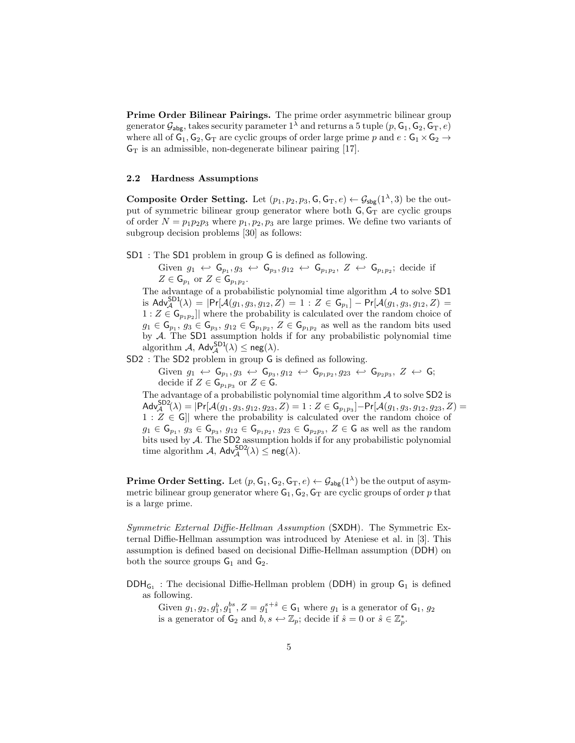**Prime Order Bilinear Pairings.** The prime order asymmetric bilinear group generator $\mathcal{G}_{\mathsf{abg}}$, takes security parameter $1^\lambda$ and returns a 5 tuple $(p, \mathsf{G}_1, \mathsf{G}_2, \mathsf{G}_{\mathrm{T}}, e)$ where all of $\mathsf{G}_1, \mathsf{G}_2, \mathsf{G}_{\mathrm{T}}$ are cyclic groups of order large prime $p$ and $e : \mathsf{G}_1 \times \mathsf{G}_2 \to \mathsf{G}_{\mathrm{T}}$ is an admissible, non-degenerate bilinear pairing [17].

### 2.2 Hardness Assumptions

**Composite Order Setting.** Let $(p_1, p_2, p_3, \mathsf{G}, \mathsf{G}_{\mathrm{T}}, e) \leftarrow \mathcal{G}_{\mathsf{sbg}}(1^\lambda, 3)$ be the output of symmetric bilinear group generator where both $\mathsf{G}, \mathsf{G}_{\mathrm{T}}$ are cyclic groups of order $N = p_1p_2p_3$ where $p_1, p_2, p_3$ are large primes. We define two variants of subgroup decision problems [30] as follows:

$\mathsf{SD1}$ : The $\mathsf{SD1}$ problem in group $\mathsf{G}$ is defined as following.

Given $g_1 \hookleftarrow \mathsf{G}_{p_1}, g_3 \hookleftarrow \mathsf{G}_{p_3}, g_{12} \hookleftarrow \mathsf{G}_{p_1p_2},\ Z \hookleftarrow \mathsf{G}_{p_1p_2}$; decide if $Z \in \mathsf{G}_{p_1}$ or $Z \in \mathsf{G}_{p_1p_2}$.

The advantage of a probabilistic polynomial time algorithm $\mathcal{A}$ to solve $\mathsf{SD1}$ is $\mathsf{Adv}^{\mathsf{SD1}}_{\mathcal{A}}(\lambda) = |\mathsf{Pr}[\mathcal{A}(g_1, g_3, g_{12}, Z) = 1 : Z \in \mathsf{G}_{p_1}] - \mathsf{Pr}[\mathcal{A}(g_1, g_3, g_{12}, Z) = 1 : Z \in \mathsf{G}_{p_1p_2}]|$ where the probability is calculated over the random choice of $g_1 \in \mathsf{G}_{p_1},\ g_3 \in \mathsf{G}_{p_3},\ g_{12} \in \mathsf{G}_{p_1p_2},\ Z \in \mathsf{G}_{p_1p_2}$ as well as the random bits used by $\mathcal{A}$. The $\mathsf{SD1}$ assumption holds if for any probabilistic polynomial time algorithm $\mathcal{A}$, $\mathsf{Adv}^{\mathsf{SD1}}_{\mathcal{A}}(\lambda) \leq \mathsf{neg}(\lambda)$.

$\mathsf{SD2}$ : The $\mathsf{SD2}$ problem in group $\mathsf{G}$ is defined as following.

Given $g_1 \hookleftarrow \mathsf{G}_{p_1}, g_3 \hookleftarrow \mathsf{G}_{p_3}, g_{12} \hookleftarrow \mathsf{G}_{p_1p_2}, g_{23} \hookleftarrow \mathsf{G}_{p_2p_3},\ Z \hookleftarrow \mathsf{G}$; decide if $Z \in \mathsf{G}_{p_1p_3}$ or $Z \in \mathsf{G}$.

The advantage of a probabilistic polynomial time algorithm $\mathcal{A}$ to solve $\mathsf{SD2}$ is $\mathsf{Adv}^{\mathsf{SD2}}_{\mathcal{A}}(\lambda) = |\mathsf{Pr}[\mathcal{A}(g_1, g_3, g_{12}, g_{23}, Z) = 1 : Z \in \mathsf{G}_{p_1p_3}] - \mathsf{Pr}[\mathcal{A}(g_1, g_3, g_{12}, g_{23}, Z) = 1 : Z \in \mathsf{G}]|$ where the probability is calculated over the random choice of $g_1 \in \mathsf{G}_{p_1},\ g_3 \in \mathsf{G}_{p_3},\ g_{12} \in \mathsf{G}_{p_1p_2},\ g_{23} \in \mathsf{G}_{p_2p_3},\ Z \in \mathsf{G}$ as well as the random bits used by $\mathcal{A}$. The $\mathsf{SD2}$ assumption holds if for any probabilistic polynomial time algorithm $\mathcal{A}$, $\mathsf{Adv}^{\mathsf{SD2}}_{\mathcal{A}}(\lambda) \leq \mathsf{neg}(\lambda)$.

**Prime Order Setting.** Let $(p, \mathsf{G}_1, \mathsf{G}_2, \mathsf{G}_{\mathrm{T}}, e) \leftarrow \mathcal{G}_{\mathsf{abg}}(1^\lambda)$ be the output of asymmetric bilinear group generator where $\mathsf{G}_1, \mathsf{G}_2, \mathsf{G}_{\mathrm{T}}$ are cyclic groups of order $p$ that is a large prime.

*Symmetric External Diffie-Hellman Assumption* ($\mathsf{SXDH}$). The Symmetric External Diffie-Hellman assumption was introduced by Ateniese et al. in [3]. This assumption is defined based on decisional Diffie-Hellman assumption ($\mathsf{DDH}$) on both the source groups $\mathsf{G}_1$ and $\mathsf{G}_2$.

$\mathsf{DDH}_{\mathsf{G}_1}$ : The decisional Diffie-Hellman problem ($\mathsf{DDH}$) in group $\mathsf{G}_1$ is defined as following.

Given $g_1, g_2, g_1^b, g_1^{bs}, Z = g_1^{s+\hat{s}} \in \mathsf{G}_1$ where $g_1$ is a generator of $\mathsf{G}_1$, $g_2$ is a generator of $\mathsf{G}_2$ and $b, s \hookleftarrow \mathbb{Z}_p$; decide if $\hat{s} = 0$ or $\hat{s} \in \mathbb{Z}_p^*$.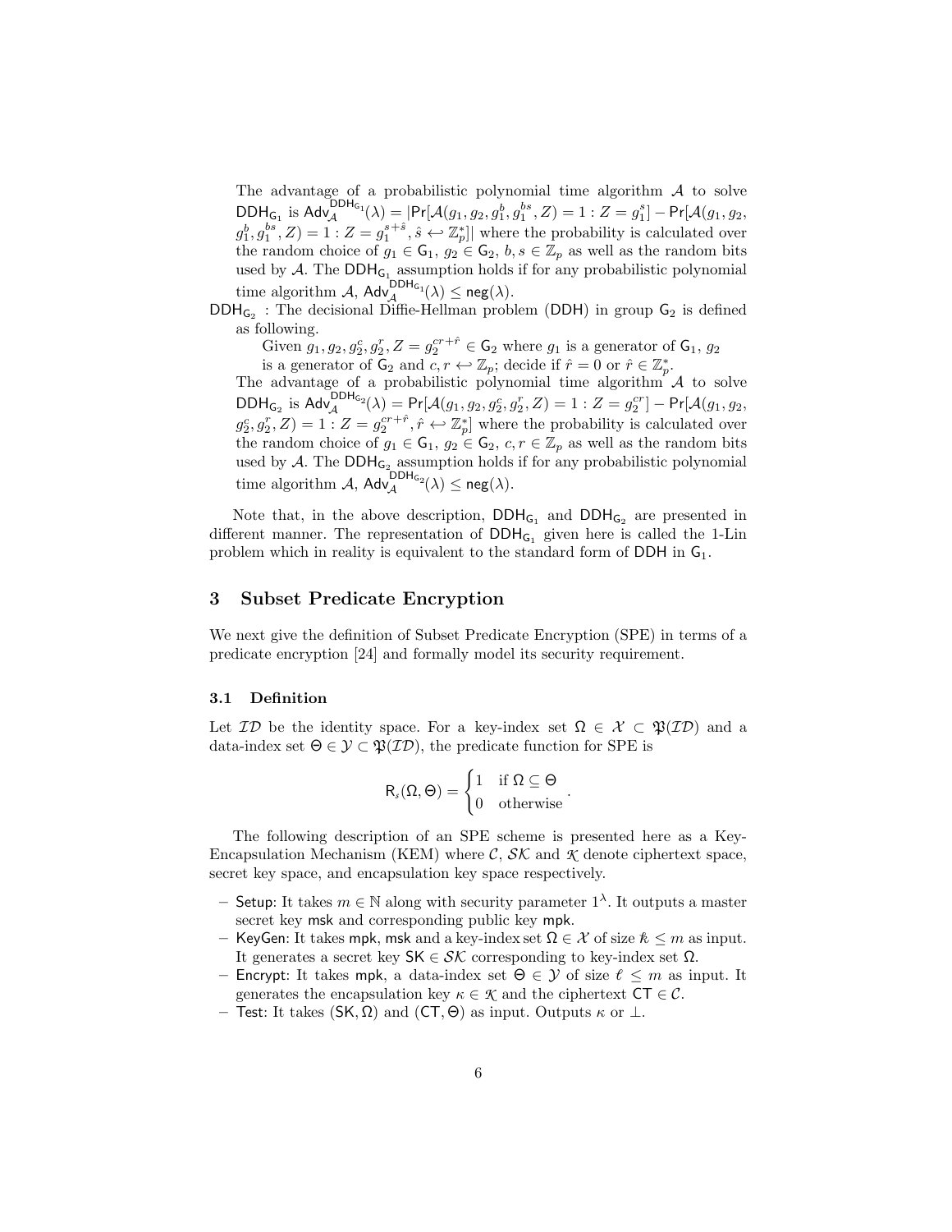The advantage of a probabilistic polynomial time algorithm $\mathcal{A}$ to solve $\mathsf{DDH}_{\mathsf{G}_1}$ is $\mathsf{Adv}_{\mathcal{A}}^{\mathsf{DDH}_{\mathsf{G}_1}}(\lambda) = |\mathsf{Pr}[\mathcal{A}(g_1, g_2, g_1^b, g_1^{bs}, Z) = 1 : Z = g_1^s] - \mathsf{Pr}[\mathcal{A}(g_1, g_2, g_1^b, g_1^{bs}, Z) = 1 : Z = g_1^{s+\hat{s}}, \hat{s} \hookleftarrow \mathbb{Z}_p^*]|$ where the probability is calculated over the random choice of $g_1 \in \mathsf{G}_1$, $g_2 \in \mathsf{G}_2$, $b, s \in \mathbb{Z}_p$ as well as the random bits used by $\mathcal{A}$. The $\mathsf{DDH}_{\mathsf{G}_1}$ assumption holds if for any probabilistic polynomial time algorithm $\mathcal{A}$, $\mathsf{Adv}_{\mathcal{A}}^{\mathsf{DDH}_{\mathsf{G}_1}}(\lambda) \leq \mathsf{neg}(\lambda)$.

$\mathsf{DDH}_{\mathsf{G}_2}$ : The decisional Diffie-Hellman problem (DDH) in group $\mathsf{G}_2$ is defined as following.

Given $g_1, g_2, g_2^c, g_2^r, Z = g_2^{cr+\hat{r}} \in \mathsf{G}_2$ where $g_1$ is a generator of $\mathsf{G}_1$, $g_2$ is a generator of $\mathsf{G}_2$ and $c, r \hookleftarrow \mathbb{Z}_p$; decide if $\hat{r} = 0$ or $\hat{r} \in \mathbb{Z}_p^*$.

The advantage of a probabilistic polynomial time algorithm $\mathcal{A}$ to solve $\mathsf{DDH}_{\mathsf{G}_2}$ is $\mathsf{Adv}_{\mathcal{A}}^{\mathsf{DDH}_{\mathsf{G}_2}}(\lambda) = \mathsf{Pr}[\mathcal{A}(g_1, g_2, g_2^c, g_2^r, Z) = 1 : Z = g_2^{cr}] - \mathsf{Pr}[\mathcal{A}(g_1, g_2, g_2^c, g_2^r, Z) = 1 : Z = g_2^{cr+\hat{r}}, \hat{r} \hookleftarrow \mathbb{Z}_p^*]$ where the probability is calculated over the random choice of $g_1 \in \mathsf{G}_1$, $g_2 \in \mathsf{G}_2$, $c, r \in \mathbb{Z}_p$ as well as the random bits used by $\mathcal{A}$. The $\mathsf{DDH}_{\mathsf{G}_2}$ assumption holds if for any probabilistic polynomial time algorithm $\mathcal{A}$, $\mathsf{Adv}_{\mathcal{A}}^{\mathsf{DDH}_{\mathsf{G}_2}}(\lambda) \leq \mathsf{neg}(\lambda)$.

Note that, in the above description, $\mathsf{DDH}_{\mathsf{G}_1}$ and $\mathsf{DDH}_{\mathsf{G}_2}$ are presented in different manner. The representation of $\mathsf{DDH}_{\mathsf{G}_1}$ given here is called the 1-Lin problem which in reality is equivalent to the standard form of DDH in $\mathsf{G}_1$.

## 3 Subset Predicate Encryption

We next give the definition of Subset Predicate Encryption (SPE) in terms of a predicate encryption [24] and formally model its security requirement.

### 3.1 Definition

Let $\mathcal{ID}$ be the identity space. For a key-index set $\Omega \in \mathcal{X} \subset \mathfrak{P}(\mathcal{ID})$ and a data-index set $\Theta \in \mathcal{Y} \subset \mathfrak{P}(\mathcal{ID})$, the predicate function for SPE is

$$\mathsf{R}_s(\Omega, \Theta) = \begin{cases} 1 & \text{if } \Omega \subseteq \Theta \\ 0 & \text{otherwise} \end{cases}.$$

The following description of an SPE scheme is presented here as a Key-Encapsulation Mechanism (KEM) where $\mathcal{C}$, $\mathcal{SK}$ and $\mathcal{K}$ denote ciphertext space, secret key space, and encapsulation key space respectively.

- Setup: It takes $m \in \mathbb{N}$ along with security parameter $1^\lambda$. It outputs a master secret key msk and corresponding public key mpk.
- KeyGen: It takes mpk, msk and a key-index set $\Omega \in \mathcal{X}$ of size $k \leq m$ as input. It generates a secret key $\mathsf{SK} \in \mathcal{SK}$ corresponding to key-index set $\Omega$.
- Encrypt: It takes mpk, a data-index set $\Theta \in \mathcal{Y}$ of size $\ell \leq m$ as input. It generates the encapsulation key $\kappa \in \mathcal{K}$ and the ciphertext $\mathsf{CT} \in \mathcal{C}$.
- Test: It takes $(\mathsf{SK}, \Omega)$ and $(\mathsf{CT}, \Theta)$ as input. Outputs $\kappa$ or $\perp$.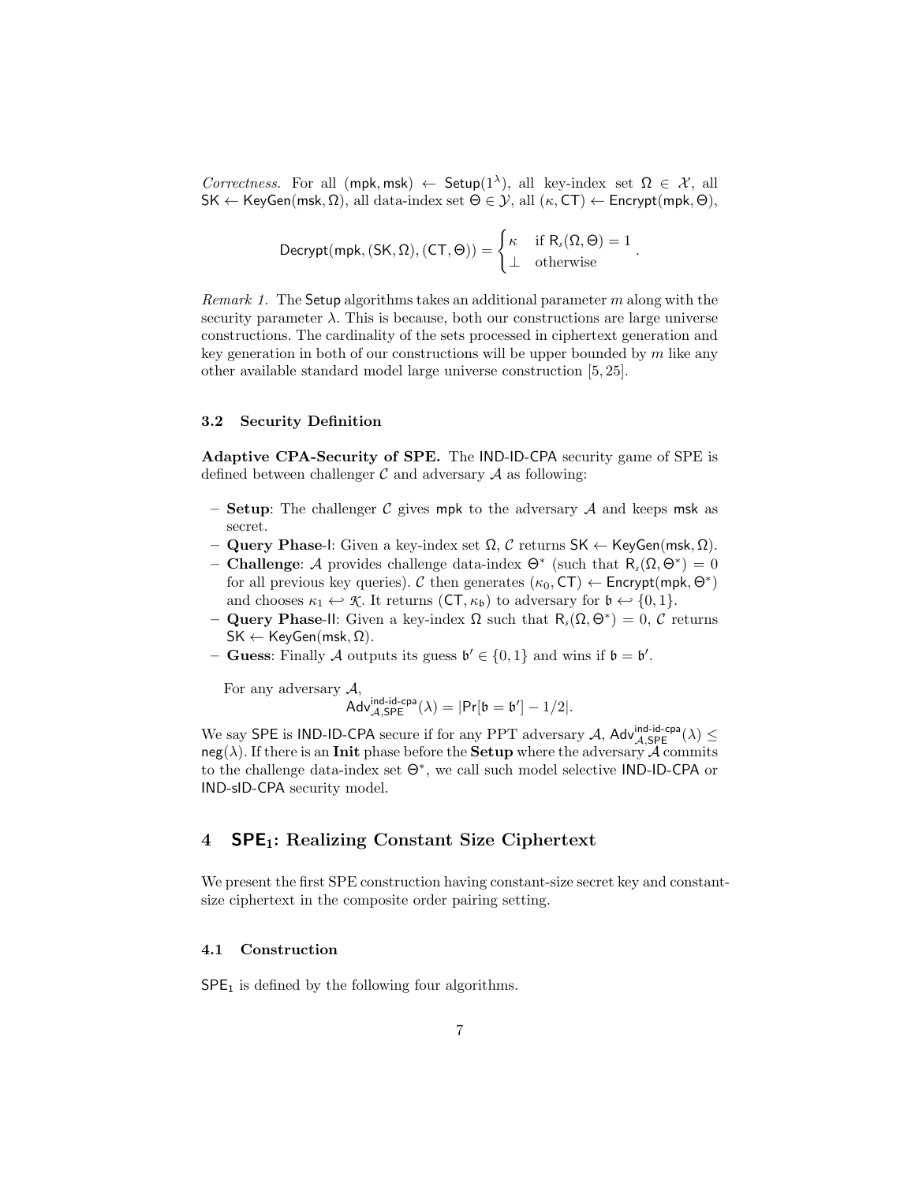*Correctness.* For all $(\mathsf{mpk}, \mathsf{msk}) \leftarrow \mathsf{Setup}(1^\lambda)$, all key-index set $\Omega \in \mathcal{X}$, all $\mathsf{SK} \leftarrow \mathsf{KeyGen}(\mathsf{msk}, \Omega)$, all data-index set $\Theta \in \mathcal{Y}$, all $(\kappa, \mathsf{CT}) \leftarrow \mathsf{Encrypt}(\mathsf{mpk}, \Theta)$,

$$\mathsf{Decrypt}(\mathsf{mpk}, (\mathsf{SK}, \Omega), (\mathsf{CT}, \Theta)) = \begin{cases} \kappa & \text{if } \mathsf{R}_s(\Omega, \Theta) = 1 \\ \perp & \text{otherwise} \end{cases}.$$

*Remark 1.* The $\mathsf{Setup}$ algorithms takes an additional parameter $m$ along with the security parameter $\lambda$. This is because, both our constructions are large universe constructions. The cardinality of the sets processed in ciphertext generation and key generation in both of our constructions will be upper bounded by $m$ like any other available standard model large universe construction [5, 25].

### 3.2 Security Definition

**Adaptive CPA-Security of SPE.** The IND-ID-CPA security game of SPE is defined between challenger $\mathcal{C}$ and adversary $\mathcal{A}$ as following:

- **Setup**: The challenger $\mathcal{C}$ gives $\mathsf{mpk}$ to the adversary $\mathcal{A}$ and keeps $\mathsf{msk}$ as secret.
- **Query Phase-I**: Given a key-index set $\Omega$, $\mathcal{C}$ returns $\mathsf{SK} \leftarrow \mathsf{KeyGen}(\mathsf{msk}, \Omega)$.
- **Challenge**: $\mathcal{A}$ provides challenge data-index $\Theta^*$ (such that $\mathsf{R}_s(\Omega, \Theta^*) = 0$ for all previous key queries). $\mathcal{C}$ then generates $(\kappa_0, \mathsf{CT}) \leftarrow \mathsf{Encrypt}(\mathsf{mpk}, \Theta^*)$ and chooses $\kappa_1 \hookleftarrow \mathcal{K}$. It returns $(\mathsf{CT}, \kappa_\mathfrak{b})$ to adversary for $\mathfrak{b} \hookleftarrow \{0, 1\}$.
- **Query Phase-II**: Given a key-index $\Omega$ such that $\mathsf{R}_s(\Omega, \Theta^*) = 0$, $\mathcal{C}$ returns $\mathsf{SK} \leftarrow \mathsf{KeyGen}(\mathsf{msk}, \Omega)$.
- **Guess**: Finally $\mathcal{A}$ outputs its guess $\mathfrak{b}' \in \{0, 1\}$ and wins if $\mathfrak{b} = \mathfrak{b}'$.

For any adversary $\mathcal{A}$,

$$\mathsf{Adv}^{\mathsf{ind\text{-}id\text{-}cpa}}_{\mathcal{A},\mathsf{SPE}}(\lambda) = |\mathsf{Pr}[\mathfrak{b} = \mathfrak{b}'] - 1/2|.$$

We say SPE is IND-ID-CPA secure if for any PPT adversary $\mathcal{A}$, $\mathsf{Adv}^{\mathsf{ind\text{-}id\text{-}cpa}}_{\mathcal{A},\mathsf{SPE}}(\lambda) \leq \mathsf{neg}(\lambda)$. If there is an **Init** phase before the **Setup** where the adversary $\mathcal{A}$ commits to the challenge data-index set $\Theta^*$, we call such model selective IND-ID-CPA or IND-sID-CPA security model.

## 4 $\mathsf{SPE}_1$: Realizing Constant Size Ciphertext

We present the first SPE construction having constant-size secret key and constant-size ciphertext in the composite order pairing setting.

### 4.1 Construction

$\mathsf{SPE}_1$ is defined by the following four algorithms.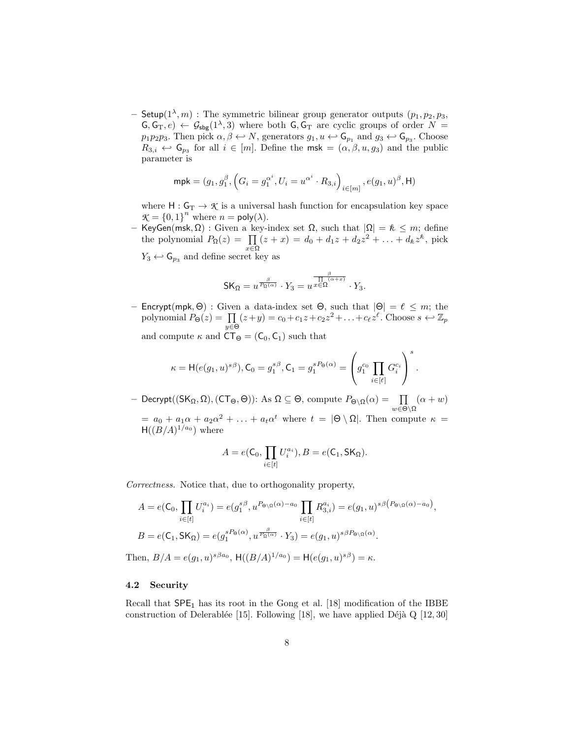– $\mathsf{Setup}(1^\lambda, m)$ : The symmetric bilinear group generator outputs $(p_1, p_2, p_3, \mathsf{G}, \mathsf{G}_\mathrm{T}, e) \leftarrow \mathcal{G}_{\mathsf{sbg}}(1^\lambda, 3)$ where both $\mathsf{G}, \mathsf{G}_\mathrm{T}$ are cyclic groups of order $N = p_1 p_2 p_3$. Then pick $\alpha, \beta \hookleftarrow N$, generators $g_1, u \hookleftarrow \mathsf{G}_{p_1}$ and $g_3 \hookleftarrow \mathsf{G}_{p_3}$. Choose $R_{3,i} \hookleftarrow \mathsf{G}_{p_3}$ for all $i \in [m]$. Define the $\mathsf{msk} = (\alpha, \beta, u, g_3)$ and the public parameter is

$$\mathsf{mpk} = (g_1, g_1^\beta, \left(G_i = g_1^{\alpha^i}, U_i = u^{\alpha^i} \cdot R_{3,i}\right)_{i \in [m]}, e(g_1, u)^\beta, \mathsf{H})$$

where $\mathsf{H} : \mathsf{G}_\mathrm{T} \to \mathcal{K}$ is a universal hash function for encapsulation key space $\mathcal{K} = \{0,1\}^n$ where $n = \mathsf{poly}(\lambda)$.

– $\mathsf{KeyGen}(\mathsf{msk}, \Omega)$ : Given a key-index set $\Omega$, such that $|\Omega| = \hbar \leq m$; define the polynomial $P_\Omega(z) = \prod_{x \in \Omega} (z + x) = d_0 + d_1 z + d_2 z^2 + \ldots + d_\hbar z^\hbar$, pick $Y_3 \hookleftarrow \mathsf{G}_{p_3}$ and define secret key as

$$\mathsf{SK}_\Omega = u^{\frac{\beta}{P_\Omega(\alpha)}} \cdot Y_3 = u^{\frac{\beta}{\prod_{x \in \Omega}(\alpha + x)}} \cdot Y_3.$$

– $\mathsf{Encrypt}(\mathsf{mpk}, \Theta)$ : Given a data-index set $\Theta$, such that $|\Theta| = \ell \leq m$; the polynomial $P_\Theta(z) = \prod_{y \in \Theta} (z + y) = c_0 + c_1 z + c_2 z^2 + \ldots + c_\ell z^\ell$. Choose $s \hookleftarrow \mathbb{Z}_p$ and compute $\kappa$ and $\mathsf{CT}_\Theta = (\mathsf{C}_0, \mathsf{C}_1)$ such that

$$\kappa = \mathsf{H}(e(g_1, u)^{s\beta}), \mathsf{C}_0 = g_1^{s\beta}, \mathsf{C}_1 = g_1^{sP_\Theta(\alpha)} = \left(g_1^{c_0} \prod_{i \in [\ell]} G_i^{c_i}\right)^s.$$

– $\mathsf{Decrypt}((\mathsf{SK}_\Omega, \Omega), (\mathsf{CT}_\Theta, \Theta))$: As $\Omega \subseteq \Theta$, compute $P_{\Theta \setminus \Omega}(\alpha) = \prod_{w \in \Theta \setminus \Omega} (\alpha + w) = a_0 + a_1 \alpha + a_2 \alpha^2 + \ldots + a_t \alpha^t$ where $t = |\Theta \setminus \Omega|$. Then compute $\kappa = \mathsf{H}((B/A)^{1/a_0})$ where

$$A = e(\mathsf{C}_0, \prod_{i \in [t]} U_i^{a_i}), B = e(\mathsf{C}_1, \mathsf{SK}_\Omega).$$

*Correctness.* Notice that, due to orthogonality property,

$$A = e(\mathsf{C}_0, \prod_{i \in [t]} U_i^{a_i}) = e(g_1^{s\beta}, u^{P_{\Theta \setminus \Omega}(\alpha) - a_0} \prod_{i \in [t]} R_{3,i}^{a_i}) = e(g_1, u)^{s\beta\left(P_{\Theta \setminus \Omega}(\alpha) - a_0\right)},$$

$$B = e(\mathsf{C}_1, \mathsf{SK}_\Omega) = e(g_1^{sP_\Theta(\alpha)}, u^{\frac{\beta}{P_\Omega(\alpha)}} \cdot Y_3) = e(g_1, u)^{s\beta P_{\Theta \setminus \Omega}(\alpha)}.$$

Then, $B/A = e(g_1, u)^{s\beta a_0}$, $\mathsf{H}((B/A)^{1/a_0}) = \mathsf{H}(e(g_1, u)^{s\beta}) = \kappa$.

### 4.2 Security

Recall that $\mathsf{SPE}_1$ has its root in the Gong et al. [18] modification of the IBBE construction of Delerablée [15]. Following [18], we have applied Déjà Q [12, 30]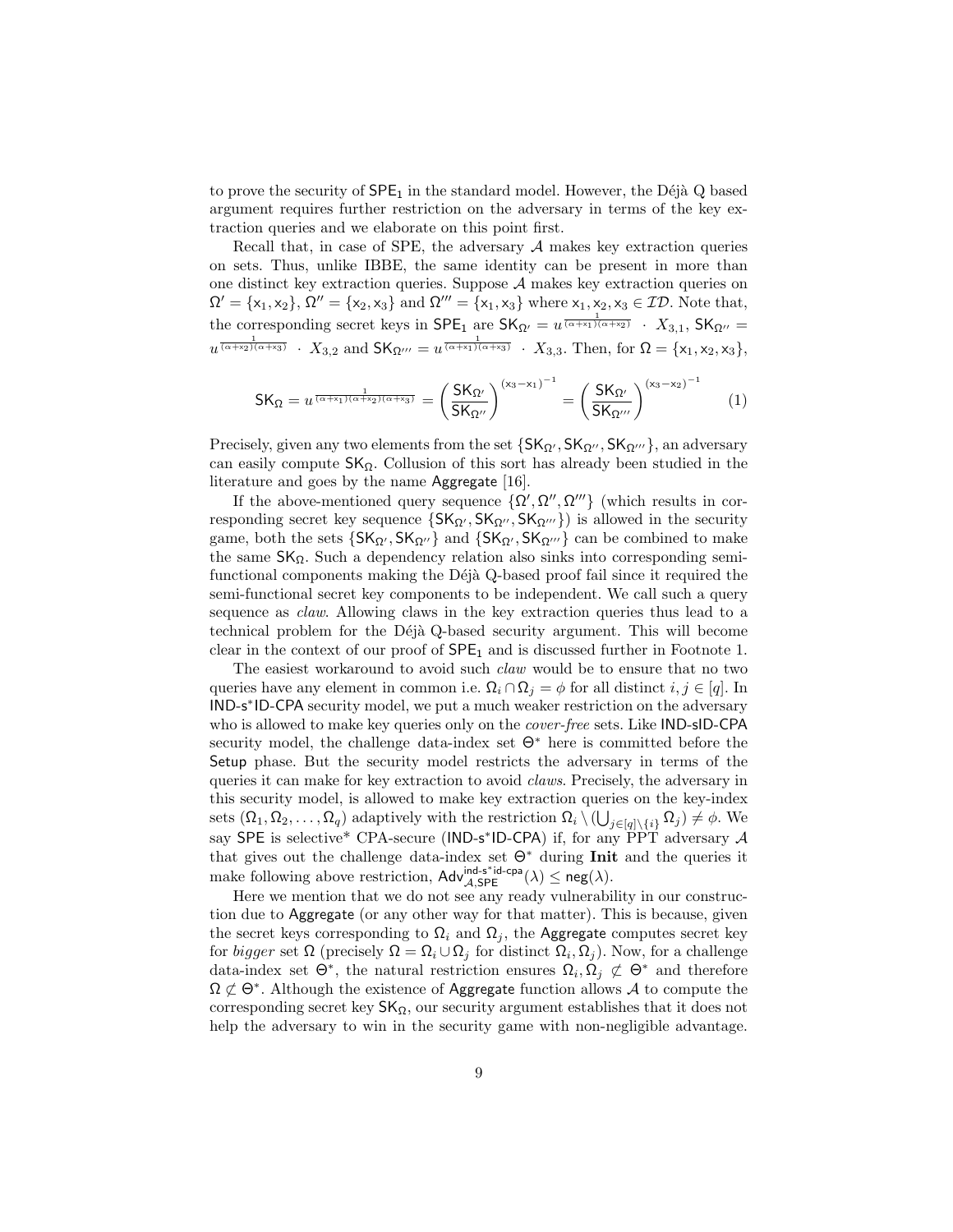to prove the security of $\mathsf{SPE}_1$ in the standard model. However, the Déjà Q based argument requires further restriction on the adversary in terms of the key extraction queries and we elaborate on this point first.

Recall that, in case of SPE, the adversary $\mathcal{A}$ makes key extraction queries on sets. Thus, unlike IBBE, the same identity can be present in more than one distinct key extraction queries. Suppose $\mathcal{A}$ makes key extraction queries on $\Omega' = \{\mathsf{x}_1, \mathsf{x}_2\}$, $\Omega'' = \{\mathsf{x}_2, \mathsf{x}_3\}$ and $\Omega''' = \{\mathsf{x}_1, \mathsf{x}_3\}$ where $\mathsf{x}_1, \mathsf{x}_2, \mathsf{x}_3 \in \mathcal{ID}$. Note that, the corresponding secret keys in $\mathsf{SPE}_1$ are $\mathsf{SK}_{\Omega'} = u^{\frac{1}{(\alpha+\mathsf{x}_1)(\alpha+\mathsf{x}_2)}} \cdot X_{3,1}$, $\mathsf{SK}_{\Omega''} = u^{\frac{1}{(\alpha+\mathsf{x}_2)(\alpha+\mathsf{x}_3)}} \cdot X_{3,2}$ and $\mathsf{SK}_{\Omega'''} = u^{\frac{1}{(\alpha+\mathsf{x}_1)(\alpha+\mathsf{x}_3)}} \cdot X_{3,3}$. Then, for $\Omega = \{\mathsf{x}_1, \mathsf{x}_2, \mathsf{x}_3\}$,

$$\mathsf{SK}_{\Omega} = u^{\frac{1}{(\alpha+\mathsf{x}_1)(\alpha+\mathsf{x}_2)(\alpha+\mathsf{x}_3)}} = \left(\frac{\mathsf{SK}_{\Omega'}}{\mathsf{SK}_{\Omega''}}\right)^{(\mathsf{x}_3-\mathsf{x}_1)^{-1}} = \left(\frac{\mathsf{SK}_{\Omega'}}{\mathsf{SK}_{\Omega'''}}\right)^{(\mathsf{x}_3-\mathsf{x}_2)^{-1}} \tag{1}$$

Precisely, given any two elements from the set $\{\mathsf{SK}_{\Omega'}, \mathsf{SK}_{\Omega''}, \mathsf{SK}_{\Omega'''}\}$, an adversary can easily compute $\mathsf{SK}_{\Omega}$. Collusion of this sort has already been studied in the literature and goes by the name Aggregate [16].

If the above-mentioned query sequence $\{\Omega', \Omega'', \Omega'''\}$ (which results in corresponding secret key sequence $\{\mathsf{SK}_{\Omega'}, \mathsf{SK}_{\Omega''}, \mathsf{SK}_{\Omega'''}\}$) is allowed in the security game, both the sets $\{\mathsf{SK}_{\Omega'}, \mathsf{SK}_{\Omega''}\}$ and $\{\mathsf{SK}_{\Omega'}, \mathsf{SK}_{\Omega'''}\}$ can be combined to make the same $\mathsf{SK}_{\Omega}$. Such a dependency relation also sinks into corresponding semi-functional components making the Déjà Q-based proof fail since it required the semi-functional secret key components to be independent. We call such a query sequence as *claw*. Allowing claws in the key extraction queries thus lead to a technical problem for the Déjà Q-based security argument. This will become clear in the context of our proof of $\mathsf{SPE}_1$ and is discussed further in Footnote 1.

The easiest workaround to avoid such *claw* would be to ensure that no two queries have any element in common i.e. $\Omega_i \cap \Omega_j = \phi$ for all distinct $i, j \in [q]$. In IND-s*ID-CPA security model, we put a much weaker restriction on the adversary who is allowed to make key queries only on the *cover-free* sets. Like IND-sID-CPA security model, the challenge data-index set $\Theta^*$ here is committed before the Setup phase. But the security model restricts the adversary in terms of the queries it can make for key extraction to avoid *claws*. Precisely, the adversary in this security model, is allowed to make key extraction queries on the key-index sets $(\Omega_1, \Omega_2, \ldots, \Omega_q)$ adaptively with the restriction $\Omega_i \setminus (\bigcup_{j \in [q] \setminus \{i\}} \Omega_j) \neq \phi$. We say SPE is selective* CPA-secure (IND-s*ID-CPA) if, for any PPT adversary $\mathcal{A}$ that gives out the challenge data-index set $\Theta^*$ during **Init** and the queries it make following above restriction, $\mathsf{Adv}^{\mathsf{ind\text{-}s^*id\text{-}cpa}}_{\mathcal{A},\mathsf{SPE}}(\lambda) \leq \mathsf{neg}(\lambda)$.

Here we mention that we do not see any ready vulnerability in our construction due to Aggregate (or any other way for that matter). This is because, given the secret keys corresponding to $\Omega_i$ and $\Omega_j$, the Aggregate computes secret key for *bigger* set $\Omega$ (precisely $\Omega = \Omega_i \cup \Omega_j$ for distinct $\Omega_i, \Omega_j$). Now, for a challenge data-index set $\Theta^*$, the natural restriction ensures $\Omega_i, \Omega_j \not\subset \Theta^*$ and therefore $\Omega \not\subset \Theta^*$. Although the existence of Aggregate function allows $\mathcal{A}$ to compute the corresponding secret key $\mathsf{SK}_{\Omega}$, our security argument establishes that it does not help the adversary to win in the security game with non-negligible advantage.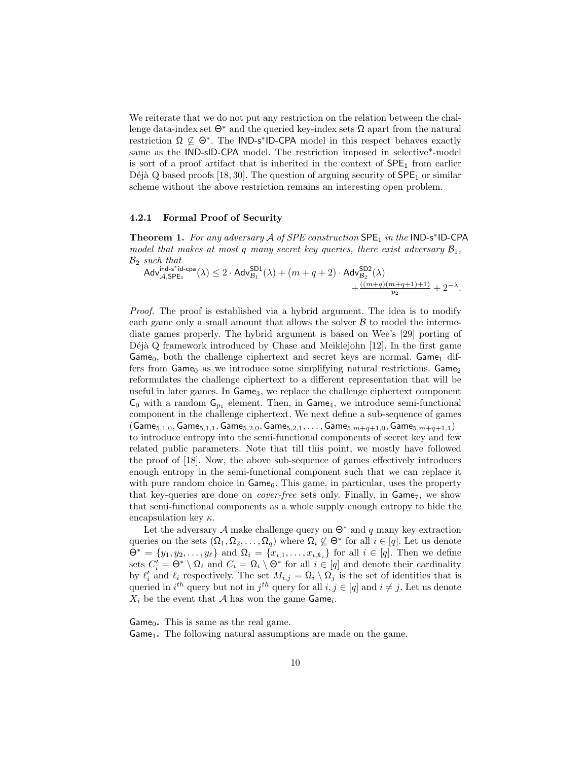We reiterate that we do not put any restriction on the relation between the challenge data-index set $\Theta^*$ and the queried key-index sets $\Omega$ apart from the natural restriction $\Omega \not\subseteq \Theta^*$. The IND-s*ID-CPA model in this respect behaves exactly same as the IND-sID-CPA model. The restriction imposed in selective*-model is sort of a proof artifact that is inherited in the context of $\mathsf{SPE}_1$ from earlier Déjà Q based proofs [18, 30]. The question of arguing security of $\mathsf{SPE}_1$ or similar scheme without the above restriction remains an interesting open problem.

#### 4.2.1 Formal Proof of Security

**Theorem 1.** *For any adversary $\mathcal{A}$ of SPE construction $\mathsf{SPE}_1$ in the IND-s*ID-CPA model that makes at most $q$ many secret key queries, there exist adversary $\mathcal{B}_1$, $\mathcal{B}_2$ such that*

$$\mathsf{Adv}^{\mathsf{ind\text{-}s^*id\text{-}cpa}}_{\mathcal{A},\mathsf{SPE}_1}(\lambda) \leq 2 \cdot \mathsf{Adv}^{\mathsf{SD1}}_{\mathcal{B}_1}(\lambda) + (m+q+2) \cdot \mathsf{Adv}^{\mathsf{SD2}}_{\mathcal{B}_2}(\lambda) + \frac{((m+q)(m+q+1)+1)}{p_2} + 2^{-\lambda}.$$

*Proof.* The proof is established via a hybrid argument. The idea is to modify each game only a small amount that allows the solver $\mathcal{B}$ to model the intermediate games properly. The hybrid argument is based on Wee's [29] porting of Déjà Q framework introduced by Chase and Meiklejohn [12]. In the first game $\mathsf{Game}_0$, both the challenge ciphertext and secret keys are normal. $\mathsf{Game}_1$ differs from $\mathsf{Game}_0$ as we introduce some simplifying natural restrictions. $\mathsf{Game}_2$ reformulates the challenge ciphertext to a different representation that will be useful in later games. In $\mathsf{Game}_3$, we replace the challenge ciphertext component $\mathsf{C}_0$ with a random $\mathsf{G}_{p_1}$ element. Then, in $\mathsf{Game}_4$, we introduce semi-functional component in the challenge ciphertext. We next define a sub-sequence of games $(\mathsf{Game}_{5,1,0}, \mathsf{Game}_{5,1,1}, \mathsf{Game}_{5,2,0}, \mathsf{Game}_{5,2,1}, \ldots, \mathsf{Game}_{5,m+q+1,0}, \mathsf{Game}_{5,m+q+1,1})$ to introduce entropy into the semi-functional components of secret key and few related public parameters. Note that till this point, we mostly have followed the proof of [18]. Now, the above sub-sequence of games effectively introduces enough entropy in the semi-functional component such that we can replace it with pure random choice in $\mathsf{Game}_6$. This game, in particular, uses the property that key-queries are done on *cover-free* sets only. Finally, in $\mathsf{Game}_7$, we show that semi-functional components as a whole supply enough entropy to hide the encapsulation key $\kappa$.

Let the adversary $\mathcal{A}$ make challenge query on $\Theta^*$ and $q$ many key extraction queries on the sets $(\Omega_1, \Omega_2, \ldots, \Omega_q)$ where $\Omega_i \not\subseteq \Theta^*$ for all $i \in [q]$. Let us denote $\Theta^* = \{y_1, y_2, \ldots, y_\ell\}$ and $\Omega_i = \{x_{i,1}, \ldots, x_{i,k_i}\}$ for all $i \in [q]$. Then we define sets $C'_i = \Theta^* \setminus \Omega_i$ and $C_i = \Omega_i \setminus \Theta^*$ for all $i \in [q]$ and denote their cardinality by $\ell'_i$ and $\ell_i$ respectively. The set $M_{i,j} = \Omega_i \setminus \Omega_j$ is the set of identities that is queried in $i^{th}$ query but not in $j^{th}$ query for all $i, j \in [q]$ and $i \neq j$. Let us denote $X_i$ be the event that $\mathcal{A}$ has won the game $\mathsf{Game}_i$.

**$\mathsf{Game}_0$.** This is same as the real game.

**$\mathsf{Game}_1$.** The following natural assumptions are made on the game.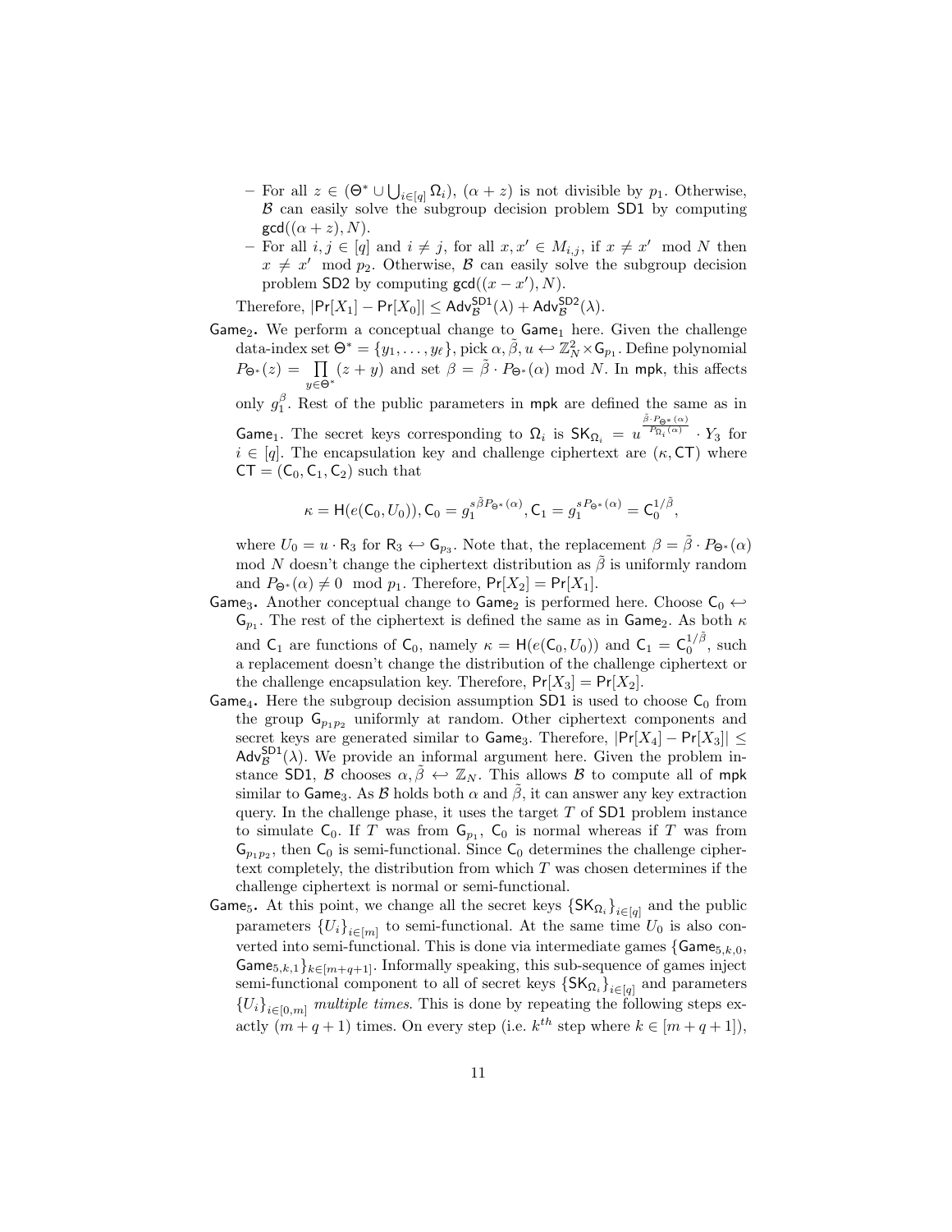– For all $z \in (\Theta^* \cup \bigcup_{i\in[q]} \Omega_i)$, $(\alpha + z)$ is not divisible by $p_1$. Otherwise, $\mathcal{B}$ can easily solve the subgroup decision problem SD1 by computing $\gcd((\alpha + z), N)$.

– For all $i, j \in [q]$ and $i \neq j$, for all $x, x' \in M_{i,j}$, if $x \neq x' \mod N$ then $x \neq x' \mod p_2$. Otherwise, $\mathcal{B}$ can easily solve the subgroup decision problem SD2 by computing $\gcd((x - x'), N)$.

Therefore, $|\Pr[X_1] - \Pr[X_0]| \leq \mathsf{Adv}_{\mathcal{B}}^{\mathsf{SD1}}(\lambda) + \mathsf{Adv}_{\mathcal{B}}^{\mathsf{SD2}}(\lambda)$.

**$\mathsf{Game}_2$.** We perform a conceptual change to $\mathsf{Game}_1$ here. Given the challenge data-index set $\Theta^* = \{y_1, \ldots, y_\ell\}$, pick $\alpha, \tilde{\beta}, u \leftarrow \mathbb{Z}_N^2 \times \mathsf{G}_{p_1}$. Define polynomial $P_{\Theta^*}(z) = \prod_{y\in\Theta^*}(z + y)$ and set $\beta = \tilde{\beta} \cdot P_{\Theta^*}(\alpha) \mod N$. In $\mathsf{mpk}$, this affects only $g_1^{\beta}$. Rest of the public parameters in $\mathsf{mpk}$ are defined the same as in $\mathsf{Game}_1$. The secret keys corresponding to $\Omega_i$ is $\mathsf{SK}_{\Omega_i} = u^{\frac{\tilde{\beta}\cdot P_{\Theta^*}(\alpha)}{P_{\Omega_i}(\alpha)}} \cdot Y_3$ for $i \in [q]$. The encapsulation key and challenge ciphertext are $(\kappa, \mathsf{CT})$ where $\mathsf{CT} = (\mathsf{C}_0, \mathsf{C}_1, \mathsf{C}_2)$ such that

$$\kappa = \mathsf{H}(e(\mathsf{C}_0, U_0)), \mathsf{C}_0 = g_1^{s\tilde{\beta}P_{\Theta^*}(\alpha)}, \mathsf{C}_1 = g_1^{sP_{\Theta^*}(\alpha)} = \mathsf{C}_0^{1/\tilde{\beta}},$$

where $U_0 = u \cdot \mathsf{R}_3$ for $\mathsf{R}_3 \leftarrow \mathsf{G}_{p_3}$. Note that, the replacement $\beta = \tilde{\beta} \cdot P_{\Theta^*}(\alpha) \mod N$ doesn't change the ciphertext distribution as $\tilde{\beta}$ is uniformly random and $P_{\Theta^*}(\alpha) \neq 0 \mod p_1$. Therefore, $\Pr[X_2] = \Pr[X_1]$.

**$\mathsf{Game}_3$.** Another conceptual change to $\mathsf{Game}_2$ is performed here. Choose $\mathsf{C}_0 \leftarrow \mathsf{G}_{p_1}$. The rest of the ciphertext is defined the same as in $\mathsf{Game}_2$. As both $\kappa$ and $\mathsf{C}_1$ are functions of $\mathsf{C}_0$, namely $\kappa = \mathsf{H}(e(\mathsf{C}_0, U_0))$ and $\mathsf{C}_1 = \mathsf{C}_0^{1/\tilde{\beta}}$, such a replacement doesn't change the distribution of the challenge ciphertext or the challenge encapsulation key. Therefore, $\Pr[X_3] = \Pr[X_2]$.

**$\mathsf{Game}_4$.** Here the subgroup decision assumption SD1 is used to choose $\mathsf{C}_0$ from the group $\mathsf{G}_{p_1p_2}$ uniformly at random. Other ciphertext components and secret keys are generated similar to $\mathsf{Game}_3$. Therefore, $|\Pr[X_4] - \Pr[X_3]| \leq \mathsf{Adv}_{\mathcal{B}}^{\mathsf{SD1}}(\lambda)$. We provide an informal argument here. Given the problem instance SD1, $\mathcal{B}$ chooses $\alpha, \tilde{\beta} \leftarrow \mathbb{Z}_N$. This allows $\mathcal{B}$ to compute all of $\mathsf{mpk}$ similar to $\mathsf{Game}_3$. As $\mathcal{B}$ holds both $\alpha$ and $\tilde{\beta}$, it can answer any key extraction query. In the challenge phase, it uses the target $T$ of SD1 problem instance to simulate $\mathsf{C}_0$. If $T$ was from $\mathsf{G}_{p_1}$, $\mathsf{C}_0$ is normal whereas if $T$ was from $\mathsf{G}_{p_1p_2}$, then $\mathsf{C}_0$ is semi-functional. Since $\mathsf{C}_0$ determines the challenge ciphertext completely, the distribution from which $T$ was chosen determines if the challenge ciphertext is normal or semi-functional.

**$\mathsf{Game}_5$.** At this point, we change all the secret keys $\{\mathsf{SK}_{\Omega_i}\}_{i\in[q]}$ and the public parameters $\{U_i\}_{i\in[m]}$ to semi-functional. At the same time $U_0$ is also converted into semi-functional. This is done via intermediate games $\{\mathsf{Game}_{5,k,0}, \mathsf{Game}_{5,k,1}\}_{k\in[m+q+1]}$. Informally speaking, this sub-sequence of games inject semi-functional component to all of secret keys $\{\mathsf{SK}_{\Omega_i}\}_{i\in[q]}$ and parameters $\{U_i\}_{i\in[0,m]}$ *multiple times*. This is done by repeating the following steps exactly $(m + q + 1)$ times. On every step (i.e. $k^{th}$ step where $k \in [m + q + 1]$),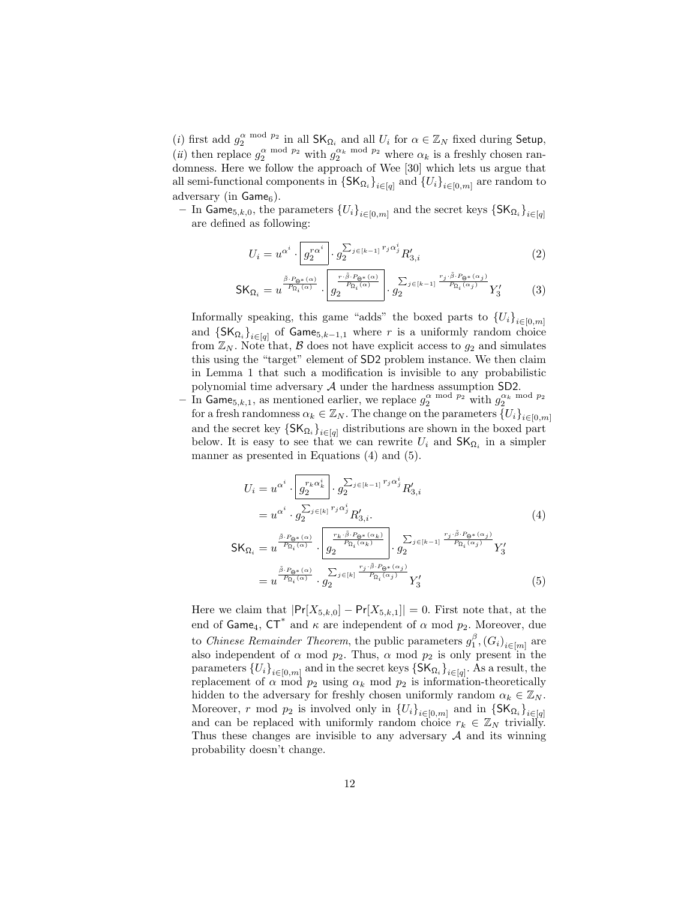($i$) first add $g_2^{\alpha \bmod p_2}$ in all $\mathsf{SK}_{\Omega_i}$ and all $U_i$ for $\alpha \in \mathbb{Z}_N$ fixed during $\mathsf{Setup}$, ($ii$) then replace $g_2^{\alpha \bmod p_2}$ with $g_2^{\alpha_k \bmod p_2}$ where $\alpha_k$ is a freshly chosen randomness. Here we follow the approach of Wee [30] which lets us argue that all semi-functional components in $\{\mathsf{SK}_{\Omega_i}\}_{i\in[q]}$ and $\{U_i\}_{i\in[0,m]}$ are random to adversary (in $\mathsf{Game}_6$).

– In $\mathsf{Game}_{5,k,0}$, the parameters $\{U_i\}_{i\in[0,m]}$ and the secret keys $\{\mathsf{SK}_{\Omega_i}\}_{i\in[q]}$ are defined as following:

$$U_i = u^{\alpha^i} \cdot \boxed{g_2^{r\alpha^i}} \cdot g_2^{\sum_{j\in[k-1]} r_j \alpha_j^i} R'_{3,i} \tag{2}$$

$$\mathsf{SK}_{\Omega_i} = u^{\frac{\hat{\beta}\cdot P_{\Theta^*}(\alpha)}{P_{\Omega_i}(\alpha)}} \cdot \boxed{g_2^{\frac{r\cdot\hat{\beta}\cdot P_{\Theta^*}(\alpha)}{P_{\Omega_i}(\alpha)}}} \cdot g_2^{\sum_{j\in[k-1]} \frac{r_j\cdot\hat{\beta}\cdot P_{\Theta^*}(\alpha_j)}{P_{\Omega_i}(\alpha_j)}} Y'_3 \tag{3}$$

Informally speaking, this game "adds" the boxed parts to $\{U_i\}_{i\in[0,m]}$ and $\{\mathsf{SK}_{\Omega_i}\}_{i\in[q]}$ of $\mathsf{Game}_{5,k-1,1}$ where $r$ is a uniformly random choice from $\mathbb{Z}_N$. Note that, $\mathcal{B}$ does not have explicit access to $g_2$ and simulates this using the "target" element of $\mathsf{SD2}$ problem instance. We then claim in Lemma 1 that such a modification is invisible to any probabilistic polynomial time adversary $\mathcal{A}$ under the hardness assumption $\mathsf{SD2}$.

– In $\mathsf{Game}_{5,k,1}$, as mentioned earlier, we replace $g_2^{\alpha \bmod p_2}$ with $g_2^{\alpha_k \bmod p_2}$ for a fresh randomness $\alpha_k \in \mathbb{Z}_N$. The change on the parameters $\{U_i\}_{i\in[0,m]}$ and the secret key $\{\mathsf{SK}_{\Omega_i}\}_{i\in[q]}$ distributions are shown in the boxed part below. It is easy to see that we can rewrite $U_i$ and $\mathsf{SK}_{\Omega_i}$ in a simpler manner as presented in Equations (4) and (5).

$$\begin{aligned} U_i &= u^{\alpha^i} \cdot \boxed{g_2^{r_k\alpha_k^i}} \cdot g_2^{\sum_{j\in[k-1]} r_j \alpha_j^i} R'_{3,i} \\ &= u^{\alpha^i} \cdot g_2^{\sum_{j\in[k]} r_j \alpha_j^i} R'_{3,i}. \end{aligned} \tag{4}$$

$$\begin{aligned} \mathsf{SK}_{\Omega_i} &= u^{\frac{\hat{\beta}\cdot P_{\Theta^*}(\alpha)}{P_{\Omega_i}(\alpha)}} \cdot \boxed{g_2^{\frac{r_k\cdot\hat{\beta}\cdot P_{\Theta^*}(\alpha_k)}{P_{\Omega_i}(\alpha_k)}}} \cdot g_2^{\sum_{j\in[k-1]} \frac{r_j\cdot\hat{\beta}\cdot P_{\Theta^*}(\alpha_j)}{P_{\Omega_i}(\alpha_j)}} Y'_3 \\ &= u^{\frac{\hat{\beta}\cdot P_{\Theta^*}(\alpha)}{P_{\Omega_i}(\alpha)}} \cdot g_2^{\sum_{j\in[k]} \frac{r_j\cdot\hat{\beta}\cdot P_{\Theta^*}(\alpha_j)}{P_{\Omega_i}(\alpha_j)}} Y'_3 \end{aligned} \tag{5}$$

Here we claim that $|\Pr[X_{5,k,0}] - \Pr[X_{5,k,1}]| = 0$. First note that, at the end of $\mathsf{Game}_4$, $\mathsf{CT}^*$ and $\kappa$ are independent of $\alpha \bmod p_2$. Moreover, due to *Chinese Remainder Theorem*, the public parameters $g_1^{\beta}, (G_i)_{i\in[m]}$ are also independent of $\alpha \bmod p_2$. Thus, $\alpha \bmod p_2$ is only present in the parameters $\{U_i\}_{i\in[0,m]}$ and in the secret keys $\{\mathsf{SK}_{\Omega_i}\}_{i\in[q]}$. As a result, the replacement of $\alpha \bmod p_2$ using $\alpha_k \bmod p_2$ is information-theoretically hidden to the adversary for freshly chosen uniformly random $\alpha_k \in \mathbb{Z}_N$. Moreover, $r \bmod p_2$ is involved only in $\{U_i\}_{i\in[0,m]}$ and in $\{\mathsf{SK}_{\Omega_i}\}_{i\in[q]}$ and can be replaced with uniformly random choice $r_k \in \mathbb{Z}_N$ trivially. Thus these changes are invisible to any adversary $\mathcal{A}$ and its winning probability doesn't change.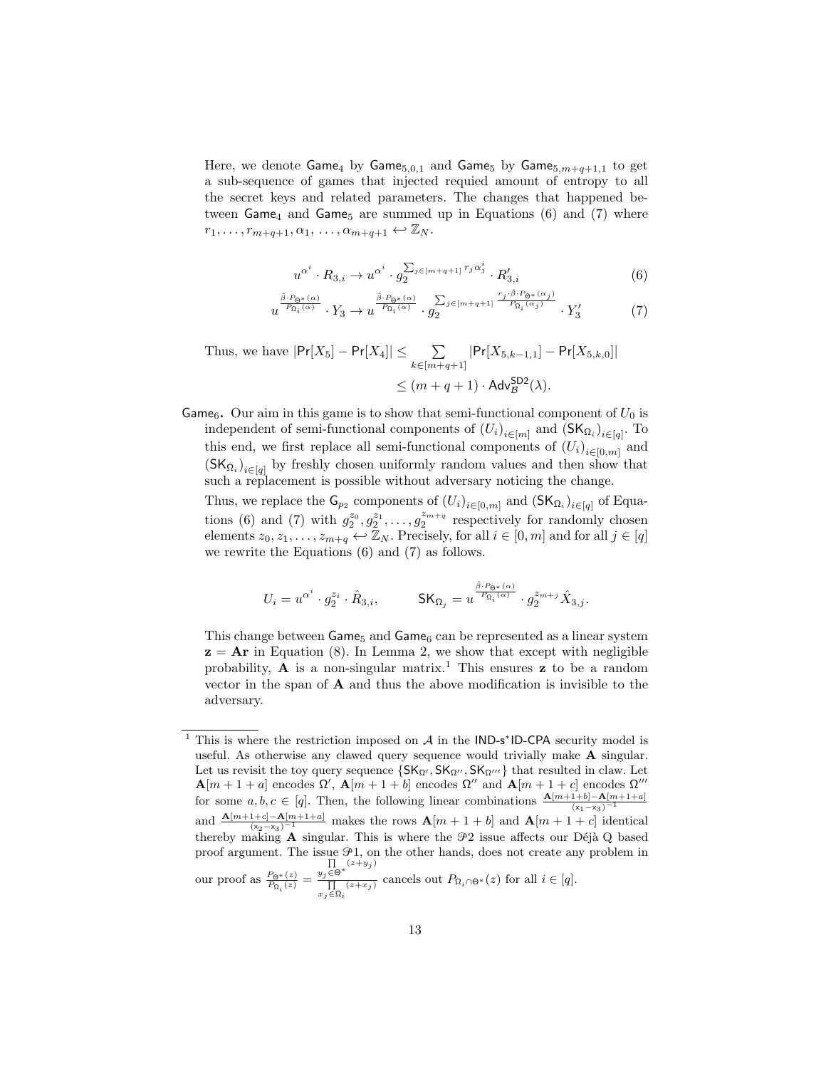Here, we denote $\mathsf{Game}_4$ by $\mathsf{Game}_{5,0,1}$ and $\mathsf{Game}_5$ by $\mathsf{Game}_{5,m+q+1,1}$ to get a sub-sequence of games that injected requied amount of entropy to all the secret keys and related parameters. The changes that happened between $\mathsf{Game}_4$ and $\mathsf{Game}_5$ are summed up in Equations (6) and (7) where $r_1, \ldots, r_{m+q+1}, \alpha_1, \ldots, \alpha_{m+q+1} \hookleftarrow \mathbb{Z}_N$.

$$u^{\alpha^i} \cdot R_{3,i} \to u^{\alpha^i} \cdot g_2^{\sum_{j \in [m+q+1]} r_j \alpha_j^i} \cdot R'_{3,i} \tag{6}$$

$$u^{\frac{\tilde{\beta} \cdot P_{\Theta^*}(\alpha)}{P_{\Omega_i}(\alpha)}} \cdot Y_3 \to u^{\frac{\tilde{\beta} \cdot P_{\Theta^*}(\alpha)}{P_{\Omega_i}(\alpha)}} \cdot g_2^{\sum_{j \in [m+q+1]} \frac{r_j \cdot \tilde{\beta} \cdot P_{\Theta^*}(\alpha_j)}{P_{\Omega_i}(\alpha_j)}} \cdot Y'_3 \tag{7}$$

Thus, we have $|\mathsf{Pr}[X_5] - \mathsf{Pr}[X_4]| \leq \sum_{k \in [m+q+1]} |\mathsf{Pr}[X_{5,k-1,1}] - \mathsf{Pr}[X_{5,k,0}]|$
$\leq (m+q+1) \cdot \mathsf{Adv}_{\mathcal{B}}^{\mathsf{SD2}}(\lambda)$.

**$\mathsf{Game}_6$.** Our aim in this game is to show that semi-functional component of $U_0$ is independent of semi-functional components of $(U_i)_{i \in [m]}$ and $(\mathsf{SK}_{\Omega_i})_{i \in [q]}$. To this end, we first replace all semi-functional components of $(U_i)_{i \in [0,m]}$ and $(\mathsf{SK}_{\Omega_i})_{i \in [q]}$ by freshly chosen uniformly random values and then show that such a replacement is possible without adversary noticing the change.

Thus, we replace the $\mathsf{G}_{p_2}$ components of $(U_i)_{i \in [0,m]}$ and $(\mathsf{SK}_{\Omega_i})_{i \in [q]}$ of Equations (6) and (7) with $g_2^{z_0}, g_2^{z_1}, \ldots, g_2^{z_{m+q}}$ respectively for randomly chosen elements $z_0, z_1, \ldots, z_{m+q} \hookleftarrow \mathbb{Z}_N$. Precisely, for all $i \in [0,m]$ and for all $j \in [q]$ we rewrite the Equations (6) and (7) as follows.

$$U_i = u^{\alpha^i} \cdot g_2^{z_i} \cdot \hat{R}_{3,i}, \qquad \mathsf{SK}_{\Omega_j} = u^{\frac{\tilde{\beta} \cdot P_{\Theta^*}(\alpha)}{P_{\Omega_i}(\alpha)}} \cdot g_2^{z_{m+j}} \hat{X}_{3,j}.$$

This change between $\mathsf{Game}_5$ and $\mathsf{Game}_6$ can be represented as a linear system $\mathbf{z} = \mathbf{A}\mathbf{r}$ in Equation (8). In Lemma 2, we show that except with negligible probability, $\mathbf{A}$ is a non-singular matrix.[1] This ensures $\mathbf{z}$ to be a random vector in the span of $\mathbf{A}$ and thus the above modification is invisible to the adversary.

---

[1] This is where the restriction imposed on $\mathcal{A}$ in the IND-s*ID-CPA security model is useful. As otherwise any clawed query sequence would trivially make $\mathbf{A}$ singular. Let us revisit the toy query sequence $\{\mathsf{SK}_{\Omega'}, \mathsf{SK}_{\Omega''}, \mathsf{SK}_{\Omega'''}\}$ that resulted in claw. Let $\mathbf{A}[m+1+a]$ encodes $\Omega'$, $\mathbf{A}[m+1+b]$ encodes $\Omega''$ and $\mathbf{A}[m+1+c]$ encodes $\Omega'''$ for some $a, b, c \in [q]$. Then, the following linear combinations $\frac{\mathbf{A}[m+1+b] - \mathbf{A}[m+1+a]}{(\mathsf{x}_1 - \mathsf{x}_3)^{-1}}$ and $\frac{\mathbf{A}[m+1+c] - \mathbf{A}[m+1+a]}{(\mathsf{x}_2 - \mathsf{x}_3)^{-1}}$ makes the rows $\mathbf{A}[m+1+b]$ and $\mathbf{A}[m+1+c]$ identical thereby making $\mathbf{A}$ singular. This is where the $\mathscr{P}2$ issue affects our Déjà Q based proof argument. The issue $\mathscr{P}1$, on the other hands, does not create any problem in our proof as $\frac{P_{\Theta^*}(z)}{P_{\Omega_i}(z)} = \frac{\prod_{y_j \in \Theta^*} (z + y_j)}{\prod_{x_j \in \Omega_i} (z + x_j)}$ cancels out $P_{\Omega_i \cap \Theta^*}(z)$ for all $i \in [q]$.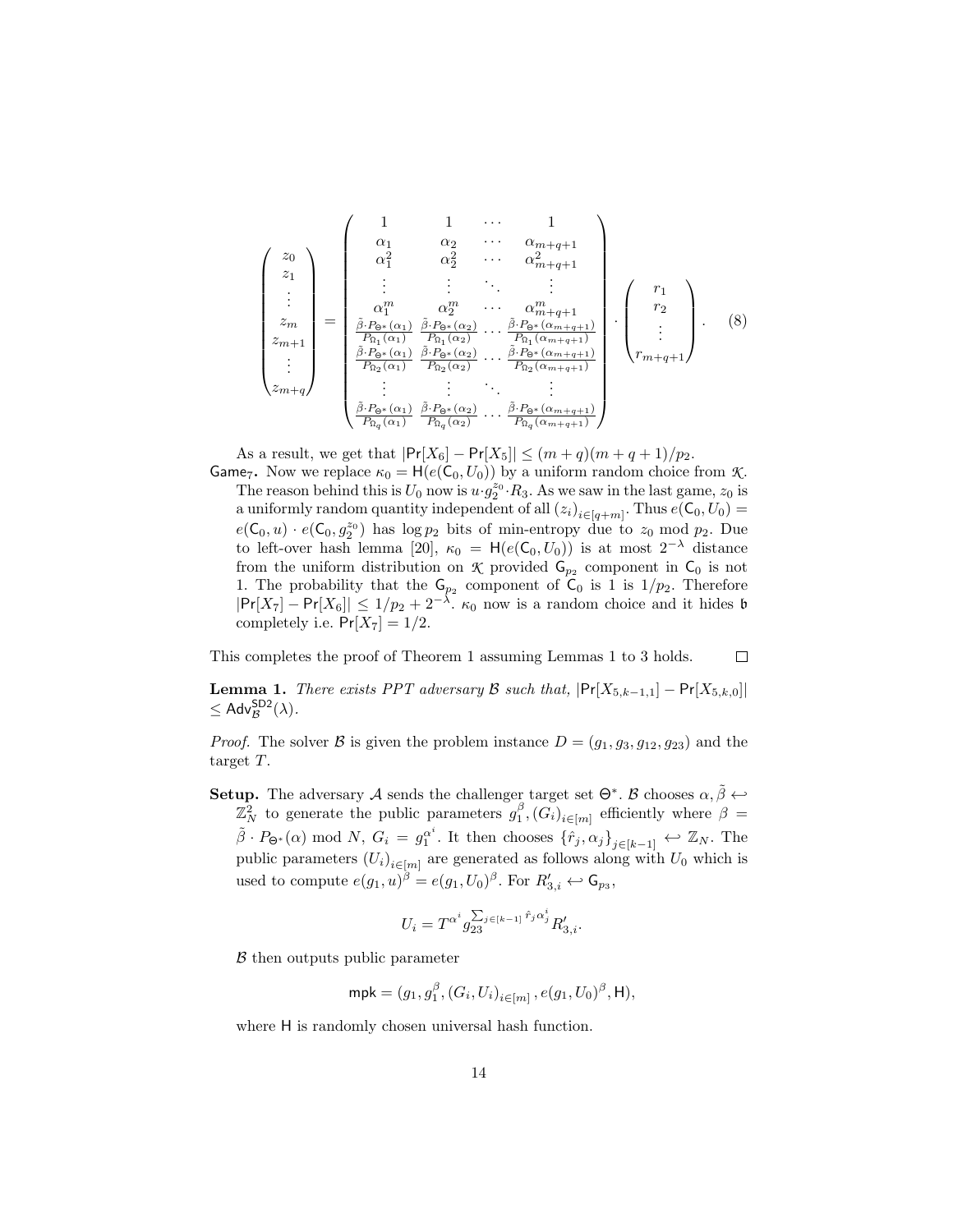$$
\begin{pmatrix} z_0 \\ z_1 \\ \vdots \\ z_m \\ z_{m+1} \\ \vdots \\ z_{m+q} \end{pmatrix} = \begin{pmatrix} 1 & 1 & \cdots & 1 \\ \alpha_1 & \alpha_2 & \cdots & \alpha_{m+q+1} \\ \alpha_1^2 & \alpha_2^2 & \cdots & \alpha_{m+q+1}^2 \\ \vdots & \vdots & \ddots & \vdots \\ \alpha_1^m & \alpha_2^m & \cdots & \alpha_{m+q+1}^m \\ \frac{\tilde{\beta}\cdot P_{\Theta^*}(\alpha_1)}{P_{\Omega_1}(\alpha_1)} & \frac{\tilde{\beta}\cdot P_{\Theta^*}(\alpha_2)}{P_{\Omega_1}(\alpha_2)} & \cdots & \frac{\tilde{\beta}\cdot P_{\Theta^*}(\alpha_{m+q+1})}{P_{\Omega_1}(\alpha_{m+q+1})} \\ \frac{\tilde{\beta}\cdot P_{\Theta^*}(\alpha_1)}{P_{\Omega_2}(\alpha_1)} & \frac{\tilde{\beta}\cdot P_{\Theta^*}(\alpha_2)}{P_{\Omega_2}(\alpha_2)} & \cdots & \frac{\tilde{\beta}\cdot P_{\Theta^*}(\alpha_{m+q+1})}{P_{\Omega_2}(\alpha_{m+q+1})} \\ \vdots & \vdots & \ddots & \vdots \\ \frac{\tilde{\beta}\cdot P_{\Theta^*}(\alpha_1)}{P_{\Omega_q}(\alpha_1)} & \frac{\tilde{\beta}\cdot P_{\Theta^*}(\alpha_2)}{P_{\Omega_q}(\alpha_2)} & \cdots & \frac{\tilde{\beta}\cdot P_{\Theta^*}(\alpha_{m+q+1})}{P_{\Omega_q}(\alpha_{m+q+1})} \end{pmatrix} \cdot \begin{pmatrix} r_1 \\ r_2 \\ \vdots \\ r_{m+q+1} \end{pmatrix}. \quad (8)
$$

As a result, we get that $|\Pr[X_6] - \Pr[X_5]| \leq (m+q)(m+q+1)/p_2$.

$\mathsf{Game}_7$**.** Now we replace $\kappa_0 = \mathsf{H}(e(\mathsf{C}_0, U_0))$ by a uniform random choice from $\mathcal{K}$. The reason behind this is $U_0$ now is $u \cdot g_2^{z_0} \cdot R_3$. As we saw in the last game, $z_0$ is a uniformly random quantity independent of all $(z_i)_{i\in[q+m]}$. Thus $e(\mathsf{C}_0, U_0) = e(\mathsf{C}_0, u) \cdot e(\mathsf{C}_0, g_2^{z_0})$ has $\log p_2$ bits of min-entropy due to $z_0 \bmod p_2$. Due to left-over hash lemma [20], $\kappa_0 = \mathsf{H}(e(\mathsf{C}_0, U_0))$ is at most $2^{-\lambda}$ distance from the uniform distribution on $\mathcal{K}$ provided $\mathsf{G}_{p_2}$ component in $\mathsf{C}_0$ is not 1. The probability that the $\mathsf{G}_{p_2}$ component of $\mathsf{C}_0$ is 1 is $1/p_2$. Therefore $|\Pr[X_7] - \Pr[X_6]| \leq 1/p_2 + 2^{-\lambda}$. $\kappa_0$ now is a random choice and it hides $\mathfrak{b}$ completely i.e. $\Pr[X_7] = 1/2$.

This completes the proof of Theorem 1 assuming Lemmas 1 to 3 holds. □

**Lemma 1.** *There exists PPT adversary $\mathcal{B}$ such that,* $|\Pr[X_{5,k-1,1}] - \Pr[X_{5,k,0}]| \leq \mathsf{Adv}_{\mathcal{B}}^{\mathsf{SD2}}(\lambda)$.

*Proof.* The solver $\mathcal{B}$ is given the problem instance $D = (g_1, g_3, g_{12}, g_{23})$ and the target $T$.

**Setup.** The adversary $\mathcal{A}$ sends the challenger target set $\Theta^*$. $\mathcal{B}$ chooses $\alpha, \tilde{\beta} \hookleftarrow \mathbb{Z}_N^2$ to generate the public parameters $g_1^{\beta}, (G_i)_{i\in[m]}$ efficiently where $\beta = \tilde{\beta} \cdot P_{\Theta^*}(\alpha) \bmod N$, $G_i = g_1^{\alpha^i}$. It then chooses $\{\hat{r}_j, \alpha_j\}_{j\in[k-1]} \hookleftarrow \mathbb{Z}_N$. The public parameters $(U_i)_{i\in[m]}$ are generated as follows along with $U_0$ which is used to compute $e(g_1, u)^{\beta} = e(g_1, U_0)^{\beta}$. For $R'_{3,i} \hookleftarrow \mathsf{G}_{p_3}$,

$$U_i = T^{\alpha^i} g_{23}^{\sum_{j\in[k-1]} \hat{r}_j \alpha_j^i} R'_{3,i}.$$

$\mathcal{B}$ then outputs public parameter

$$\mathsf{mpk} = (g_1, g_1^{\beta}, (G_i, U_i)_{i\in[m]}, e(g_1, U_0)^{\beta}, \mathsf{H}),$$

where $\mathsf{H}$ is randomly chosen universal hash function.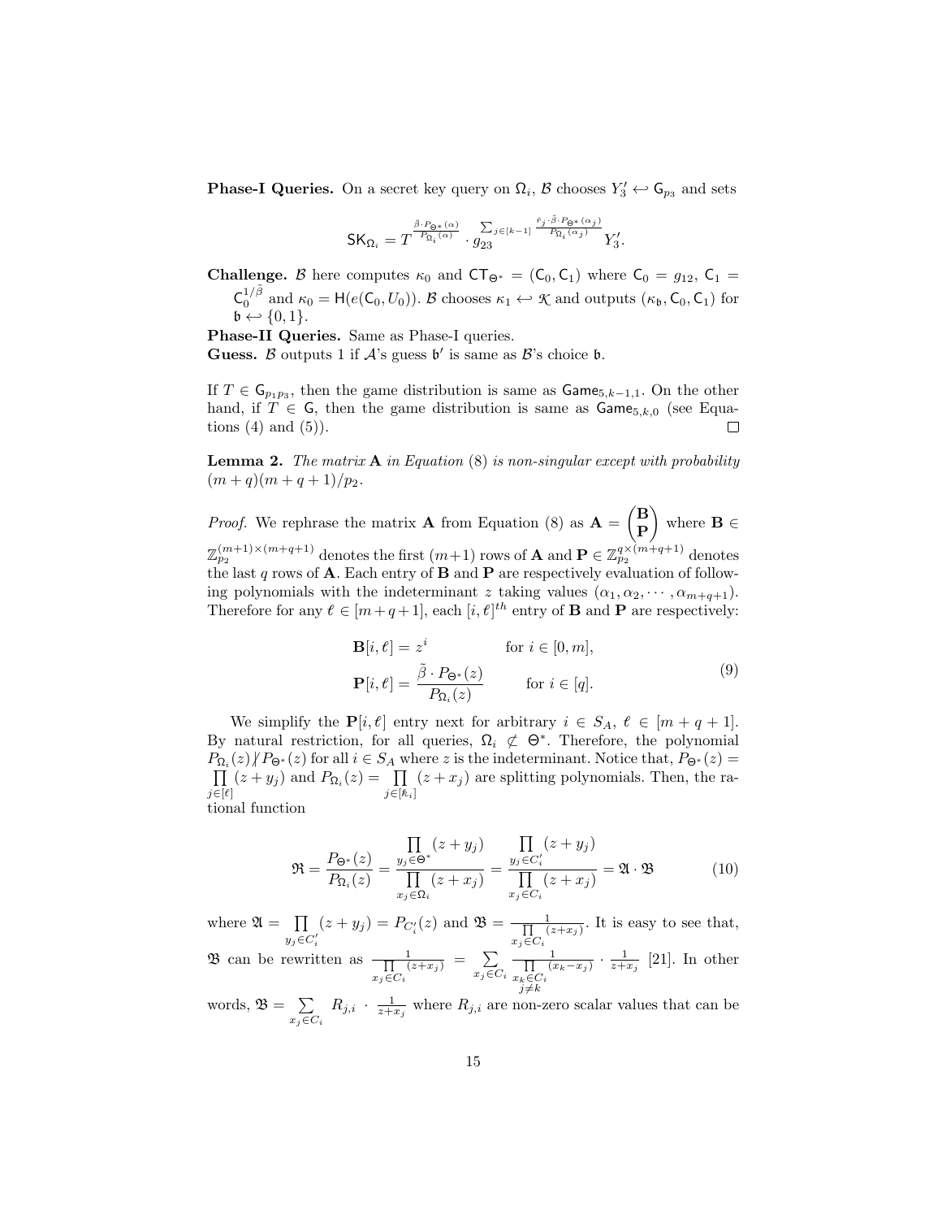**Phase-I Queries.** On a secret key query on $\Omega_i$, $\mathcal{B}$ chooses $Y_3' \hookleftarrow \mathsf{G}_{p_3}$ and sets

$$\mathsf{SK}_{\Omega_i} = T^{\frac{\tilde{\beta}\cdot P_{\Theta^*}(\alpha)}{P_{\Omega_i}(\alpha)}} \cdot g_{23}^{\sum_{j\in[k-1]} \frac{\hat{r}_j \cdot \tilde{\beta}\cdot P_{\Theta^*}(\alpha_j)}{P_{\Omega_i}(\alpha_j)}} Y_3'.$$

**Challenge.** $\mathcal{B}$ here computes $\kappa_0$ and $\mathsf{CT}_{\Theta^*} = (\mathsf{C}_0, \mathsf{C}_1)$ where $\mathsf{C}_0 = g_{12}$, $\mathsf{C}_1 = \mathsf{C}_0^{1/\tilde{\beta}}$ and $\kappa_0 = \mathsf{H}(e(\mathsf{C}_0, U_0))$. $\mathcal{B}$ chooses $\kappa_1 \hookleftarrow \mathcal{K}$ and outputs $(\kappa_{\mathfrak{b}}, \mathsf{C}_0, \mathsf{C}_1)$ for $\mathfrak{b} \hookleftarrow \{0,1\}$.

**Phase-II Queries.** Same as Phase-I queries.

**Guess.** $\mathcal{B}$ outputs 1 if $\mathcal{A}$'s guess $\mathfrak{b}'$ is same as $\mathcal{B}$'s choice $\mathfrak{b}$.

If $T \in \mathsf{G}_{p_1p_3}$, then the game distribution is same as $\mathsf{Game}_{5,k-1,1}$. On the other hand, if $T \in \mathsf{G}$, then the game distribution is same as $\mathsf{Game}_{5,k,0}$ (see Equations (4) and (5)). $\square$

**Lemma 2.** *The matrix* $\mathbf{A}$ *in Equation* (8) *is non-singular except with probability* $(m+q)(m+q+1)/p_2$.

*Proof.* We rephrase the matrix $\mathbf{A}$ from Equation (8) as $\mathbf{A} = \begin{pmatrix}\mathbf{B}\\ \mathbf{P}\end{pmatrix}$ where $\mathbf{B} \in \mathbb{Z}_{p_2}^{(m+1)\times(m+q+1)}$ denotes the first $(m+1)$ rows of $\mathbf{A}$ and $\mathbf{P} \in \mathbb{Z}_{p_2}^{q\times(m+q+1)}$ denotes the last $q$ rows of $\mathbf{A}$. Each entry of $\mathbf{B}$ and $\mathbf{P}$ are respectively evaluation of following polynomials with the indeterminant $z$ taking values $(\alpha_1, \alpha_2, \cdots, \alpha_{m+q+1})$. Therefore for any $\ell \in [m+q+1]$, each $[i,\ell]^{th}$ entry of $\mathbf{B}$ and $\mathbf{P}$ are respectively:

$$\begin{aligned}
\mathbf{B}[i,\ell] &= z^i && \text{for } i \in [0,m],\\
\mathbf{P}[i,\ell] &= \frac{\tilde{\beta}\cdot P_{\Theta^*}(z)}{P_{\Omega_i}(z)} && \text{for } i \in [q].
\end{aligned} \tag{9}$$

We simplify the $\mathbf{P}[i,\ell]$ entry next for arbitrary $i \in S_A$, $\ell \in [m+q+1]$. By natural restriction, for all queries, $\Omega_i \not\subset \Theta^*$. Therefore, the polynomial $P_{\Omega_i}(z) \nmid P_{\Theta^*}(z)$ for all $i \in S_A$ where $z$ is the indeterminant. Notice that, $P_{\Theta^*}(z) = \prod_{j\in[\ell]}(z+y_j)$ and $P_{\Omega_i}(z) = \prod_{j\in[\hbar_i]}(z+x_j)$ are splitting polynomials. Then, the rational function

$$\mathfrak{R} = \frac{P_{\Theta^*}(z)}{P_{\Omega_i}(z)} = \frac{\prod_{y_j\in\Theta^*}(z+y_j)}{\prod_{x_j\in\Omega_i}(z+x_j)} = \frac{\prod_{y_j\in C_i'}(z+y_j)}{\prod_{x_j\in C_i}(z+x_j)} = \mathfrak{A}\cdot\mathfrak{B} \tag{10}$$

where $\mathfrak{A} = \prod_{y_j\in C_i'}(z+y_j) = P_{C_i'}(z)$ and $\mathfrak{B} = \frac{1}{\prod_{x_j\in C_i}(z+x_j)}$. It is easy to see that, $\mathfrak{B}$ can be rewritten as $\frac{1}{\prod_{x_j\in C_i}(z+x_j)} = \sum_{x_j\in C_i} \frac{1}{\prod_{\substack{x_k\in C_i\\ j\neq k}}(x_k-x_j)} \cdot \frac{1}{z+x_j}$ [21]. In other words, $\mathfrak{B} = \sum_{x_j\in C_i} R_{j,i} \cdot \frac{1}{z+x_j}$ where $R_{j,i}$ are non-zero scalar values that can be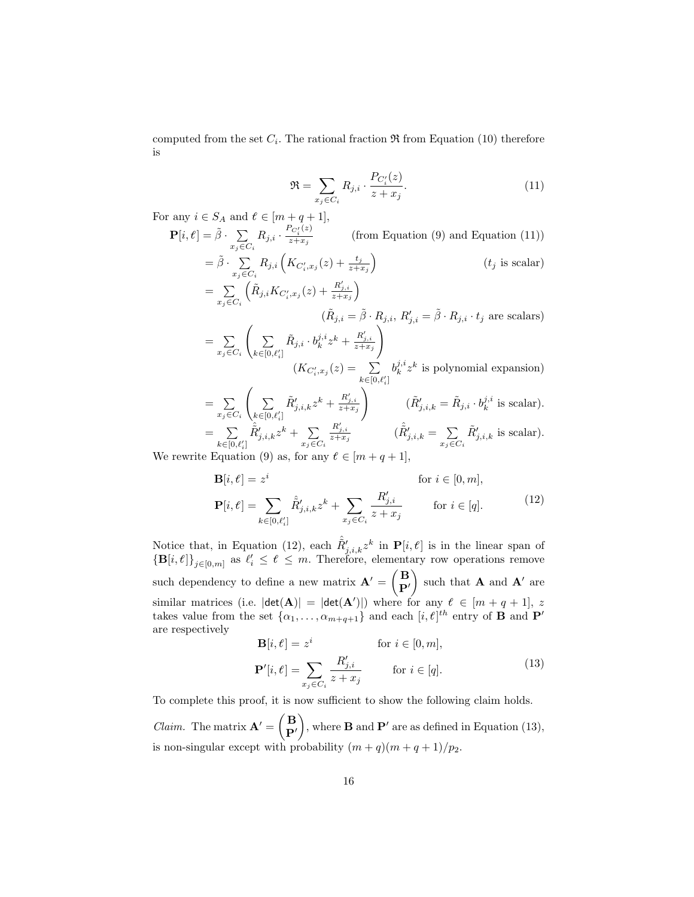computed from the set $C_i$. The rational fraction $\mathfrak{R}$ from Equation (10) therefore is

$$\mathfrak{R} = \sum_{x_j \in C_i} R_{j,i} \cdot \frac{P_{C_i'}(z)}{z + x_j}. \tag{11}$$

For any $i \in S_A$ and $\ell \in [m+q+1]$,

$$
\begin{aligned}
\mathbf{P}[i,\ell] &= \tilde{\beta} \cdot \sum_{x_j \in C_i} R_{j,i} \cdot \frac{P_{C_i'}(z)}{z+x_j} && \text{(from Equation (9) and Equation (11))} \\
&= \tilde{\beta} \cdot \sum_{x_j \in C_i} R_{j,i} \left( K_{C_i', x_j}(z) + \frac{t_j}{z+x_j} \right) && (t_j \text{ is scalar}) \\
&= \sum_{x_j \in C_i} \left( \tilde{R}_{j,i} K_{C_i', x_j}(z) + \frac{R'_{j,i}}{z+x_j} \right) \\
& && (\tilde{R}_{j,i} = \tilde{\beta} \cdot R_{j,i},\ R'_{j,i} = \tilde{\beta} \cdot R_{j,i} \cdot t_j \text{ are scalars}) \\
&= \sum_{x_j \in C_i} \left( \sum_{k \in [0, \ell_i']} \tilde{R}_{j,i} \cdot b_k^{j,i} z^k + \frac{R'_{j,i}}{z+x_j} \right) \\
& && (K_{C_i', x_j}(z) = \sum_{k \in [0, \ell_i']} b_k^{j,i} z^k \text{ is polynomial expansion}) \\
&= \sum_{x_j \in C_i} \left( \sum_{k \in [0, \ell_i']} \tilde{R}'_{j,i,k} z^k + \frac{R'_{j,i}}{z+x_j} \right) && (\tilde{R}'_{j,i,k} = \tilde{R}_{j,i} \cdot b_k^{j,i} \text{ is scalar}). \\
&= \sum_{k \in [0, \ell_i']} \hat{\tilde{R}}'_{j,i,k} z^k + \sum_{x_j \in C_i} \frac{R'_{j,i}}{z+x_j} && (\hat{\tilde{R}}'_{j,i,k} = \sum_{x_j \in C_i} \tilde{R}'_{j,i,k} \text{ is scalar}).
\end{aligned}
$$

We rewrite Equation (9) as, for any $\ell \in [m+q+1]$,

$$
\begin{aligned}
\mathbf{B}[i,\ell] &= z^i && \text{for } i \in [0,m], \\
\mathbf{P}[i,\ell] &= \sum_{k \in [0, \ell_i']} \hat{\tilde{R}}'_{j,i,k} z^k + \sum_{x_j \in C_i} \frac{R'_{j,i}}{z+x_j} && \text{for } i \in [q].
\end{aligned} \tag{12}
$$

Notice that, in Equation (12), each $\hat{\tilde{R}}'_{j,i,k} z^k$ in $\mathbf{P}[i,\ell]$ is in the linear span of $\{\mathbf{B}[i,\ell]\}_{j \in [0,m]}$ as $\ell_i' \le \ell \le m$. Therefore, elementary row operations remove such dependency to define a new matrix $\mathbf{A}' = \begin{pmatrix} \mathbf{B} \\ \mathbf{P}' \end{pmatrix}$ such that $\mathbf{A}$ and $\mathbf{A}'$ are similar matrices (i.e. $|\mathsf{det}(\mathbf{A})| = |\mathsf{det}(\mathbf{A}')|$) where for any $\ell \in [m+q+1]$, $z$ takes value from the set $\{\alpha_1, \ldots, \alpha_{m+q+1}\}$ and each $[i,\ell]^{th}$ entry of $\mathbf{B}$ and $\mathbf{P}'$ are respectively

$$
\begin{aligned}
\mathbf{B}[i,\ell] &= z^i && \text{for } i \in [0,m], \\
\mathbf{P}'[i,\ell] &= \sum_{x_j \in C_i} \frac{R'_{j,i}}{z+x_j} && \text{for } i \in [q].
\end{aligned} \tag{13}
$$

To complete this proof, it is now sufficient to show the following claim holds.

*Claim.* The matrix $\mathbf{A}' = \begin{pmatrix} \mathbf{B} \\ \mathbf{P}' \end{pmatrix}$, where $\mathbf{B}$ and $\mathbf{P}'$ are as defined in Equation (13), is non-singular except with probability $(m+q)(m+q+1)/p_2$.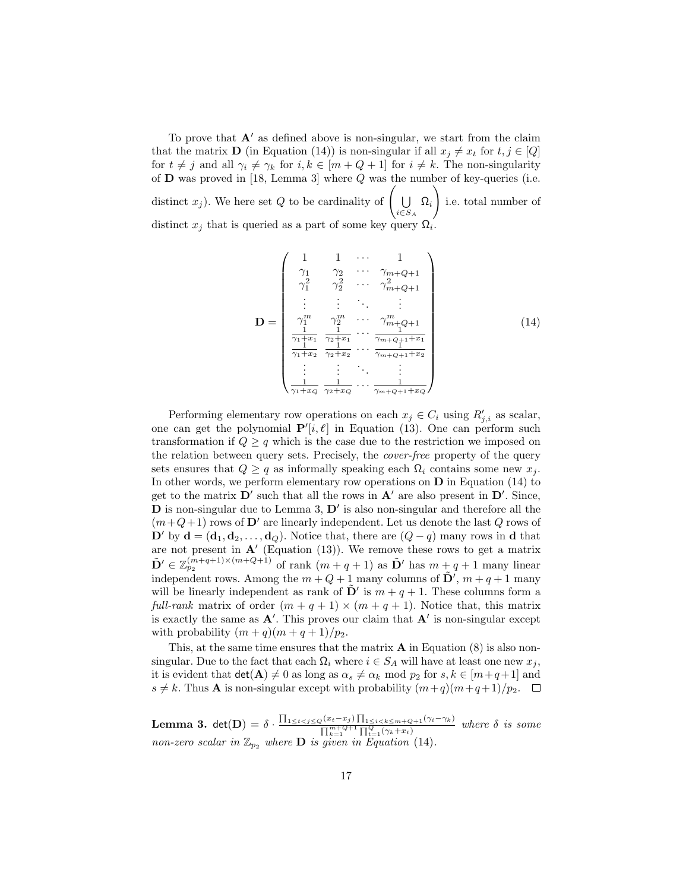To prove that $\mathbf{A}'$ as defined above is non-singular, we start from the claim that the matrix $\mathbf{D}$ (in Equation (14)) is non-singular if all $x_j \neq x_t$ for $t, j \in [Q]$ for $t \neq j$ and all $\gamma_i \neq \gamma_k$ for $i, k \in [m+Q+1]$ for $i \neq k$. The non-singularity of $\mathbf{D}$ was proved in [18, Lemma 3] where $Q$ was the number of key-queries (i.e. distinct $x_j$). We here set $Q$ to be cardinality of $\left(\bigcup_{i \in S_A} \Omega_i\right)$ i.e. total number of distinct $x_j$ that is queried as a part of some key query $\Omega_i$.

$$
\mathbf{D} = \begin{pmatrix}
1 & 1 & \cdots & 1 \\
\gamma_1 & \gamma_2 & \cdots & \gamma_{m+Q+1} \\
\gamma_1^2 & \gamma_2^2 & \cdots & \gamma_{m+Q+1}^2 \\
\vdots & \vdots & \ddots & \vdots \\
\gamma_1^m & \gamma_2^m & \cdots & \gamma_{m+Q+1}^m \\
\frac{1}{\gamma_1+x_1} & \frac{1}{\gamma_2+x_1} & \cdots & \frac{1}{\gamma_{m+Q+1}+x_1} \\
\frac{1}{\gamma_1+x_2} & \frac{1}{\gamma_2+x_2} & \cdots & \frac{1}{\gamma_{m+Q+1}+x_2} \\
\vdots & \vdots & \ddots & \vdots \\
\frac{1}{\gamma_1+x_Q} & \frac{1}{\gamma_2+x_Q} & \cdots & \frac{1}{\gamma_{m+Q+1}+x_Q}
\end{pmatrix} \tag{14}
$$

Performing elementary row operations on each $x_j \in C_i$ using $R'_{j,i}$ as scalar, one can get the polynomial $\mathbf{P}'[i, \ell]$ in Equation (13). One can perform such transformation if $Q \geq q$ which is the case due to the restriction we imposed on the relation between query sets. Precisely, the *cover-free* property of the query sets ensures that $Q \geq q$ as informally speaking each $\Omega_i$ contains some new $x_j$. In other words, we perform elementary row operations on $\mathbf{D}$ in Equation (14) to get to the matrix $\mathbf{D}'$ such that all the rows in $\mathbf{A}'$ are also present in $\mathbf{D}'$. Since, $\mathbf{D}$ is non-singular due to Lemma 3, $\mathbf{D}'$ is also non-singular and therefore all the $(m+Q+1)$ rows of $\mathbf{D}'$ are linearly independent. Let us denote the last $Q$ rows of $\mathbf{D}'$ by $\mathbf{d} = (\mathbf{d}_1, \mathbf{d}_2, \ldots, \mathbf{d}_Q)$. Notice that, there are $(Q-q)$ many rows in $\mathbf{d}$ that are not present in $\mathbf{A}'$ (Equation (13)). We remove these rows to get a matrix $\tilde{\mathbf{D}}' \in \mathbb{Z}_{p_2}^{(m+q+1)\times(m+Q+1)}$ of rank $(m+q+1)$ as $\tilde{\mathbf{D}}'$ has $m+q+1$ many linear independent rows. Among the $m+Q+1$ many columns of $\tilde{\mathbf{D}}'$, $m+q+1$ many will be linearly independent as rank of $\tilde{\mathbf{D}}'$ is $m+q+1$. These columns form a *full-rank* matrix of order $(m+q+1) \times (m+q+1)$. Notice that, this matrix is exactly the same as $\mathbf{A}'$. This proves our claim that $\mathbf{A}'$ is non-singular except with probability $(m+q)(m+q+1)/p_2$.

This, at the same time ensures that the matrix $\mathbf{A}$ in Equation (8) is also non-singular. Due to the fact that each $\Omega_i$ where $i \in S_A$ will have at least one new $x_j$, it is evident that $\mathsf{det}(\mathbf{A}) \neq 0$ as long as $\alpha_s \neq \alpha_k \bmod p_2$ for $s, k \in [m+q+1]$ and $s \neq k$. Thus $\mathbf{A}$ is non-singular except with probability $(m+q)(m+q+1)/p_2$. $\square$

**Lemma 3.** $\mathsf{det}(\mathbf{D}) = \delta \cdot \frac{\prod_{1 \leq t < j \leq Q}(x_t - x_j) \prod_{1 \leq i < k \leq m+Q+1}(\gamma_i - \gamma_k)}{\prod_{k=1}^{m+Q+1} \prod_{t=1}^{Q}(\gamma_k + x_t)}$ *where $\delta$ is some non-zero scalar in $\mathbb{Z}_{p_2}$ where $\mathbf{D}$ is given in Equation (14).*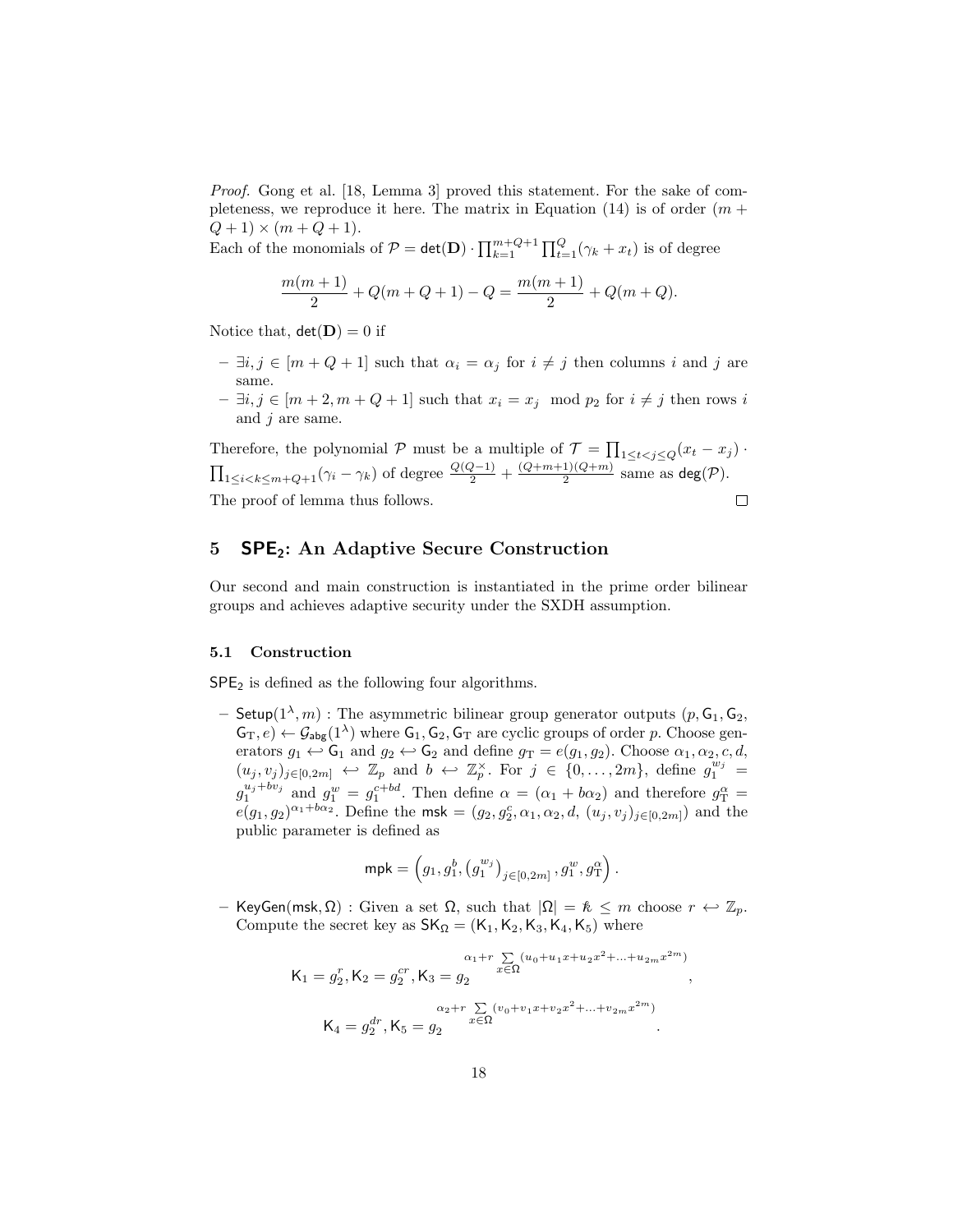*Proof.* Gong et al. [18, Lemma 3] proved this statement. For the sake of completeness, we reproduce it here. The matrix in Equation (14) is of order $(m + Q + 1) \times (m + Q + 1)$.
Each of the monomials of $\mathcal{P} = \mathsf{det}(\mathbf{D}) \cdot \prod_{k=1}^{m+Q+1} \prod_{t=1}^{Q} (\gamma_k + x_t)$ is of degree

$$\frac{m(m+1)}{2} + Q(m+Q+1) - Q = \frac{m(m+1)}{2} + Q(m+Q).$$

Notice that, $\mathsf{det}(\mathbf{D}) = 0$ if

- $\exists i, j \in [m + Q + 1]$ such that $\alpha_i = \alpha_j$ for $i \neq j$ then columns $i$ and $j$ are same.
- $\exists i, j \in [m + 2, m + Q + 1]$ such that $x_i = x_j \mod p_2$ for $i \neq j$ then rows $i$ and $j$ are same.

Therefore, the polynomial $\mathcal{P}$ must be a multiple of $\mathcal{T} = \prod_{1 \leq t < j \leq Q} (x_t - x_j) \cdot \prod_{1 \leq i < k \leq m+Q+1} (\gamma_i - \gamma_k)$ of degree $\frac{Q(Q-1)}{2} + \frac{(Q+m+1)(Q+m)}{2}$ same as $\mathsf{deg}(\mathcal{P})$.
The proof of lemma thus follows. □

## 5 $\mathsf{SPE}_2$: An Adaptive Secure Construction

Our second and main construction is instantiated in the prime order bilinear groups and achieves adaptive security under the SXDH assumption.

### 5.1 Construction

$\mathsf{SPE}_2$ is defined as the following four algorithms.

- $\mathsf{Setup}(1^\lambda, m)$ : The asymmetric bilinear group generator outputs $(p, \mathsf{G}_1, \mathsf{G}_2, \mathsf{G}_\mathrm{T}, e) \leftarrow \mathcal{G}_{\mathsf{abg}}(1^\lambda)$ where $\mathsf{G}_1, \mathsf{G}_2, \mathsf{G}_\mathrm{T}$ are cyclic groups of order $p$. Choose generators $g_1 \hookleftarrow \mathsf{G}_1$ and $g_2 \hookleftarrow \mathsf{G}_2$ and define $g_\mathrm{T} = e(g_1, g_2)$. Choose $\alpha_1, \alpha_2, c, d, (u_j, v_j)_{j \in [0,2m]} \hookleftarrow \mathbb{Z}_p$ and $b \hookleftarrow \mathbb{Z}_p^\times$. For $j \in \{0, \ldots, 2m\}$, define $g_1^{w_j} = g_1^{u_j + bv_j}$ and $g_1^w = g_1^{c+bd}$. Then define $\alpha = (\alpha_1 + b\alpha_2)$ and therefore $g_\mathrm{T}^\alpha = e(g_1, g_2)^{\alpha_1 + b\alpha_2}$. Define the $\mathsf{msk} = (g_2, g_2^c, \alpha_1, \alpha_2, d, (u_j, v_j)_{j \in [0,2m]})$ and the public parameter is defined as

$$\mathsf{mpk} = \left( g_1, g_1^b, \left( g_1^{w_j} \right)_{j \in [0,2m]}, g_1^w, g_\mathrm{T}^\alpha \right).$$

- $\mathsf{KeyGen}(\mathsf{msk}, \Omega)$ : Given a set $\Omega$, such that $|\Omega| = \hbar \leq m$ choose $r \hookleftarrow \mathbb{Z}_p$. Compute the secret key as $\mathsf{SK}_\Omega = (\mathsf{K}_1, \mathsf{K}_2, \mathsf{K}_3, \mathsf{K}_4, \mathsf{K}_5)$ where

$$\mathsf{K}_1 = g_2^r, \mathsf{K}_2 = g_2^{cr}, \mathsf{K}_3 = g_2^{\alpha_1 + r \sum_{x \in \Omega} (u_0 + u_1 x + u_2 x^2 + \ldots + u_{2m} x^{2m})},$$

$$\mathsf{K}_4 = g_2^{dr}, \mathsf{K}_5 = g_2^{\alpha_2 + r \sum_{x \in \Omega} (v_0 + v_1 x + v_2 x^2 + \ldots + v_{2m} x^{2m})}.$$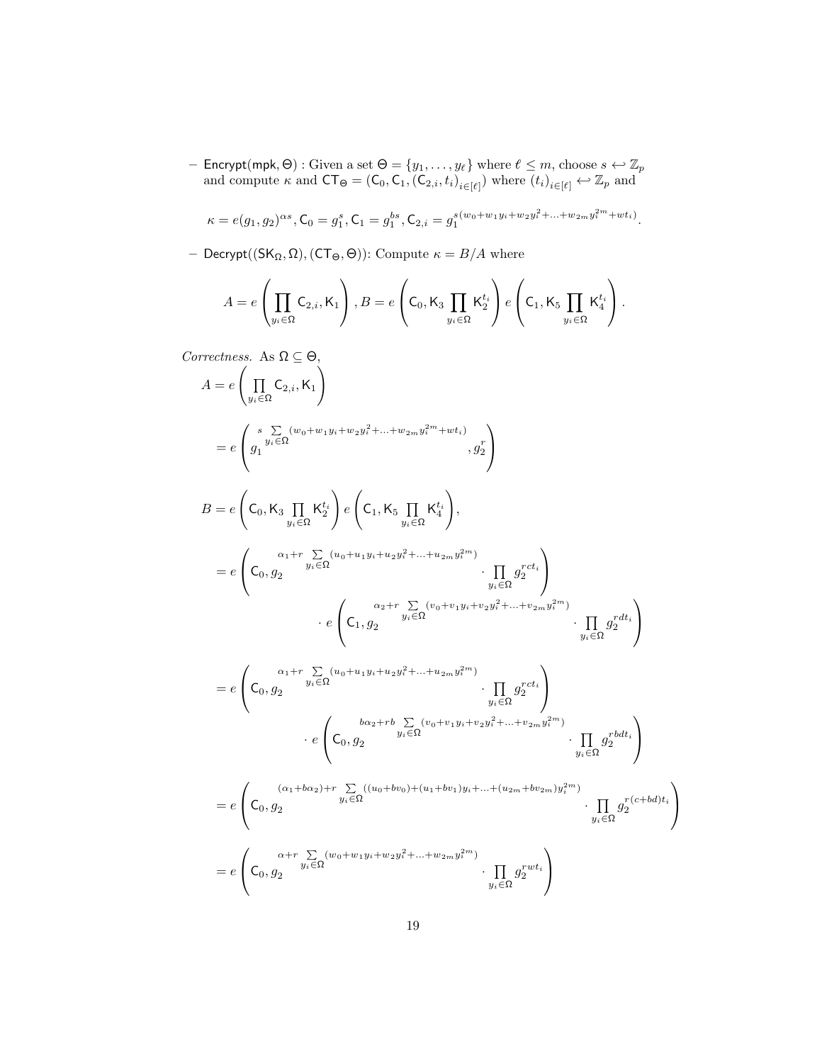– $\mathsf{Encrypt}(\mathsf{mpk}, \Theta)$ : Given a set $\Theta = \{y_1, \ldots, y_\ell\}$ where $\ell \leq m$, choose $s \leftarrow \mathbb{Z}_p$ and compute $\kappa$ and $\mathsf{CT}_\Theta = (\mathsf{C}_0, \mathsf{C}_1, (\mathsf{C}_{2,i}, t_i)_{i \in [\ell]})$ where $(t_i)_{i \in [\ell]} \leftarrow \mathbb{Z}_p$ and

$$\kappa = e(g_1, g_2)^{\alpha s}, \mathsf{C}_0 = g_1^s, \mathsf{C}_1 = g_1^{bs}, \mathsf{C}_{2,i} = g_1^{s(w_0 + w_1 y_i + w_2 y_i^2 + \ldots + w_{2m} y_i^{2m} + w t_i)}.$$

– $\mathsf{Decrypt}((\mathsf{SK}_\Omega, \Omega), (\mathsf{CT}_\Theta, \Theta))$: Compute $\kappa = B/A$ where

$$A = e\left(\prod_{y_i \in \Omega} \mathsf{C}_{2,i}, \mathsf{K}_1\right), B = e\left(\mathsf{C}_0, \mathsf{K}_3 \prod_{y_i \in \Omega} \mathsf{K}_2^{t_i}\right) e\left(\mathsf{C}_1, \mathsf{K}_5 \prod_{y_i \in \Omega} \mathsf{K}_4^{t_i}\right).$$

*Correctness.* As $\Omega \subseteq \Theta$,

$$\begin{aligned}
A &= e\left(\prod_{y_i \in \Omega} \mathsf{C}_{2,i}, \mathsf{K}_1\right) \\
&= e\left(g_1^{s \sum_{y_i \in \Omega} (w_0 + w_1 y_i + w_2 y_i^2 + \ldots + w_{2m} y_i^{2m} + w t_i)}, g_2^r\right)
\end{aligned}$$

$$\begin{aligned}
B &= e\left(\mathsf{C}_0, \mathsf{K}_3 \prod_{y_i \in \Omega} \mathsf{K}_2^{t_i}\right) e\left(\mathsf{C}_1, \mathsf{K}_5 \prod_{y_i \in \Omega} \mathsf{K}_4^{t_i}\right), \\
&= e\left(\mathsf{C}_0, g_2^{\alpha_1 + r \sum_{y_i \in \Omega} (u_0 + u_1 y_i + u_2 y_i^2 + \ldots + u_{2m} y_i^{2m})} \cdot \prod_{y_i \in \Omega} g_2^{r c t_i}\right) \\
&\qquad \cdot e\left(\mathsf{C}_1, g_2^{\alpha_2 + r \sum_{y_i \in \Omega} (v_0 + v_1 y_i + v_2 y_i^2 + \ldots + v_{2m} y_i^{2m})} \cdot \prod_{y_i \in \Omega} g_2^{r d t_i}\right) \\
&= e\left(\mathsf{C}_0, g_2^{\alpha_1 + r \sum_{y_i \in \Omega} (u_0 + u_1 y_i + u_2 y_i^2 + \ldots + u_{2m} y_i^{2m})} \cdot \prod_{y_i \in \Omega} g_2^{r c t_i}\right) \\
&\qquad \cdot e\left(\mathsf{C}_0, g_2^{b\alpha_2 + r b \sum_{y_i \in \Omega} (v_0 + v_1 y_i + v_2 y_i^2 + \ldots + v_{2m} y_i^{2m})} \cdot \prod_{y_i \in \Omega} g_2^{r b d t_i}\right) \\
&= e\left(\mathsf{C}_0, g_2^{(\alpha_1 + b\alpha_2) + r \sum_{y_i \in \Omega} ((u_0 + b v_0) + (u_1 + b v_1) y_i + \ldots + (u_{2m} + b v_{2m}) y_i^{2m})} \cdot \prod_{y_i \in \Omega} g_2^{r(c + bd) t_i}\right) \\
&= e\left(\mathsf{C}_0, g_2^{\alpha + r \sum_{y_i \in \Omega} (w_0 + w_1 y_i + w_2 y_i^2 + \ldots + w_{2m} y_i^{2m})} \cdot \prod_{y_i \in \Omega} g_2^{r w t_i}\right)
\end{aligned}$$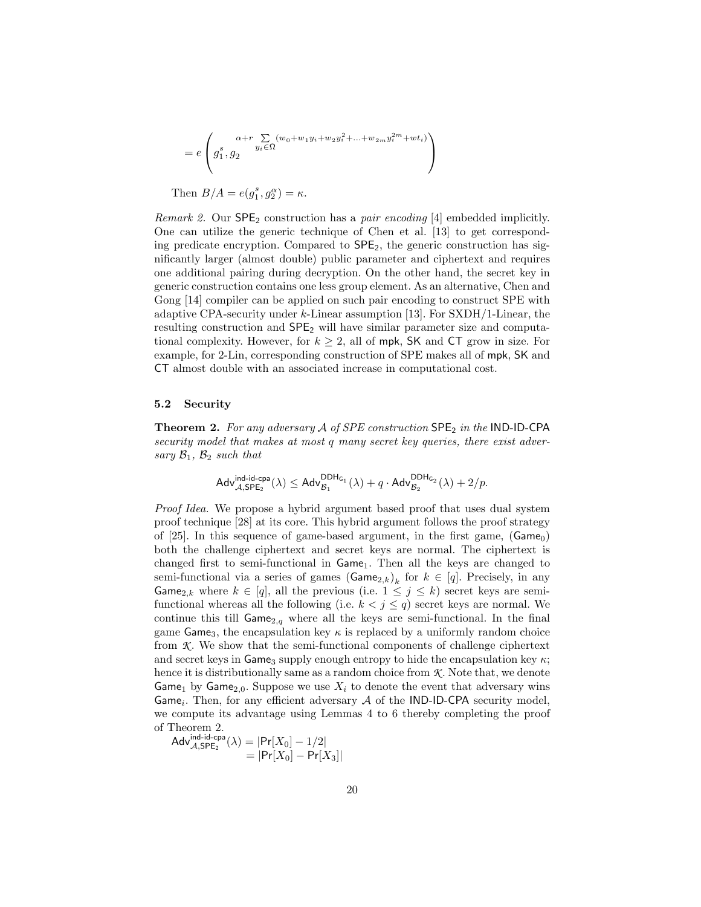$$= e\left(g_1^s, g_2^{\alpha + r \sum_{y_i \in \Omega} (w_0 + w_1 y_i + w_2 y_i^2 + \ldots + w_{2m} y_i^{2m} + w t_i)}\right)$$

Then $B/A = e(g_1^s, g_2^\alpha) = \kappa$.

*Remark 2.* Our $\mathsf{SPE}_2$ construction has a *pair encoding* [4] embedded implicitly. One can utilize the generic technique of Chen et al. [13] to get corresponding predicate encryption. Compared to $\mathsf{SPE}_2$, the generic construction has significantly larger (almost double) public parameter and ciphertext and requires one additional pairing during decryption. On the other hand, the secret key in generic construction contains one less group element. As an alternative, Chen and Gong [14] compiler can be applied on such pair encoding to construct SPE with adaptive CPA-security under $k$-Linear assumption [13]. For SXDH/1-Linear, the resulting construction and $\mathsf{SPE}_2$ will have similar parameter size and computational complexity. However, for $k \geq 2$, all of $\mathsf{mpk}$, $\mathsf{SK}$ and $\mathsf{CT}$ grow in size. For example, for 2-Lin, corresponding construction of SPE makes all of $\mathsf{mpk}$, $\mathsf{SK}$ and $\mathsf{CT}$ almost double with an associated increase in computational cost.

### 5.2 Security

**Theorem 2.** *For any adversary $\mathcal{A}$ of SPE construction $\mathsf{SPE}_2$ in the $\mathsf{IND\text{-}ID\text{-}CPA}$ security model that makes at most $q$ many secret key queries, there exist adversary $\mathcal{B}_1$, $\mathcal{B}_2$ such that*

$$\mathsf{Adv}^{\mathsf{ind\text{-}id\text{-}cpa}}_{\mathcal{A},\mathsf{SPE}_2}(\lambda) \leq \mathsf{Adv}^{\mathsf{DDH}_{\mathbb{G}_1}}_{\mathcal{B}_1}(\lambda) + q \cdot \mathsf{Adv}^{\mathsf{DDH}_{\mathbb{G}_2}}_{\mathcal{B}_2}(\lambda) + 2/p.$$

*Proof Idea.* We propose a hybrid argument based proof that uses dual system proof technique [28] at its core. This hybrid argument follows the proof strategy of [25]. In this sequence of game-based argument, in the first game, ($\mathsf{Game}_0$) both the challenge ciphertext and secret keys are normal. The ciphertext is changed first to semi-functional in $\mathsf{Game}_1$. Then all the keys are changed to semi-functional via a series of games $(\mathsf{Game}_{2,k})_k$ for $k \in [q]$. Precisely, in any $\mathsf{Game}_{2,k}$ where $k \in [q]$, all the previous (i.e. $1 \leq j \leq k$) secret keys are semi-functional whereas all the following (i.e. $k < j \leq q$) secret keys are normal. We continue this till $\mathsf{Game}_{2,q}$ where all the keys are semi-functional. In the final game $\mathsf{Game}_3$, the encapsulation key $\kappa$ is replaced by a uniformly random choice from $\mathcal{K}$. We show that the semi-functional components of challenge ciphertext and secret keys in $\mathsf{Game}_3$ supply enough entropy to hide the encapsulation key $\kappa$; hence it is distributionally same as a random choice from $\mathcal{K}$. Note that, we denote $\mathsf{Game}_1$ by $\mathsf{Game}_{2,0}$. Suppose we use $X_i$ to denote the event that adversary wins $\mathsf{Game}_i$. Then, for any efficient adversary $\mathcal{A}$ of the $\mathsf{IND\text{-}ID\text{-}CPA}$ security model, we compute its advantage using Lemmas 4 to 6 thereby completing the proof of Theorem 2.

$$\begin{aligned}
\mathsf{Adv}^{\mathsf{ind\text{-}id\text{-}cpa}}_{\mathcal{A},\mathsf{SPE}_2}(\lambda) &= |\Pr[X_0] - 1/2| \\
&= |\Pr[X_0] - \Pr[X_3]|
\end{aligned}$$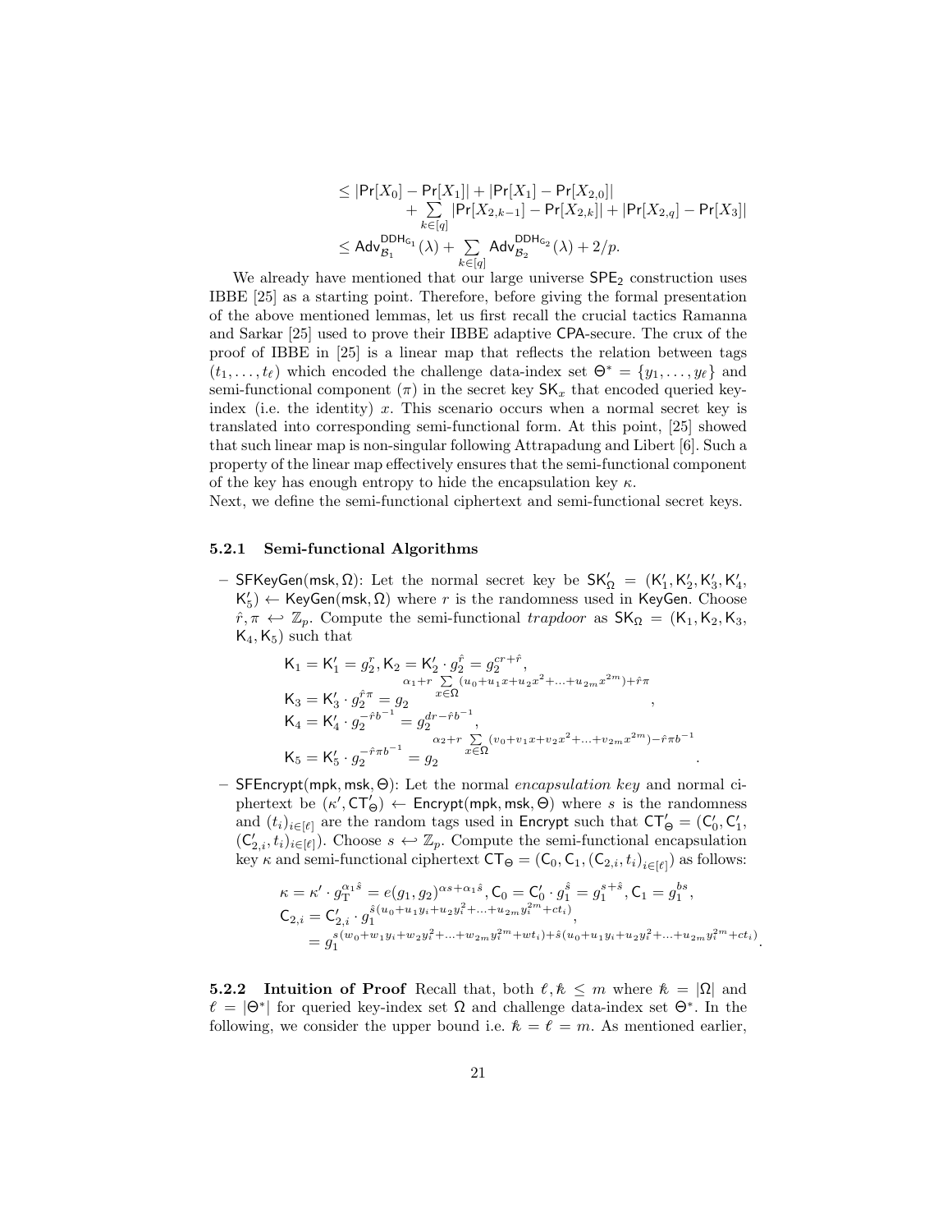$$
\begin{aligned}
&\leq |\mathsf{Pr}[X_0] - \mathsf{Pr}[X_1]| + |\mathsf{Pr}[X_1] - \mathsf{Pr}[X_{2,0}]| \\
&\quad + \sum_{k \in [q]} |\mathsf{Pr}[X_{2,k-1}] - \mathsf{Pr}[X_{2,k}]| + |\mathsf{Pr}[X_{2,q}] - \mathsf{Pr}[X_3]| \\
&\leq \mathsf{Adv}_{\mathcal{B}_1}^{\mathsf{DDH}_{\mathbb{G}_1}}(\lambda) + \sum_{k \in [q]} \mathsf{Adv}_{\mathcal{B}_2}^{\mathsf{DDH}_{\mathbb{G}_2}}(\lambda) + 2/p.
\end{aligned}
$$

We already have mentioned that our large universe $\mathsf{SPE}_2$ construction uses IBBE [25] as a starting point. Therefore, before giving the formal presentation of the above mentioned lemmas, let us first recall the crucial tactics Ramanna and Sarkar [25] used to prove their IBBE adaptive CPA-secure. The crux of the proof of IBBE in [25] is a linear map that reflects the relation between tags $(t_1, \ldots, t_\ell)$ which encoded the challenge data-index set $\Theta^* = \{y_1, \ldots, y_\ell\}$ and semi-functional component ($\pi$) in the secret key $\mathsf{SK}_x$ that encoded queried key-index (i.e. the identity) $x$. This scenario occurs when a normal secret key is translated into corresponding semi-functional form. At this point, [25] showed that such linear map is non-singular following Attrapadung and Libert [6]. Such a property of the linear map effectively ensures that the semi-functional component of the key has enough entropy to hide the encapsulation key $\kappa$.
Next, we define the semi-functional ciphertext and semi-functional secret keys.

#### 5.2.1 Semi-functional Algorithms

– $\mathsf{SFKeyGen}(\mathsf{msk}, \Omega)$: Let the normal secret key be $\mathsf{SK}'_\Omega = (\mathsf{K}'_1, \mathsf{K}'_2, \mathsf{K}'_3, \mathsf{K}'_4, \mathsf{K}'_5) \leftarrow \mathsf{KeyGen}(\mathsf{msk}, \Omega)$ where $r$ is the randomness used in $\mathsf{KeyGen}$. Choose $\hat{r}, \pi \hookleftarrow \mathbb{Z}_p$. Compute the semi-functional *trapdoor* as $\mathsf{SK}_\Omega = (\mathsf{K}_1, \mathsf{K}_2, \mathsf{K}_3, \mathsf{K}_4, \mathsf{K}_5)$ such that

$$
\begin{aligned}
&\mathsf{K}_1 = \mathsf{K}'_1 = g_2^r, \mathsf{K}_2 = \mathsf{K}'_2 \cdot g_2^{\hat{r}} = g_2^{cr+\hat{r}}, \\
&\mathsf{K}_3 = \mathsf{K}'_3 \cdot g_2^{\hat{r}\pi} = g_2^{\alpha_1 + r \sum_{x \in \Omega} (u_0 + u_1 x + u_2 x^2 + \ldots + u_{2m} x^{2m}) + \hat{r}\pi}, \\
&\mathsf{K}_4 = \mathsf{K}'_4 \cdot g_2^{-\hat{r}b^{-1}} = g_2^{dr - \hat{r}b^{-1}}, \\
&\mathsf{K}_5 = \mathsf{K}'_5 \cdot g_2^{-\hat{r}\pi b^{-1}} = g_2^{\alpha_2 + r \sum_{x \in \Omega} (v_0 + v_1 x + v_2 x^2 + \ldots + v_{2m} x^{2m}) - \hat{r}\pi b^{-1}}.
\end{aligned}
$$

– $\mathsf{SFEncrypt}(\mathsf{mpk}, \mathsf{msk}, \Theta)$: Let the normal *encapsulation key* and normal ciphertext be $(\kappa', \mathsf{CT}'_\Theta) \leftarrow \mathsf{Encrypt}(\mathsf{mpk}, \mathsf{msk}, \Theta)$ where $s$ is the randomness and $(t_i)_{i \in [\ell]}$ are the random tags used in $\mathsf{Encrypt}$ such that $\mathsf{CT}'_\Theta = (\mathsf{C}'_0, \mathsf{C}'_1, (\mathsf{C}'_{2,i}, t_i)_{i \in [\ell]})$. Choose $s \hookleftarrow \mathbb{Z}_p$. Compute the semi-functional encapsulation key $\kappa$ and semi-functional ciphertext $\mathsf{CT}_\Theta = (\mathsf{C}_0, \mathsf{C}_1, (\mathsf{C}_{2,i}, t_i)_{i \in [\ell]})$ as follows:

$$
\begin{aligned}
&\kappa = \kappa' \cdot g_{\mathrm{T}}^{\alpha_1 \hat{s}} = e(g_1, g_2)^{\alpha s + \alpha_1 \hat{s}}, \mathsf{C}_0 = \mathsf{C}'_0 \cdot g_1^{\hat{s}} = g_1^{s+\hat{s}}, \mathsf{C}_1 = g_1^{bs}, \\
&\mathsf{C}_{2,i} = \mathsf{C}'_{2,i} \cdot g_1^{\hat{s}(u_0 + u_1 y_i + u_2 y_i^2 + \ldots + u_{2m} y_i^{2m} + c t_i)}, \\
&\quad = g_1^{s(w_0 + w_1 y_i + w_2 y_i^2 + \ldots + w_{2m} y_i^{2m} + w t_i) + \hat{s}(u_0 + u_1 y_i + u_2 y_i^2 + \ldots + u_{2m} y_i^{2m} + c t_i)}.
\end{aligned}
$$

**5.2.2 Intuition of Proof** Recall that, both $\ell, \hbar \leq m$ where $\hbar = |\Omega|$ and $\ell = |\Theta^*|$ for queried key-index set $\Omega$ and challenge data-index set $\Theta^*$. In the following, we consider the upper bound i.e. $\hbar = \ell = m$. As mentioned earlier,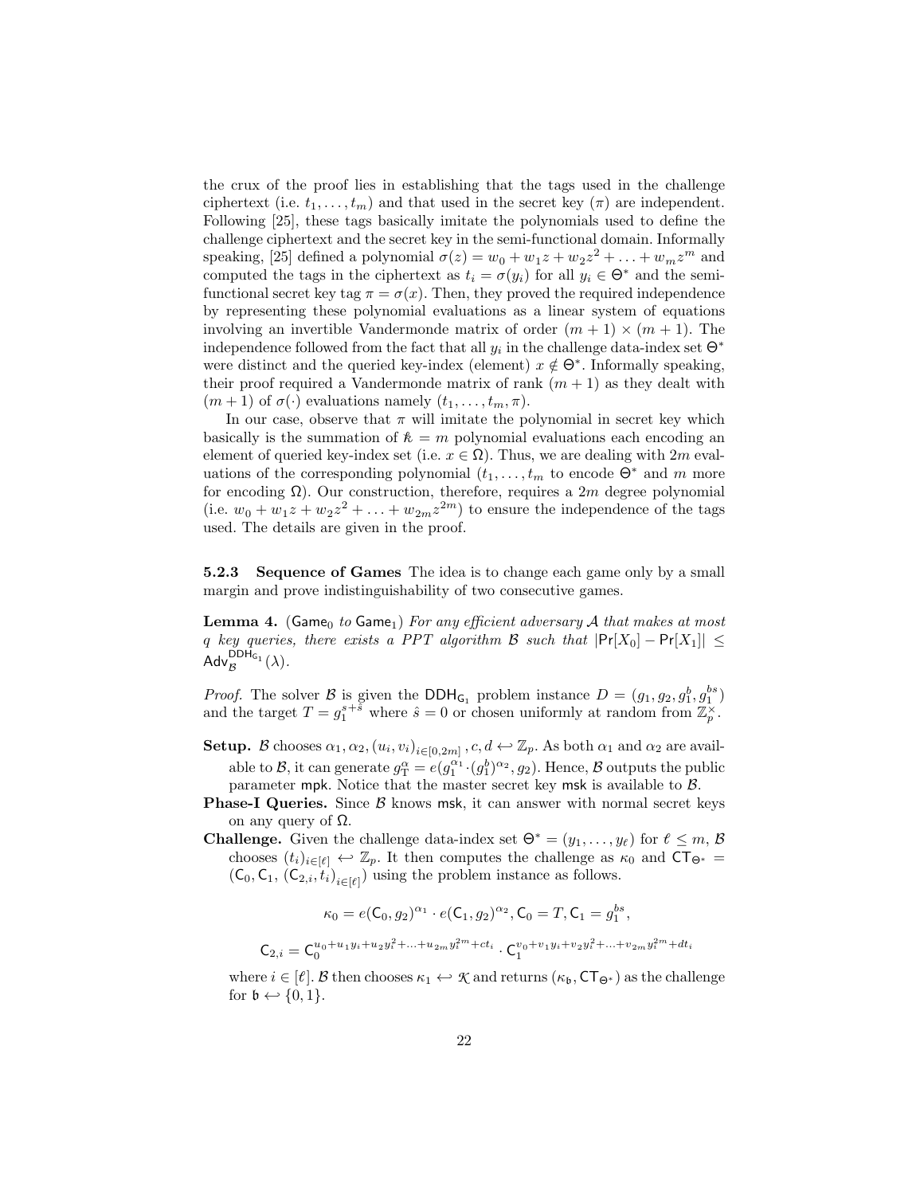the crux of the proof lies in establishing that the tags used in the challenge ciphertext (i.e. $t_1, \ldots, t_m$) and that used in the secret key ($\pi$) are independent. Following [25], these tags basically imitate the polynomials used to define the challenge ciphertext and the secret key in the semi-functional domain. Informally speaking, [25] defined a polynomial $\sigma(z) = w_0 + w_1 z + w_2 z^2 + \ldots + w_m z^m$ and computed the tags in the ciphertext as $t_i = \sigma(y_i)$ for all $y_i \in \Theta^*$ and the semi-functional secret key tag $\pi = \sigma(x)$. Then, they proved the required independence by representing these polynomial evaluations as a linear system of equations involving an invertible Vandermonde matrix of order $(m+1) \times (m+1)$. The independence followed from the fact that all $y_i$ in the challenge data-index set $\Theta^*$ were distinct and the queried key-index (element) $x \notin \Theta^*$. Informally speaking, their proof required a Vandermonde matrix of rank $(m+1)$ as they dealt with $(m+1)$ of $\sigma(\cdot)$ evaluations namely $(t_1, \ldots, t_m, \pi)$.

In our case, observe that $\pi$ will imitate the polynomial in secret key which basically is the summation of $\Bbbk = m$ polynomial evaluations each encoding an element of queried key-index set (i.e. $x \in \Omega$). Thus, we are dealing with $2m$ evaluations of the corresponding polynomial ($t_1, \ldots, t_m$ to encode $\Theta^*$ and $m$ more for encoding $\Omega$). Our construction, therefore, requires a $2m$ degree polynomial (i.e. $w_0 + w_1 z + w_2 z^2 + \ldots + w_{2m} z^{2m}$) to ensure the independence of the tags used. The details are given in the proof.

#### 5.2.3 Sequence of Games

The idea is to change each game only by a small margin and prove indistinguishability of two consecutive games.

**Lemma 4.** ($\mathsf{Game}_0$ *to* $\mathsf{Game}_1$) *For any efficient adversary $\mathcal{A}$ that makes at most $q$ key queries, there exists a PPT algorithm $\mathcal{B}$ such that* $|\Pr[X_0] - \Pr[X_1]| \leq \mathsf{Adv}_{\mathcal{B}}^{\mathsf{DDH}_{\mathsf{G}_1}}(\lambda)$.

*Proof.* The solver $\mathcal{B}$ is given the $\mathsf{DDH}_{\mathsf{G}_1}$ problem instance $D = (g_1, g_2, g_1^b, g_1^{bs})$ and the target $T = g_1^{s+\hat{s}}$ where $\hat{s} = 0$ or chosen uniformly at random from $\mathbb{Z}_p^\times$.

**Setup.** $\mathcal{B}$ chooses $\alpha_1, \alpha_2, (u_i, v_i)_{i \in [0,2m]}, c, d \leftarrow \mathbb{Z}_p$. As both $\alpha_1$ and $\alpha_2$ are available to $\mathcal{B}$, it can generate $g_{\mathrm{T}}^{\alpha} = e(g_1^{\alpha_1} \cdot (g_1^b)^{\alpha_2}, g_2)$. Hence, $\mathcal{B}$ outputs the public parameter $\mathsf{mpk}$. Notice that the master secret key $\mathsf{msk}$ is available to $\mathcal{B}$.

**Phase-I Queries.** Since $\mathcal{B}$ knows $\mathsf{msk}$, it can answer with normal secret keys on any query of $\Omega$.

**Challenge.** Given the challenge data-index set $\Theta^* = (y_1, \ldots, y_\ell)$ for $\ell \leq m$, $\mathcal{B}$ chooses $(t_i)_{i \in [\ell]} \leftarrow \mathbb{Z}_p$. It then computes the challenge as $\kappa_0$ and $\mathsf{CT}_{\Theta^*} = (\mathsf{C}_0, \mathsf{C}_1, (\mathsf{C}_{2,i}, t_i)_{i \in [\ell]})$ using the problem instance as follows.

$$\kappa_0 = e(\mathsf{C}_0, g_2)^{\alpha_1} \cdot e(\mathsf{C}_1, g_2)^{\alpha_2}, \mathsf{C}_0 = T, \mathsf{C}_1 = g_1^{bs},$$

$$\mathsf{C}_{2,i} = \mathsf{C}_0^{u_0 + u_1 y_i + u_2 y_i^2 + \ldots + u_{2m} y_i^{2m} + c t_i} \cdot \mathsf{C}_1^{v_0 + v_1 y_i + v_2 y_i^2 + \ldots + v_{2m} y_i^{2m} + d t_i}$$

where $i \in [\ell]$. $\mathcal{B}$ then chooses $\kappa_1 \leftarrow \mathcal{K}$ and returns $(\kappa_{\mathfrak{b}}, \mathsf{CT}_{\Theta^*})$ as the challenge for $\mathfrak{b} \leftarrow \{0, 1\}$.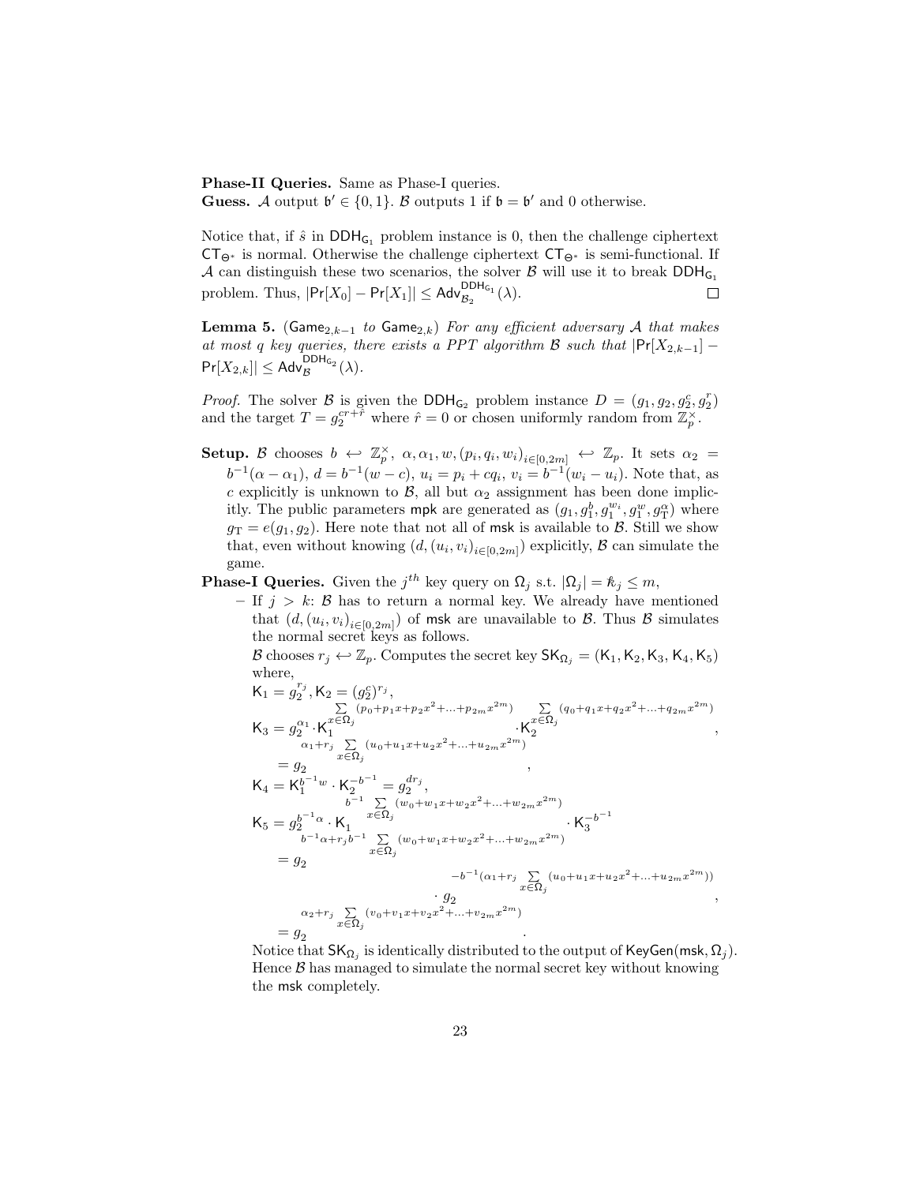**Phase-II Queries.** Same as Phase-I queries.
**Guess.** $\mathcal{A}$ output $\mathfrak{b}' \in \{0,1\}$. $\mathcal{B}$ outputs 1 if $\mathfrak{b} = \mathfrak{b}'$ and 0 otherwise.

Notice that, if $\hat{s}$ in $\mathsf{DDH}_{\mathsf{G}_1}$ problem instance is 0, then the challenge ciphertext $\mathsf{CT}_{\Theta^*}$ is normal. Otherwise the challenge ciphertext $\mathsf{CT}_{\Theta^*}$ is semi-functional. If $\mathcal{A}$ can distinguish these two scenarios, the solver $\mathcal{B}$ will use it to break $\mathsf{DDH}_{\mathsf{G}_1}$ problem. Thus, $|\Pr[X_0] - \Pr[X_1]| \leq \mathsf{Adv}_{\mathcal{B}_2}^{\mathsf{DDH}_{\mathsf{G}_1}}(\lambda)$. □

**Lemma 5.** *($\mathsf{Game}_{2,k-1}$ to $\mathsf{Game}_{2,k}$) For any efficient adversary $\mathcal{A}$ that makes at most $q$ key queries, there exists a PPT algorithm $\mathcal{B}$ such that $|\Pr[X_{2,k-1}] - \Pr[X_{2,k}]| \leq \mathsf{Adv}_{\mathcal{B}}^{\mathsf{DDH}_{\mathsf{G}_2}}(\lambda)$.*

*Proof.* The solver $\mathcal{B}$ is given the $\mathsf{DDH}_{\mathsf{G}_2}$ problem instance $D = (g_1, g_2, g_2^c, g_2^r)$ and the target $T = g_2^{cr+\hat{r}}$ where $\hat{r} = 0$ or chosen uniformly random from $\mathbb{Z}_p^\times$.

**Setup.** $\mathcal{B}$ chooses $b \hookleftarrow \mathbb{Z}_p^\times$, $\alpha, \alpha_1, w, (p_i, q_i, w_i)_{i\in[0,2m]} \hookleftarrow \mathbb{Z}_p$. It sets $\alpha_2 = b^{-1}(\alpha - \alpha_1)$, $d = b^{-1}(w - c)$, $u_i = p_i + cq_i$, $v_i = b^{-1}(w_i - u_i)$. Note that, as $c$ explicitly is unknown to $\mathcal{B}$, all but $\alpha_2$ assignment has been done implicitly. The public parameters $\mathsf{mpk}$ are generated as $(g_1, g_1^b, g_1^{w_i}, g_1^w, g_{\mathrm{T}}^\alpha)$ where $g_{\mathrm{T}} = e(g_1, g_2)$. Here note that not all of $\mathsf{msk}$ is available to $\mathcal{B}$. Still we show that, even without knowing $(d, (u_i, v_i)_{i\in[0,2m]})$ explicitly, $\mathcal{B}$ can simulate the game.

**Phase-I Queries.** Given the $j^{th}$ key query on $\Omega_j$ s.t. $|\Omega_j| = \Bbbk_j \leq m$,

- If $j > k$: $\mathcal{B}$ has to return a normal key. We already have mentioned that $(d, (u_i, v_i)_{i\in[0,2m]})$ of $\mathsf{msk}$ are unavailable to $\mathcal{B}$. Thus $\mathcal{B}$ simulates the normal secret keys as follows.
  $\mathcal{B}$ chooses $r_j \hookleftarrow \mathbb{Z}_p$. Computes the secret key $\mathsf{SK}_{\Omega_j} = (\mathsf{K}_1, \mathsf{K}_2, \mathsf{K}_3, \mathsf{K}_4, \mathsf{K}_5)$ where,

$$\mathsf{K}_1 = g_2^{r_j}, \mathsf{K}_2 = (g_2^c)^{r_j},$$

$$\mathsf{K}_3 = g_2^{\alpha_1} \cdot \mathsf{K}_1^{\sum_{x\in\Omega_j}(p_0+p_1x+p_2x^2+\ldots+p_{2m}x^{2m})} \cdot \mathsf{K}_2^{\sum_{x\in\Omega_j}(q_0+q_1x+q_2x^2+\ldots+q_{2m}x^{2m})},$$

$$= g_2^{\alpha_1+r_j\sum_{x\in\Omega_j}(u_0+u_1x+u_2x^2+\ldots+u_{2m}x^{2m})},$$

$$\mathsf{K}_4 = \mathsf{K}_1^{b^{-1}w} \cdot \mathsf{K}_2^{-b^{-1}} = g_2^{dr_j},$$

$$\mathsf{K}_5 = g_2^{b^{-1}\alpha} \cdot \mathsf{K}_1^{b^{-1}\sum_{x\in\Omega_j}(w_0+w_1x+w_2x^2+\ldots+w_{2m}x^{2m})} \cdot \mathsf{K}_3^{-b^{-1}}$$

$$= g_2^{b^{-1}\alpha+r_jb^{-1}\sum_{x\in\Omega_j}(w_0+w_1x+w_2x^2+\ldots+w_{2m}x^{2m})} \cdot g_2^{-b^{-1}(\alpha_1+r_j\sum_{x\in\Omega_j}(u_0+u_1x+u_2x^2+\ldots+u_{2m}x^{2m}))},$$

$$= g_2^{\alpha_2+r_j\sum_{x\in\Omega_j}(v_0+v_1x+v_2x^2+\ldots+v_{2m}x^{2m})}.$$

  Notice that $\mathsf{SK}_{\Omega_j}$ is identically distributed to the output of $\mathsf{KeyGen}(\mathsf{msk}, \Omega_j)$. Hence $\mathcal{B}$ has managed to simulate the normal secret key without knowing the $\mathsf{msk}$ completely.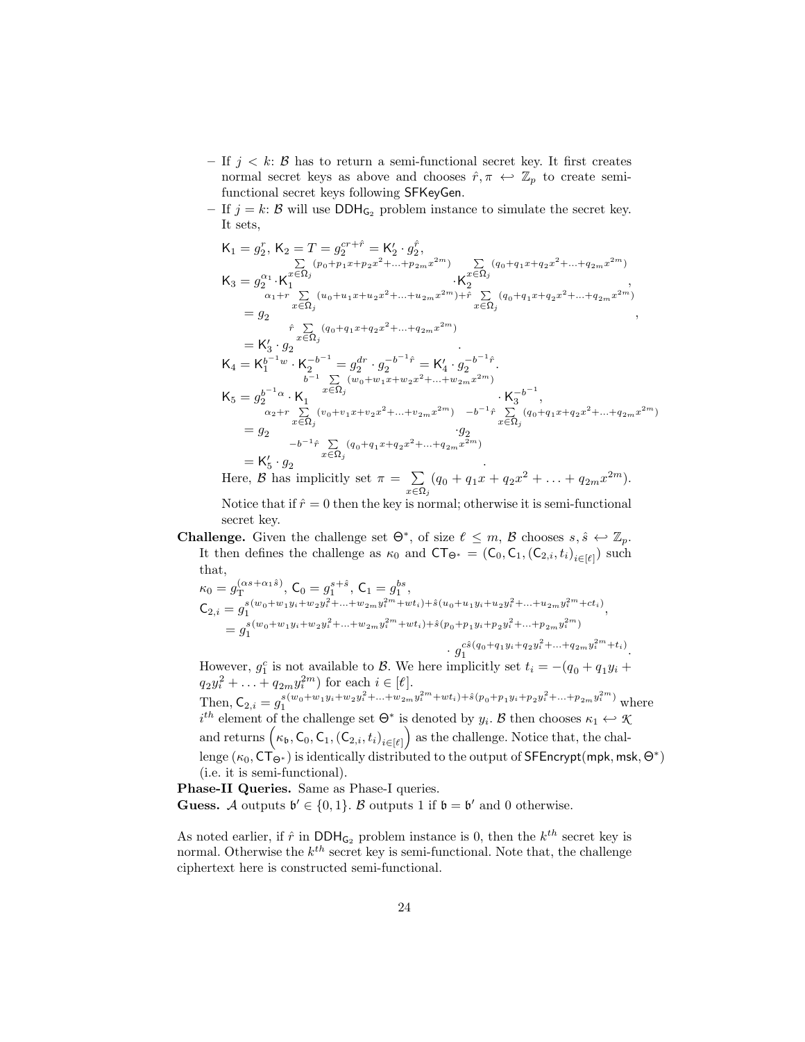– If $j < k$: $\mathcal{B}$ has to return a semi-functional secret key. It first creates normal secret keys as above and chooses $\hat{r}, \pi \hookleftarrow \mathbb{Z}_p$ to create semi-functional secret keys following $\mathsf{SFKeyGen}$.

– If $j = k$: $\mathcal{B}$ will use $\mathsf{DDH}_{\mathsf{G}_2}$ problem instance to simulate the secret key. It sets,

$$\mathsf{K}_1 = g_2^r,\ \mathsf{K}_2 = T = g_2^{cr+\hat{r}} = \mathsf{K}_2' \cdot g_2^{\hat{r}},$$

$$\mathsf{K}_3 = g_2^{\alpha_1} \cdot \mathsf{K}_1^{\sum\limits_{x\in\Omega_j}(p_0+p_1x+p_2x^2+\ldots+p_{2m}x^{2m})} \cdot \mathsf{K}_2^{\sum\limits_{x\in\Omega_j}(q_0+q_1x+q_2x^2+\ldots+q_{2m}x^{2m})},$$

$$= g_2^{\alpha_1 + r\sum\limits_{x\in\Omega_j}(u_0+u_1x+u_2x^2+\ldots+u_{2m}x^{2m}) + \hat{r}\sum\limits_{x\in\Omega_j}(q_0+q_1x+q_2x^2+\ldots+q_{2m}x^{2m})},$$

$$= \mathsf{K}_3' \cdot g_2^{\hat{r}\sum\limits_{x\in\Omega_j}(q_0+q_1x+q_2x^2+\ldots+q_{2m}x^{2m})}.$$

$$\mathsf{K}_4 = \mathsf{K}_1^{b^{-1}w} \cdot \mathsf{K}_2^{-b^{-1}} = g_2^{dr} \cdot g_2^{-b^{-1}\hat{r}} = \mathsf{K}_4' \cdot g_2^{-b^{-1}\hat{r}}.$$

$$\mathsf{K}_5 = g_2^{b^{-1}\alpha} \cdot \mathsf{K}_1^{b^{-1}\sum\limits_{x\in\Omega_j}(w_0+w_1x+w_2x^2+\ldots+w_{2m}x^{2m})} \cdot \mathsf{K}_3^{-b^{-1}},$$

$$= g_2^{\alpha_2 + r\sum\limits_{x\in\Omega_j}(v_0+v_1x+v_2x^2+\ldots+v_{2m}x^{2m})} \cdot g_2^{-b^{-1}\hat{r}\sum\limits_{x\in\Omega_j}(q_0+q_1x+q_2x^2+\ldots+q_{2m}x^{2m})}$$

$$= \mathsf{K}_5' \cdot g_2^{-b^{-1}\hat{r}\sum\limits_{x\in\Omega_j}(q_0+q_1x+q_2x^2+\ldots+q_{2m}x^{2m})}.$$

Here, $\mathcal{B}$ has implicitly set $\pi = \sum\limits_{x\in\Omega_j}(q_0 + q_1x + q_2x^2 + \ldots + q_{2m}x^{2m})$.

Notice that if $\hat{r} = 0$ then the key is normal; otherwise it is semi-functional secret key.

**Challenge.** Given the challenge set $\Theta^*$, of size $\ell \le m$, $\mathcal{B}$ chooses $s, \hat{s} \hookleftarrow \mathbb{Z}_p$. It then defines the challenge as $\kappa_0$ and $\mathsf{CT}_{\Theta^*} = (\mathsf{C}_0, \mathsf{C}_1, (\mathsf{C}_{2,i}, t_i)_{i\in[\ell]})$ such that,

$$\kappa_0 = g_{\mathrm{T}}^{(\alpha s + \alpha_1 \hat{s})},\ \mathsf{C}_0 = g_1^{s+\hat{s}},\ \mathsf{C}_1 = g_1^{bs},$$

$$\mathsf{C}_{2,i} = g_1^{s(w_0+w_1y_i+w_2y_i^2+\ldots+w_{2m}y_i^{2m}+wt_i)+\hat{s}(u_0+u_1y_i+u_2y_i^2+\ldots+u_{2m}y_i^{2m}+ct_i)},$$

$$= g_1^{s(w_0+w_1y_i+w_2y_i^2+\ldots+w_{2m}y_i^{2m}+wt_i)+\hat{s}(p_0+p_1y_i+p_2y_i^2+\ldots+p_{2m}y_i^{2m})} \cdot g_1^{c\hat{s}(q_0+q_1y_i+q_2y_i^2+\ldots+q_{2m}y_i^{2m}+t_i)}.$$

However, $g_1^c$ is not available to $\mathcal{B}$. We here implicitly set $t_i = -(q_0 + q_1y_i + q_2y_i^2 + \ldots + q_{2m}y_i^{2m})$ for each $i \in [\ell]$.

Then, $\mathsf{C}_{2,i} = g_1^{s(w_0+w_1y_i+w_2y_i^2+\ldots+w_{2m}y_i^{2m}+wt_i)+\hat{s}(p_0+p_1y_i+p_2y_i^2+\ldots+p_{2m}y_i^{2m})}$ where $i^{th}$ element of the challenge set $\Theta^*$ is denoted by $y_i$. $\mathcal{B}$ then chooses $\kappa_1 \hookleftarrow \mathcal{K}$ and returns $\left(\kappa_{\mathfrak{b}}, \mathsf{C}_0, \mathsf{C}_1, (\mathsf{C}_{2,i}, t_i)_{i\in[\ell]}\right)$ as the challenge. Notice that, the challenge $(\kappa_0, \mathsf{CT}_{\Theta^*})$ is identically distributed to the output of $\mathsf{SFEncrypt}(\mathsf{mpk}, \mathsf{msk}, \Theta^*)$ (i.e. it is semi-functional).

**Phase-II Queries.** Same as Phase-I queries.

**Guess.** $\mathcal{A}$ outputs $\mathfrak{b}' \in \{0, 1\}$. $\mathcal{B}$ outputs 1 if $\mathfrak{b} = \mathfrak{b}'$ and 0 otherwise.

As noted earlier, if $\hat{r}$ in $\mathsf{DDH}_{\mathsf{G}_2}$ problem instance is 0, then the $k^{th}$ secret key is normal. Otherwise the $k^{th}$ secret key is semi-functional. Note that, the challenge ciphertext here is constructed semi-functional.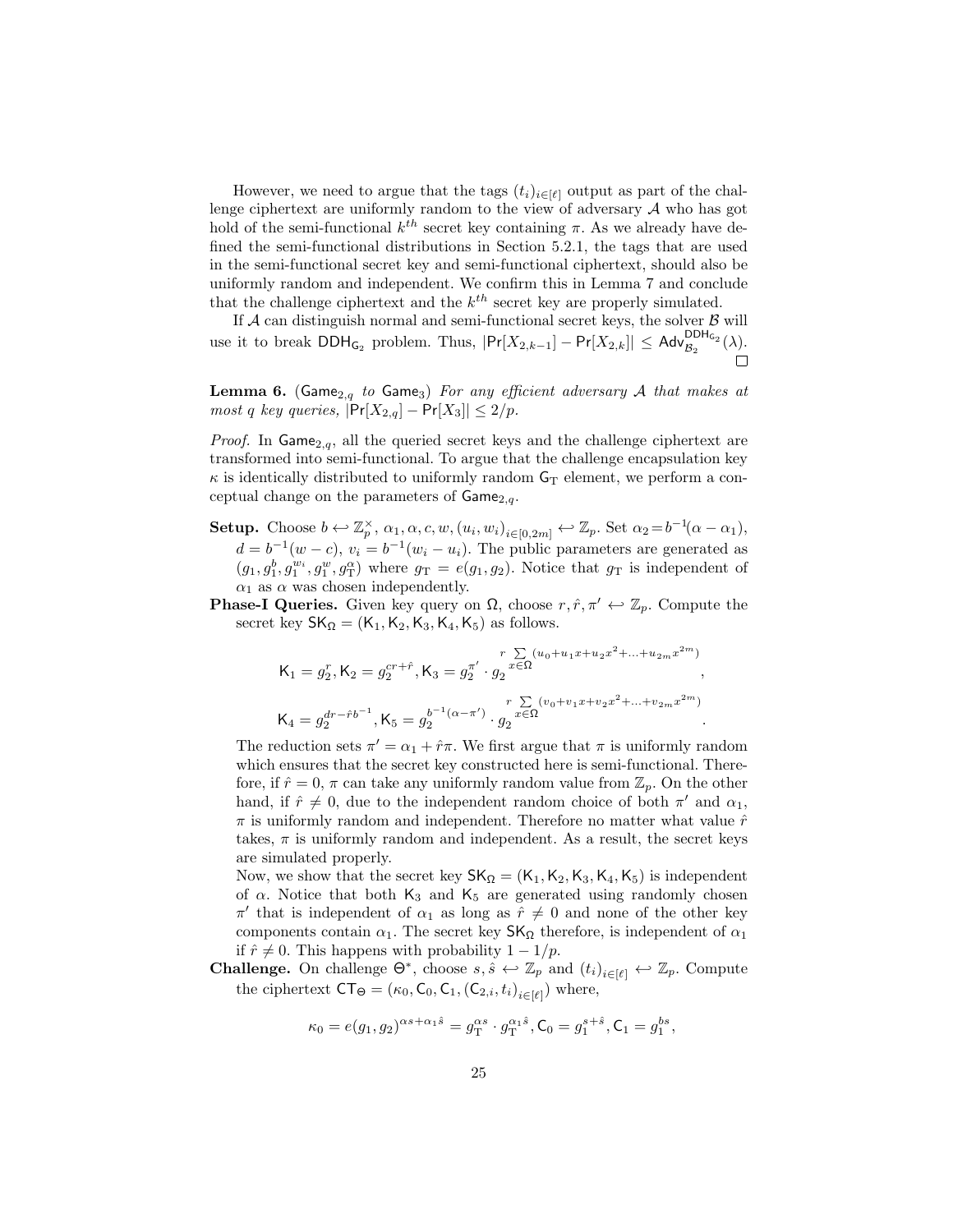However, we need to argue that the tags $(t_i)_{i\in[\ell]}$ output as part of the challenge ciphertext are uniformly random to the view of adversary $\mathcal{A}$ who has got hold of the semi-functional $k^{th}$ secret key containing $\pi$. As we already have defined the semi-functional distributions in Section 5.2.1, the tags that are used in the semi-functional secret key and semi-functional ciphertext, should also be uniformly random and independent. We confirm this in Lemma 7 and conclude that the challenge ciphertext and the $k^{th}$ secret key are properly simulated.

If $\mathcal{A}$ can distinguish normal and semi-functional secret keys, the solver $\mathcal{B}$ will use it to break $\mathsf{DDH}_{\mathsf{G}_2}$ problem. Thus, $|\Pr[X_{2,k-1}] - \Pr[X_{2,k}]| \leq \mathsf{Adv}^{\mathsf{DDH}_{\mathsf{G}_2}}_{\mathcal{B}_2}(\lambda)$. □

**Lemma 6.** ($\mathsf{Game}_{2,q}$ *to* $\mathsf{Game}_3$) *For any efficient adversary* $\mathcal{A}$ *that makes at most* $q$ *key queries,* $|\Pr[X_{2,q}] - \Pr[X_3]| \leq 2/p$.

*Proof.* In $\mathsf{Game}_{2,q}$, all the queried secret keys and the challenge ciphertext are transformed into semi-functional. To argue that the challenge encapsulation key $\kappa$ is identically distributed to uniformly random $\mathsf{G}_{\mathrm{T}}$ element, we perform a conceptual change on the parameters of $\mathsf{Game}_{2,q}$.

- **Setup.** Choose $b \leftarrow \mathbb{Z}_p^{\times}$, $\alpha_1, \alpha, c, w, (u_i, w_i)_{i\in[0,2m]} \leftarrow \mathbb{Z}_p$. Set $\alpha_2 = b^{-1}(\alpha - \alpha_1)$, $d = b^{-1}(w - c)$, $v_i = b^{-1}(w_i - u_i)$. The public parameters are generated as $(g_1, g_1^b, g_1^{w_i}, g_1^w, g_{\mathrm{T}}^{\alpha})$ where $g_{\mathrm{T}} = e(g_1, g_2)$. Notice that $g_{\mathrm{T}}$ is independent of $\alpha_1$ as $\alpha$ was chosen independently.
- **Phase-I Queries.** Given key query on $\Omega$, choose $r, \hat{r}, \pi' \leftarrow \mathbb{Z}_p$. Compute the secret key $\mathsf{SK}_\Omega = (\mathsf{K}_1, \mathsf{K}_2, \mathsf{K}_3, \mathsf{K}_4, \mathsf{K}_5)$ as follows.

$$\mathsf{K}_1 = g_2^r, \mathsf{K}_2 = g_2^{cr+\hat{r}}, \mathsf{K}_3 = g_2^{\pi'} \cdot g_2^{r\sum_{x\in\Omega}(u_0+u_1x+u_2x^2+\ldots+u_{2m}x^{2m})},$$

$$\mathsf{K}_4 = g_2^{dr-\hat{r}b^{-1}}, \mathsf{K}_5 = g_2^{b^{-1}(\alpha-\pi')} \cdot g_2^{r\sum_{x\in\Omega}(v_0+v_1x+v_2x^2+\ldots+v_{2m}x^{2m})}.$$

  The reduction sets $\pi' = \alpha_1 + \hat{r}\pi$. We first argue that $\pi$ is uniformly random which ensures that the secret key constructed here is semi-functional. Therefore, if $\hat{r} = 0$, $\pi$ can take any uniformly random value from $\mathbb{Z}_p$. On the other hand, if $\hat{r} \neq 0$, due to the independent random choice of both $\pi'$ and $\alpha_1$, $\pi$ is uniformly random and independent. Therefore no matter what value $\hat{r}$ takes, $\pi$ is uniformly random and independent. As a result, the secret keys are simulated properly.

  Now, we show that the secret key $\mathsf{SK}_\Omega = (\mathsf{K}_1, \mathsf{K}_2, \mathsf{K}_3, \mathsf{K}_4, \mathsf{K}_5)$ is independent of $\alpha$. Notice that both $\mathsf{K}_3$ and $\mathsf{K}_5$ are generated using randomly chosen $\pi'$ that is independent of $\alpha_1$ as long as $\hat{r} \neq 0$ and none of the other key components contain $\alpha_1$. The secret key $\mathsf{SK}_\Omega$ therefore, is independent of $\alpha_1$ if $\hat{r} \neq 0$. This happens with probability $1 - 1/p$.
- **Challenge.** On challenge $\Theta^*$, choose $s, \hat{s} \leftarrow \mathbb{Z}_p$ and $(t_i)_{i\in[\ell]} \leftarrow \mathbb{Z}_p$. Compute the ciphertext $\mathsf{CT}_\Theta = (\kappa_0, \mathsf{C}_0, \mathsf{C}_1, (\mathsf{C}_{2,i}, t_i)_{i\in[\ell]})$ where,

$$\kappa_0 = e(g_1, g_2)^{\alpha s + \alpha_1 \hat{s}} = g_{\mathrm{T}}^{\alpha s} \cdot g_{\mathrm{T}}^{\alpha_1 \hat{s}}, \mathsf{C}_0 = g_1^{s+\hat{s}}, \mathsf{C}_1 = g_1^{bs},$$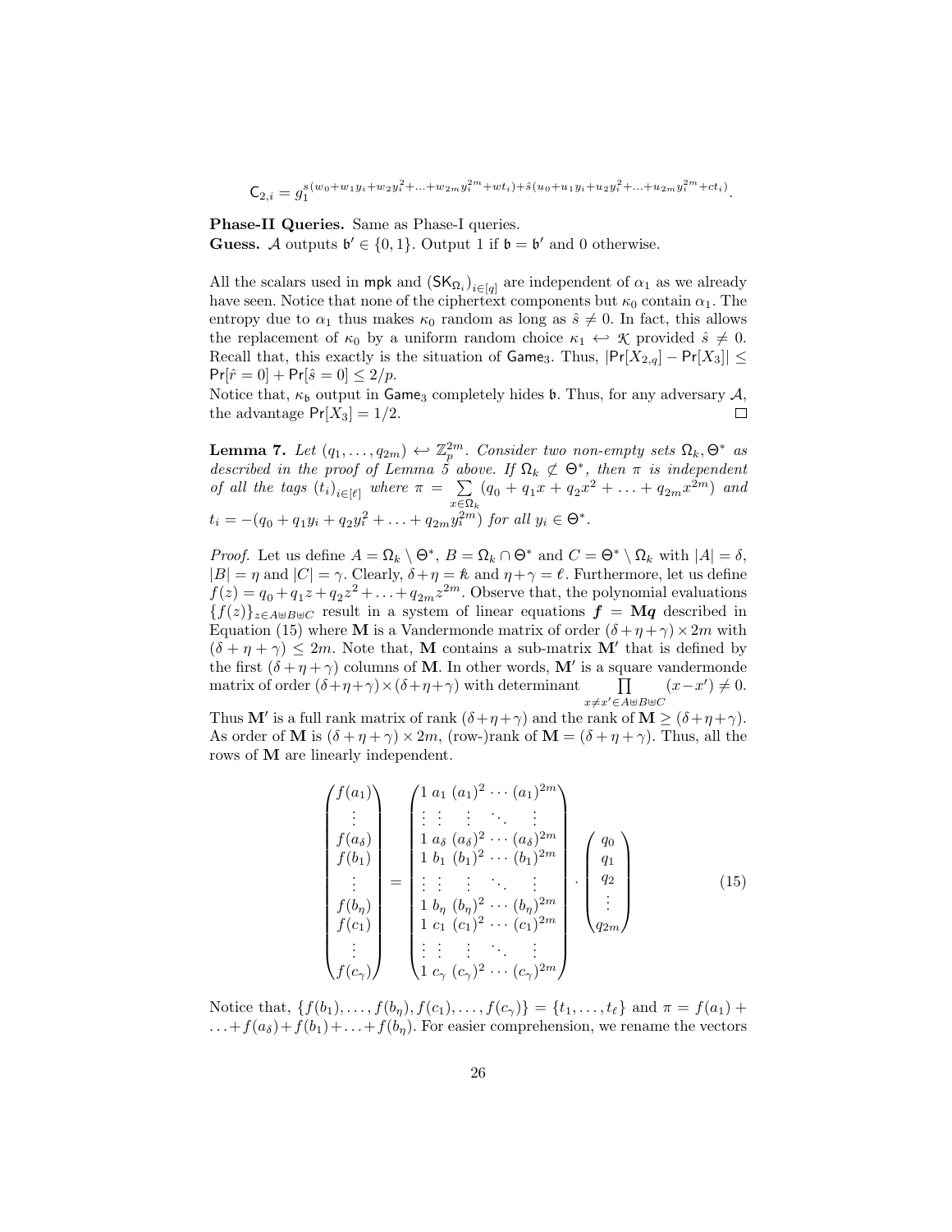$$\mathsf{C}_{2,i} = g_1^{s(w_0+w_1y_i+w_2y_i^2+\ldots+w_{2m}y_i^{2m}+wt_i)+\hat{s}(u_0+u_1y_i+u_2y_i^2+\ldots+u_{2m}y_i^{2m}+ct_i)}.$$

**Phase-II Queries.** Same as Phase-I queries.
**Guess.** $\mathcal{A}$ outputs $\mathfrak{b}' \in \{0, 1\}$. Output 1 if $\mathfrak{b} = \mathfrak{b}'$ and 0 otherwise.

All the scalars used in $\mathsf{mpk}$ and $(\mathsf{SK}_{\Omega_i})_{i\in[q]}$ are independent of $\alpha_1$ as we already have seen. Notice that none of the ciphertext components but $\kappa_0$ contain $\alpha_1$. The entropy due to $\alpha_1$ thus makes $\kappa_0$ random as long as $\hat{s} \neq 0$. In fact, this allows the replacement of $\kappa_0$ by a uniform random choice $\kappa_1 \hookleftarrow \mathcal{K}$ provided $\hat{s} \neq 0$. Recall that, this exactly is the situation of $\mathsf{Game}_3$. Thus, $|\Pr[X_{2,q}] - \Pr[X_3]| \leq \Pr[\hat{r} = 0] + \Pr[\hat{s} = 0] \leq 2/p$.
Notice that, $\kappa_{\mathfrak{b}}$ output in $\mathsf{Game}_3$ completely hides $\mathfrak{b}$. Thus, for any adversary $\mathcal{A}$, the advantage $\Pr[X_3] = 1/2$. □

**Lemma 7.** *Let $(q_1, \ldots, q_{2m}) \hookleftarrow \mathbb{Z}_p^{2m}$. Consider two non-empty sets $\Omega_k, \Theta^*$ as described in the proof of Lemma 5 above. If $\Omega_k \not\subset \Theta^*$, then $\pi$ is independent of all the tags $(t_i)_{i\in[\ell]}$ where $\pi = \sum_{x\in\Omega_k}(q_0 + q_1x + q_2x^2 + \ldots + q_{2m}x^{2m})$ and $t_i = -(q_0 + q_1y_i + q_2y_i^2 + \ldots + q_{2m}y_i^{2m})$ for all $y_i \in \Theta^*$.*

*Proof.* Let us define $A = \Omega_k \setminus \Theta^*$, $B = \Omega_k \cap \Theta^*$ and $C = \Theta^* \setminus \Omega_k$ with $|A| = \delta$, $|B| = \eta$ and $|C| = \gamma$. Clearly, $\delta+\eta = \hbar$ and $\eta+\gamma = \ell$. Furthermore, let us define $f(z) = q_0 + q_1z + q_2z^2 + \ldots + q_{2m}z^{2m}$. Observe that, the polynomial evaluations $\{f(z)\}_{z\in A\uplus B\uplus C}$ result in a system of linear equations $\boldsymbol{f} = \mathbf{M}\boldsymbol{q}$ described in Equation (15) where $\mathbf{M}$ is a Vandermonde matrix of order $(\delta+\eta+\gamma)\times 2m$ with $(\delta + \eta + \gamma) \leq 2m$. Note that, $\mathbf{M}$ contains a sub-matrix $\mathbf{M}'$ that is defined by the first $(\delta+\eta+\gamma)$ columns of $\mathbf{M}$. In other words, $\mathbf{M}'$ is a square vandermonde matrix of order $(\delta+\eta+\gamma)\times(\delta+\eta+\gamma)$ with determinant $\prod_{x\neq x'\in A\uplus B\uplus C}(x-x') \neq 0$.
Thus $\mathbf{M}'$ is a full rank matrix of rank $(\delta+\eta+\gamma)$ and the rank of $\mathbf{M} \geq (\delta+\eta+\gamma)$. As order of $\mathbf{M}$ is $(\delta + \eta + \gamma) \times 2m$, (row-)rank of $\mathbf{M} = (\delta + \eta + \gamma)$. Thus, all the rows of $\mathbf{M}$ are linearly independent.

$$\begin{pmatrix} f(a_1) \\ \vdots \\ f(a_\delta) \\ f(b_1) \\ \vdots \\ f(b_\eta) \\ f(c_1) \\ \vdots \\ f(c_\gamma) \end{pmatrix} = \begin{pmatrix} 1 & a_1 & (a_1)^2 & \cdots & (a_1)^{2m} \\ \vdots & \vdots & \vdots & \ddots & \vdots \\ 1 & a_\delta & (a_\delta)^2 & \cdots & (a_\delta)^{2m} \\ 1 & b_1 & (b_1)^2 & \cdots & (b_1)^{2m} \\ \vdots & \vdots & \vdots & \ddots & \vdots \\ 1 & b_\eta & (b_\eta)^2 & \cdots & (b_\eta)^{2m} \\ 1 & c_1 & (c_1)^2 & \cdots & (c_1)^{2m} \\ \vdots & \vdots & \vdots & \ddots & \vdots \\ 1 & c_\gamma & (c_\gamma)^2 & \cdots & (c_\gamma)^{2m} \end{pmatrix} \cdot \begin{pmatrix} q_0 \\ q_1 \\ q_2 \\ \vdots \\ q_{2m} \end{pmatrix} \tag{15}$$

Notice that, $\{f(b_1), \ldots, f(b_\eta), f(c_1), \ldots, f(c_\gamma)\} = \{t_1, \ldots, t_\ell\}$ and $\pi = f(a_1) + \ldots + f(a_\delta) + f(b_1) + \ldots + f(b_\eta)$. For easier comprehension, we rename the vectors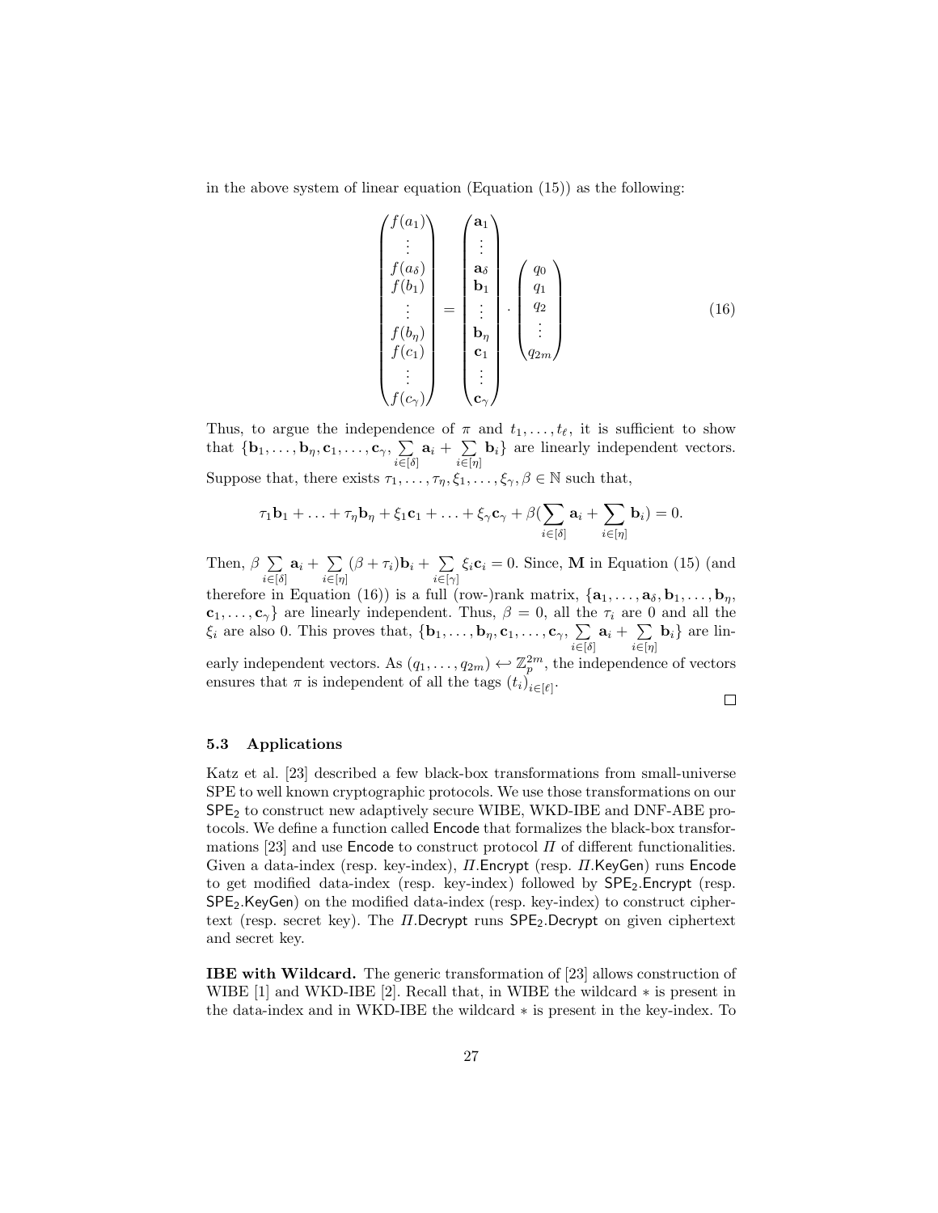in the above system of linear equation (Equation (15)) as the following:

$$
\begin{pmatrix} f(a_1) \\ \vdots \\ f(a_\delta) \\ f(b_1) \\ \vdots \\ f(b_\eta) \\ f(c_1) \\ \vdots \\ f(c_\gamma) \end{pmatrix} = \begin{pmatrix} \mathbf{a}_1 \\ \vdots \\ \mathbf{a}_\delta \\ \mathbf{b}_1 \\ \vdots \\ \mathbf{b}_\eta \\ \mathbf{c}_1 \\ \vdots \\ \mathbf{c}_\gamma \end{pmatrix} \cdot \begin{pmatrix} q_0 \\ q_1 \\ q_2 \\ \vdots \\ q_{2m} \end{pmatrix} \tag{16}
$$

Thus, to argue the independence of $\pi$ and $t_1, \ldots, t_\ell$, it is sufficient to show that $\{\mathbf{b}_1, \ldots, \mathbf{b}_\eta, \mathbf{c}_1, \ldots, \mathbf{c}_\gamma, \sum_{i\in[\delta]} \mathbf{a}_i + \sum_{i\in[\eta]} \mathbf{b}_i\}$ are linearly independent vectors. Suppose that, there exists $\tau_1, \ldots, \tau_\eta, \xi_1, \ldots, \xi_\gamma, \beta \in \mathbb{N}$ such that,

$$
\tau_1 \mathbf{b}_1 + \ldots + \tau_\eta \mathbf{b}_\eta + \xi_1 \mathbf{c}_1 + \ldots + \xi_\gamma \mathbf{c}_\gamma + \beta(\sum_{i\in[\delta]} \mathbf{a}_i + \sum_{i\in[\eta]} \mathbf{b}_i) = 0.
$$

Then, $\beta \sum_{i\in[\delta]} \mathbf{a}_i + \sum_{i\in[\eta]} (\beta + \tau_i)\mathbf{b}_i + \sum_{i\in[\gamma]} \xi_i \mathbf{c}_i = 0$. Since, $\mathbf{M}$ in Equation (15) (and therefore in Equation (16)) is a full (row-)rank matrix, $\{\mathbf{a}_1, \ldots, \mathbf{a}_\delta, \mathbf{b}_1, \ldots, \mathbf{b}_\eta, \mathbf{c}_1, \ldots, \mathbf{c}_\gamma\}$ are linearly independent. Thus, $\beta = 0$, all the $\tau_i$ are 0 and all the $\xi_i$ are also 0. This proves that, $\{\mathbf{b}_1, \ldots, \mathbf{b}_\eta, \mathbf{c}_1, \ldots, \mathbf{c}_\gamma, \sum_{i\in[\delta]} \mathbf{a}_i + \sum_{i\in[\eta]} \mathbf{b}_i\}$ are linearly independent vectors. As $(q_1, \ldots, q_{2m}) \hookleftarrow \mathbb{Z}_p^{2m}$, the independence of vectors ensures that $\pi$ is independent of all the tags $(t_i)_{i\in[\ell]}$.

□

### 5.3 Applications

Katz et al. [23] described a few black-box transformations from small-universe SPE to well known cryptographic protocols. We use those transformations on our $\mathsf{SPE}_2$ to construct new adaptively secure WIBE, WKD-IBE and DNF-ABE protocols. We define a function called Encode that formalizes the black-box transformations [23] and use Encode to construct protocol $\Pi$ of different functionalities. Given a data-index (resp. key-index), $\Pi$.Encrypt (resp. $\Pi$.KeyGen) runs Encode to get modified data-index (resp. key-index) followed by $\mathsf{SPE}_2$.Encrypt (resp. $\mathsf{SPE}_2$.KeyGen) on the modified data-index (resp. key-index) to construct ciphertext (resp. secret key). The $\Pi$.Decrypt runs $\mathsf{SPE}_2$.Decrypt on given ciphertext and secret key.

**IBE with Wildcard.** The generic transformation of [23] allows construction of WIBE [1] and WKD-IBE [2]. Recall that, in WIBE the wildcard $*$ is present in the data-index and in WKD-IBE the wildcard $*$ is present in the key-index. To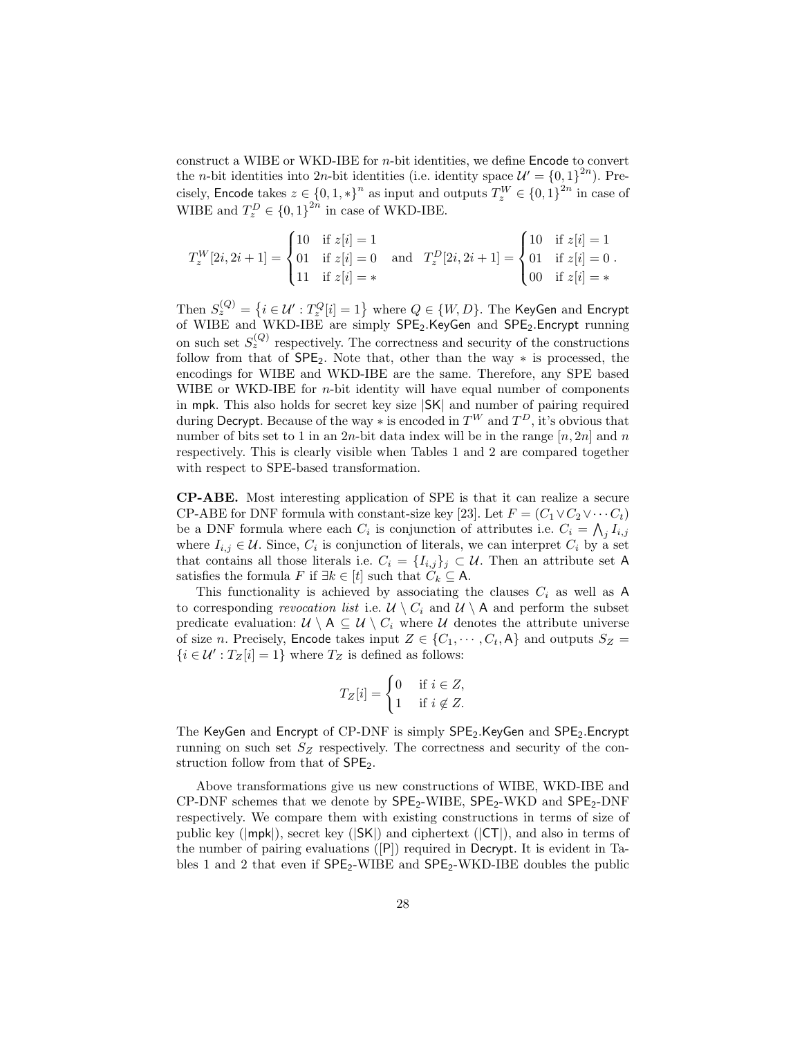construct a WIBE or WKD-IBE for $n$-bit identities, we define $\mathsf{Encode}$ to convert the $n$-bit identities into $2n$-bit identities (i.e. identity space $\mathcal{U}' = \{0,1\}^{2n}$). Precisely, $\mathsf{Encode}$ takes $z \in \{0,1,*\}^n$ as input and outputs $T_z^W \in \{0,1\}^{2n}$ in case of WIBE and $T_z^D \in \{0,1\}^{2n}$ in case of WKD-IBE.

$$T_z^W[2i, 2i+1] = \begin{cases} 10 & \text{if } z[i] = 1 \\ 01 & \text{if } z[i] = 0 \\ 11 & \text{if } z[i] = * \end{cases} \quad \text{and} \quad T_z^D[2i, 2i+1] = \begin{cases} 10 & \text{if } z[i] = 1 \\ 01 & \text{if } z[i] = 0 \\ 00 & \text{if } z[i] = * \end{cases}.$$

Then $S_z^{(Q)} = \{i \in \mathcal{U}' : T_z^Q[i] = 1\}$ where $Q \in \{W, D\}$. The $\mathsf{KeyGen}$ and $\mathsf{Encrypt}$ of WIBE and WKD-IBE are simply $\mathsf{SPE}_2.\mathsf{KeyGen}$ and $\mathsf{SPE}_2.\mathsf{Encrypt}$ running on such set $S_z^{(Q)}$ respectively. The correctness and security of the constructions follow from that of $\mathsf{SPE}_2$. Note that, other than the way $*$ is processed, the encodings for WIBE and WKD-IBE are the same. Therefore, any SPE based WIBE or WKD-IBE for $n$-bit identity will have equal number of components in $\mathsf{mpk}$. This also holds for secret key size $|\mathsf{SK}|$ and number of pairing required during $\mathsf{Decrypt}$. Because of the way $*$ is encoded in $T^W$ and $T^D$, it's obvious that number of bits set to 1 in an $2n$-bit data index will be in the range $[n, 2n]$ and $n$ respectively. This is clearly visible when Tables 1 and 2 are compared together with respect to SPE-based transformation.

**CP-ABE.** Most interesting application of SPE is that it can realize a secure CP-ABE for DNF formula with constant-size key [23]. Let $F = (C_1 \vee C_2 \vee \cdots C_t)$ be a DNF formula where each $C_i$ is conjunction of attributes i.e. $C_i = \bigwedge_j I_{i,j}$ where $I_{i,j} \in \mathcal{U}$. Since, $C_i$ is conjunction of literals, we can interpret $C_i$ by a set that contains all those literals i.e. $C_i = \{I_{i,j}\}_j \subset \mathcal{U}$. Then an attribute set $\mathsf{A}$ satisfies the formula $F$ if $\exists k \in [t]$ such that $C_k \subseteq \mathsf{A}$.

This functionality is achieved by associating the clauses $C_i$ as well as $\mathsf{A}$ to corresponding *revocation list* i.e. $\mathcal{U} \setminus C_i$ and $\mathcal{U} \setminus \mathsf{A}$ and perform the subset predicate evaluation: $\mathcal{U} \setminus \mathsf{A} \subseteq \mathcal{U} \setminus C_i$ where $\mathcal{U}$ denotes the attribute universe of size $n$. Precisely, $\mathsf{Encode}$ takes input $Z \in \{C_1, \cdots, C_t, \mathsf{A}\}$ and outputs $S_Z = \{i \in \mathcal{U}' : T_Z[i] = 1\}$ where $T_Z$ is defined as follows:

$$T_Z[i] = \begin{cases} 0 & \text{if } i \in Z, \\ 1 & \text{if } i \notin Z. \end{cases}$$

The $\mathsf{KeyGen}$ and $\mathsf{Encrypt}$ of CP-DNF is simply $\mathsf{SPE}_2.\mathsf{KeyGen}$ and $\mathsf{SPE}_2.\mathsf{Encrypt}$ running on such set $S_Z$ respectively. The correctness and security of the construction follow from that of $\mathsf{SPE}_2$.

Above transformations give us new constructions of WIBE, WKD-IBE and CP-DNF schemes that we denote by $\mathsf{SPE}_2$-WIBE, $\mathsf{SPE}_2$-WKD and $\mathsf{SPE}_2$-DNF respectively. We compare them with existing constructions in terms of size of public key ($|\mathsf{mpk}|$), secret key ($|\mathsf{SK}|$) and ciphertext ($|\mathsf{CT}|$), and also in terms of the number of pairing evaluations ($[\mathsf{P}]$) required in $\mathsf{Decrypt}$. It is evident in Tables 1 and 2 that even if $\mathsf{SPE}_2$-WIBE and $\mathsf{SPE}_2$-WKD-IBE doubles the public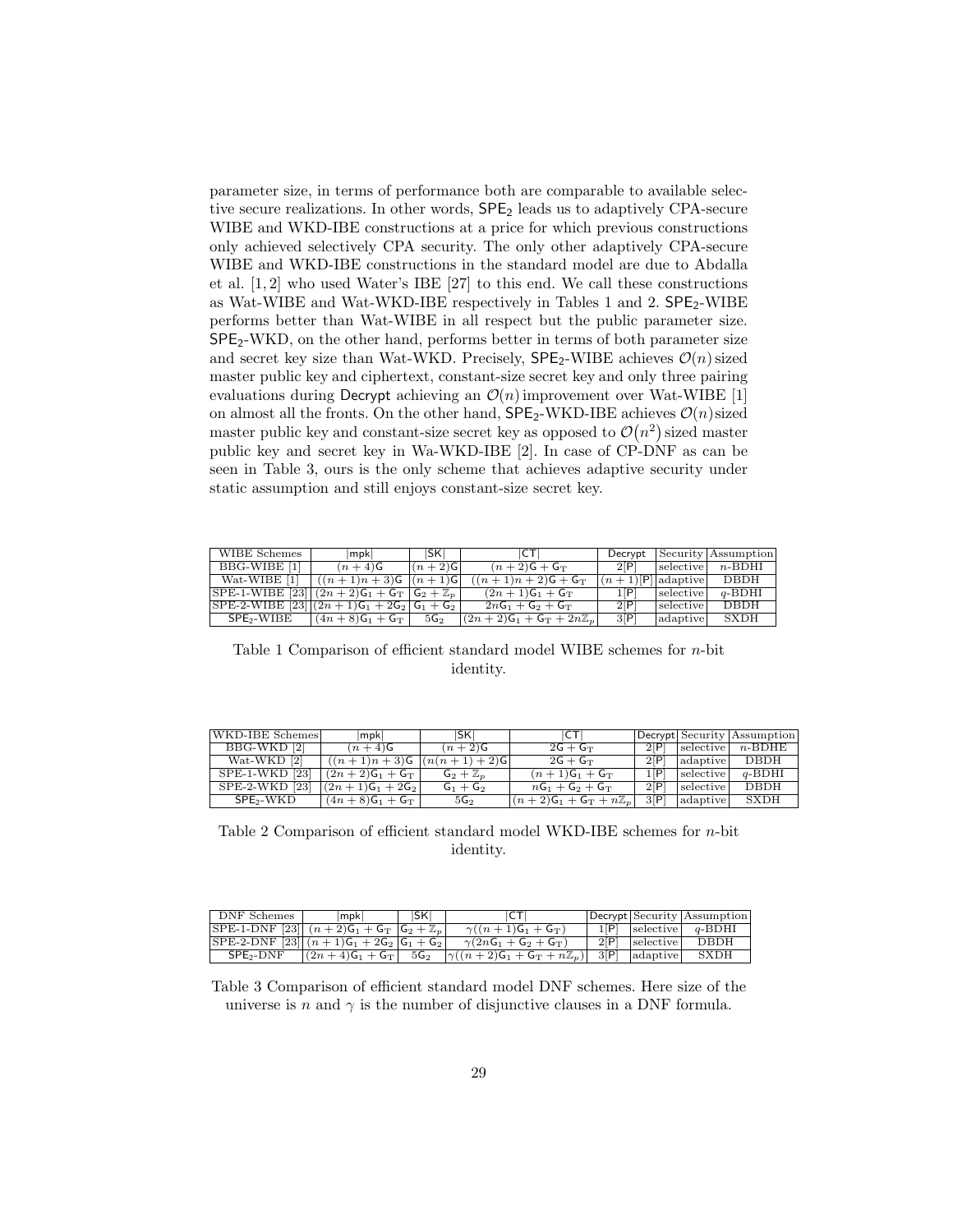parameter size, in terms of performance both are comparable to available selective secure realizations. In other words, $\mathsf{SPE}_2$ leads us to adaptively CPA-secure WIBE and WKD-IBE constructions at a price for which previous constructions only achieved selectively CPA security. The only other adaptively CPA-secure WIBE and WKD-IBE constructions in the standard model are due to Abdalla et al. [1, 2] who used Water's IBE [27] to this end. We call these constructions as Wat-WIBE and Wat-WKD-IBE respectively in Tables 1 and 2. $\mathsf{SPE}_2$-WIBE performs better than Wat-WIBE in all respect but the public parameter size. $\mathsf{SPE}_2$-WKD, on the other hand, performs better in terms of both parameter size and secret key size than Wat-WKD. Precisely, $\mathsf{SPE}_2$-WIBE achieves $\mathcal{O}(n)$ sized master public key and ciphertext, constant-size secret key and only three pairing evaluations during $\mathsf{Decrypt}$ achieving an $\mathcal{O}(n)$ improvement over Wat-WIBE [1] on almost all the fronts. On the other hand, $\mathsf{SPE}_2$-WKD-IBE achieves $\mathcal{O}(n)$sized master public key and constant-size secret key as opposed to $\mathcal{O}(n^2)$ sized master public key and secret key in Wa-WKD-IBE [2]. In case of CP-DNF as can be seen in Table 3, ours is the only scheme that achieves adaptive security under static assumption and still enjoys constant-size secret key.

| WIBE Schemes | $\lvert\mathsf{mpk}\rvert$ | $\lvert\mathsf{SK}\rvert$ | $\lvert\mathsf{CT}\rvert$ | $\mathsf{Decrypt}$ | Security | Assumption |
|---|---|---|---|---|---|---|
| BBG-WIBE [1] | $(n+4)\mathsf{G}$ | $(n+2)\mathsf{G}$ | $(n+2)\mathsf{G}+\mathsf{G}_{\mathrm{T}}$ | $2[\mathsf{P}]$ | selective | $n$-BDHI |
| Wat-WIBE [1] | $((n+1)n+3)\mathsf{G}$ | $(n+1)\mathsf{G}$ | $((n+1)n+2)\mathsf{G}+\mathsf{G}_{\mathrm{T}}$ | $(n+1)[\mathsf{P}]$ | adaptive | DBDH |
| SPE-1-WIBE [23] | $(2n+2)\mathsf{G}_1+\mathsf{G}_{\mathrm{T}}$ | $\mathsf{G}_2+\mathbb{Z}_p$ | $(2n+1)\mathsf{G}_1+\mathsf{G}_{\mathrm{T}}$ | $1[\mathsf{P}]$ | selective | $q$-BDHI |
| SPE-2-WIBE [23] | $(2n+1)\mathsf{G}_1+2\mathsf{G}_2$ | $\mathsf{G}_1+\mathsf{G}_2$ | $2n\mathsf{G}_1+\mathsf{G}_2+\mathsf{G}_{\mathrm{T}}$ | $2[\mathsf{P}]$ | selective | DBDH |
| $\mathsf{SPE}_2$-WIBE | $(4n+8)\mathsf{G}_1+\mathsf{G}_{\mathrm{T}}$ | $5\mathsf{G}_2$ | $(2n+2)\mathsf{G}_1+\mathsf{G}_{\mathrm{T}}+2n\mathbb{Z}_p$ | $3[\mathsf{P}]$ | adaptive | SXDH |

Table 1 Comparison of efficient standard model WIBE schemes for $n$-bit identity.

| WKD-IBE Schemes | $\lvert\mathsf{mpk}\rvert$ | $\lvert\mathsf{SK}\rvert$ | $\lvert\mathsf{CT}\rvert$ | $\mathsf{Decrypt}$ | Security | Assumption |
|---|---|---|---|---|---|---|
| BBG-WKD [2] | $(n+4)\mathsf{G}$ | $(n+2)\mathsf{G}$ | $2\mathsf{G}+\mathsf{G}_{\mathrm{T}}$ | $2[\mathsf{P}]$ | selective | $n$-BDHE |
| Wat-WKD [2] | $((n+1)n+3)\mathsf{G}$ | $(n(n+1)+2)\mathsf{G}$ | $2\mathsf{G}+\mathsf{G}_{\mathrm{T}}$ | $2[\mathsf{P}]$ | adaptive | DBDH |
| SPE-1-WKD [23] | $(2n+2)\mathsf{G}_1+\mathsf{G}_{\mathrm{T}}$ | $\mathsf{G}_2+\mathbb{Z}_p$ | $(n+1)\mathsf{G}_1+\mathsf{G}_{\mathrm{T}}$ | $1[\mathsf{P}]$ | selective | $q$-BDHI |
| SPE-2-WKD [23] | $(2n+1)\mathsf{G}_1+2\mathsf{G}_2$ | $\mathsf{G}_1+\mathsf{G}_2$ | $n\mathsf{G}_1+\mathsf{G}_2+\mathsf{G}_{\mathrm{T}}$ | $2[\mathsf{P}]$ | selective | DBDH |
| $\mathsf{SPE}_2$-WKD | $(4n+8)\mathsf{G}_1+\mathsf{G}_{\mathrm{T}}$ | $5\mathsf{G}_2$ | $(n+2)\mathsf{G}_1+\mathsf{G}_{\mathrm{T}}+n\mathbb{Z}_p$ | $3[\mathsf{P}]$ | adaptive | SXDH |

Table 2 Comparison of efficient standard model WKD-IBE schemes for $n$-bit identity.

| DNF Schemes | $\lvert\mathsf{mpk}\rvert$ | $\lvert\mathsf{SK}\rvert$ | $\lvert\mathsf{CT}\rvert$ | $\mathsf{Decrypt}$ | Security | Assumption |
|---|---|---|---|---|---|---|
| SPE-1-DNF [23] | $(n+2)\mathsf{G}_1+\mathsf{G}_{\mathrm{T}}$ | $\mathsf{G}_2+\mathbb{Z}_p$ | $\gamma((n+1)\mathsf{G}_1+\mathsf{G}_{\mathrm{T}})$ | $1[\mathsf{P}]$ | selective | $q$-BDHI |
| SPE-2-DNF [23] | $(n+1)\mathsf{G}_1+2\mathsf{G}_2$ | $\mathsf{G}_1+\mathsf{G}_2$ | $\gamma(2n\mathsf{G}_1+\mathsf{G}_2+\mathsf{G}_{\mathrm{T}})$ | $2[\mathsf{P}]$ | selective | DBDH |
| $\mathsf{SPE}_2$-DNF | $(2n+4)\mathsf{G}_1+\mathsf{G}_{\mathrm{T}}$ | $5\mathsf{G}_2$ | $\gamma((n+2)\mathsf{G}_1+\mathsf{G}_{\mathrm{T}}+n\mathbb{Z}_p)$ | $3[\mathsf{P}]$ | adaptive | SXDH |

Table 3 Comparison of efficient standard model DNF schemes. Here size of the universe is $n$ and $\gamma$ is the number of disjunctive clauses in a DNF formula.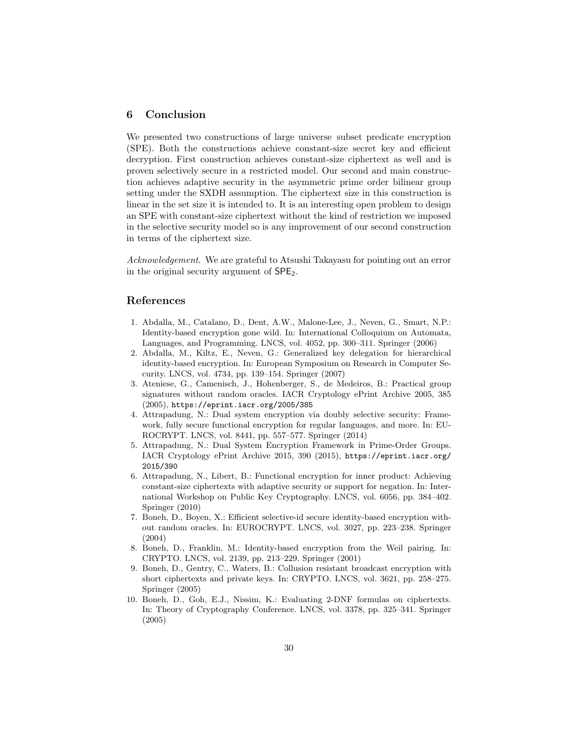## 6 Conclusion

We presented two constructions of large universe subset predicate encryption (SPE). Both the constructions achieve constant-size secret key and efficient decryption. First construction achieves constant-size ciphertext as well and is proven selectively secure in a restricted model. Our second and main construction achieves adaptive security in the asymmetric prime order bilinear group setting under the SXDH assumption. The ciphertext size in this construction is linear in the set size it is intended to. It is an interesting open problem to design an SPE with constant-size ciphertext without the kind of restriction we imposed in the selective security model so is any improvement of our second construction in terms of the ciphertext size.

*Acknowledgement.* We are grateful to Atsushi Takayasu for pointing out an error in the original security argument of $\mathsf{SPE}_2$.

## References

1. Abdalla, M., Catalano, D., Dent, A.W., Malone-Lee, J., Neven, G., Smart, N.P.: Identity-based encryption gone wild. In: International Colloquium on Automata, Languages, and Programming. LNCS, vol. 4052, pp. 300–311. Springer (2006)
2. Abdalla, M., Kiltz, E., Neven, G.: Generalized key delegation for hierarchical identity-based encryption. In: European Symposium on Research in Computer Security. LNCS, vol. 4734, pp. 139–154. Springer (2007)
3. Ateniese, G., Camenisch, J., Hohenberger, S., de Medeiros, B.: Practical group signatures without random oracles. IACR Cryptology ePrint Archive 2005, 385 (2005), `https://eprint.iacr.org/2005/385`
4. Attrapadung, N.: Dual system encryption via doubly selective security: Framework, fully secure functional encryption for regular languages, and more. In: EUROCRYPT. LNCS, vol. 8441, pp. 557–577. Springer (2014)
5. Attrapadung, N.: Dual System Encryption Framework in Prime-Order Groups. IACR Cryptology ePrint Archive 2015, 390 (2015), `https://eprint.iacr.org/2015/390`
6. Attrapadung, N., Libert, B.: Functional encryption for inner product: Achieving constant-size ciphertexts with adaptive security or support for negation. In: International Workshop on Public Key Cryptography. LNCS, vol. 6056, pp. 384–402. Springer (2010)
7. Boneh, D., Boyen, X.: Efficient selective-id secure identity-based encryption without random oracles. In: EUROCRYPT. LNCS, vol. 3027, pp. 223–238. Springer (2004)
8. Boneh, D., Franklin, M.: Identity-based encryption from the Weil pairing. In: CRYPTO. LNCS, vol. 2139, pp. 213–229. Springer (2001)
9. Boneh, D., Gentry, C., Waters, B.: Collusion resistant broadcast encryption with short ciphertexts and private keys. In: CRYPTO. LNCS, vol. 3621, pp. 258–275. Springer (2005)
10. Boneh, D., Goh, E.J., Nissim, K.: Evaluating 2-DNF formulas on ciphertexts. In: Theory of Cryptography Conference. LNCS, vol. 3378, pp. 325–341. Springer (2005)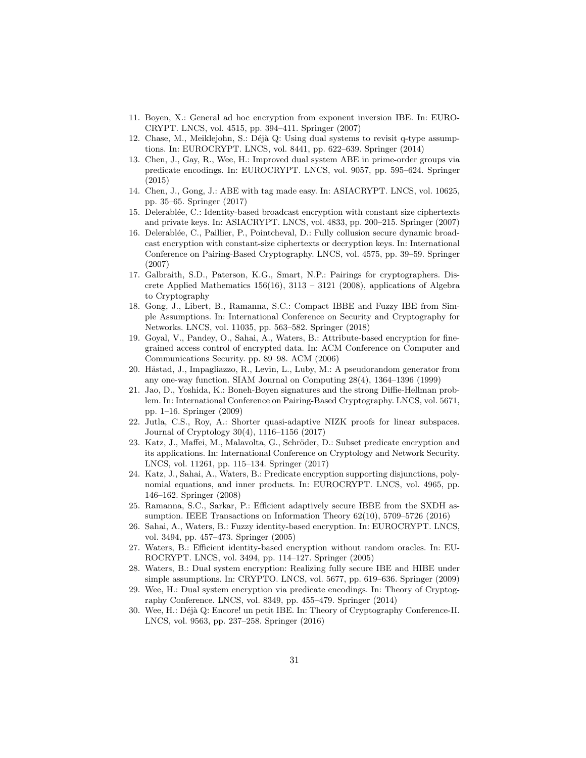11. Boyen, X.: General ad hoc encryption from exponent inversion IBE. In: EUROCRYPT. LNCS, vol. 4515, pp. 394–411. Springer (2007)
12. Chase, M., Meiklejohn, S.: Déjà Q: Using dual systems to revisit q-type assumptions. In: EUROCRYPT. LNCS, vol. 8441, pp. 622–639. Springer (2014)
13. Chen, J., Gay, R., Wee, H.: Improved dual system ABE in prime-order groups via predicate encodings. In: EUROCRYPT. LNCS, vol. 9057, pp. 595–624. Springer (2015)
14. Chen, J., Gong, J.: ABE with tag made easy. In: ASIACRYPT. LNCS, vol. 10625, pp. 35–65. Springer (2017)
15. Delerablée, C.: Identity-based broadcast encryption with constant size ciphertexts and private keys. In: ASIACRYPT. LNCS, vol. 4833, pp. 200–215. Springer (2007)
16. Delerablée, C., Paillier, P., Pointcheval, D.: Fully collusion secure dynamic broadcast encryption with constant-size ciphertexts or decryption keys. In: International Conference on Pairing-Based Cryptography. LNCS, vol. 4575, pp. 39–59. Springer (2007)
17. Galbraith, S.D., Paterson, K.G., Smart, N.P.: Pairings for cryptographers. Discrete Applied Mathematics 156(16), 3113 – 3121 (2008), applications of Algebra to Cryptography
18. Gong, J., Libert, B., Ramanna, S.C.: Compact IBBE and Fuzzy IBE from Simple Assumptions. In: International Conference on Security and Cryptography for Networks. LNCS, vol. 11035, pp. 563–582. Springer (2018)
19. Goyal, V., Pandey, O., Sahai, A., Waters, B.: Attribute-based encryption for fine-grained access control of encrypted data. In: ACM Conference on Computer and Communications Security. pp. 89–98. ACM (2006)
20. Håstad, J., Impagliazzo, R., Levin, L., Luby, M.: A pseudorandom generator from any one-way function. SIAM Journal on Computing 28(4), 1364–1396 (1999)
21. Jao, D., Yoshida, K.: Boneh-Boyen signatures and the strong Diffie-Hellman problem. In: International Conference on Pairing-Based Cryptography. LNCS, vol. 5671, pp. 1–16. Springer (2009)
22. Jutla, C.S., Roy, A.: Shorter quasi-adaptive NIZK proofs for linear subspaces. Journal of Cryptology 30(4), 1116–1156 (2017)
23. Katz, J., Maffei, M., Malavolta, G., Schröder, D.: Subset predicate encryption and its applications. In: International Conference on Cryptology and Network Security. LNCS, vol. 11261, pp. 115–134. Springer (2017)
24. Katz, J., Sahai, A., Waters, B.: Predicate encryption supporting disjunctions, polynomial equations, and inner products. In: EUROCRYPT. LNCS, vol. 4965, pp. 146–162. Springer (2008)
25. Ramanna, S.C., Sarkar, P.: Efficient adaptively secure IBBE from the SXDH assumption. IEEE Transactions on Information Theory 62(10), 5709–5726 (2016)
26. Sahai, A., Waters, B.: Fuzzy identity-based encryption. In: EUROCRYPT. LNCS, vol. 3494, pp. 457–473. Springer (2005)
27. Waters, B.: Efficient identity-based encryption without random oracles. In: EUROCRYPT. LNCS, vol. 3494, pp. 114–127. Springer (2005)
28. Waters, B.: Dual system encryption: Realizing fully secure IBE and HIBE under simple assumptions. In: CRYPTO. LNCS, vol. 5677, pp. 619–636. Springer (2009)
29. Wee, H.: Dual system encryption via predicate encodings. In: Theory of Cryptography Conference. LNCS, vol. 8349, pp. 455–479. Springer (2014)
30. Wee, H.: Déjà Q: Encore! un petit IBE. In: Theory of Cryptography Conference-II. LNCS, vol. 9563, pp. 237–258. Springer (2016)